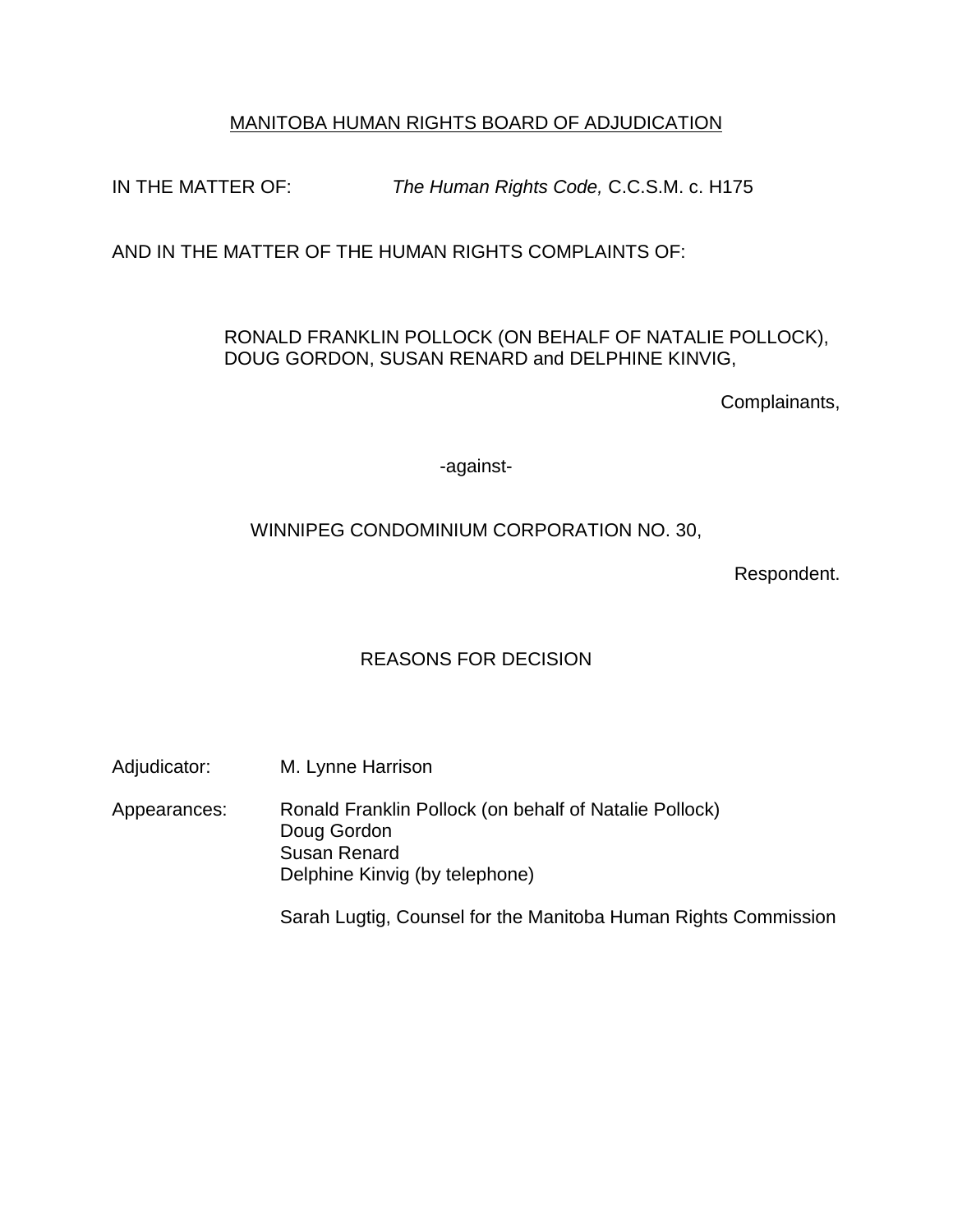MANITOBA HUMAN RIGHTS BOARD OF ADJUDICATION

IN THE MATTER OF: *The Human Rights Code,* C.C.S.M. c. H175

AND IN THE MATTER OF THE HUMAN RIGHTS COMPLAINTS OF:

RONALD FRANKLIN POLLOCK (ON BEHALF OF NATALIE POLLOCK), DOUG GORDON, SUSAN RENARD and DELPHINE KINVIG,

Complainants,

-against-

WINNIPEG CONDOMINIUM CORPORATION NO. 30,

Respondent.

REASONS FOR DECISION

Adjudicator: M. Lynne Harrison

Appearances: Ronald Franklin Pollock (on behalf of Natalie Pollock)
Doug Gordon
Susan Renard
Delphine Kinvig (by telephone)

Sarah Lugtig, Counsel for the Manitoba Human Rights Commission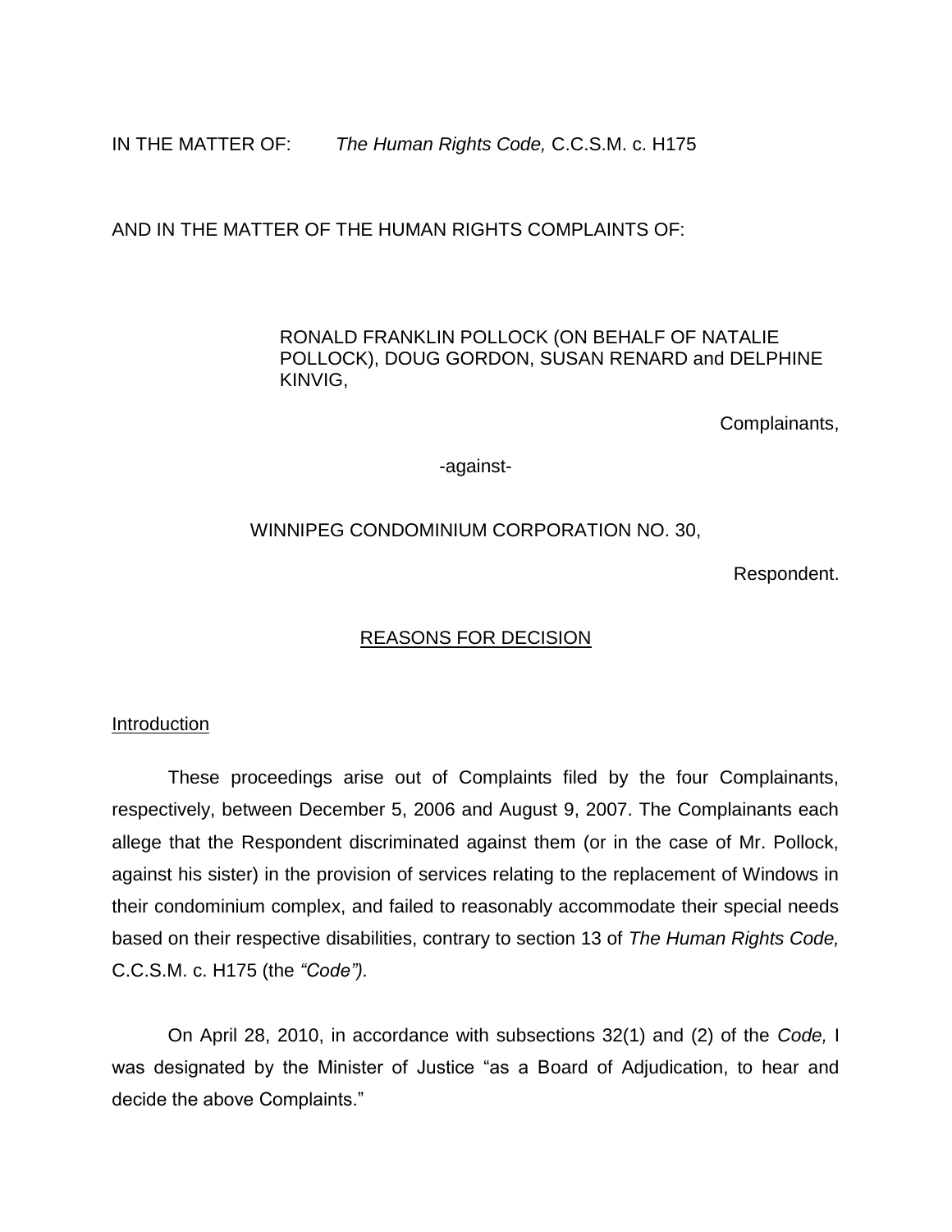IN THE MATTER OF: *The Human Rights Code,* C.C.S.M. c. H175

AND IN THE MATTER OF THE HUMAN RIGHTS COMPLAINTS OF:

RONALD FRANKLIN POLLOCK (ON BEHALF OF NATALIE POLLOCK), DOUG GORDON, SUSAN RENARD and DELPHINE KINVIG,

Complainants,

-against-

WINNIPEG CONDOMINIUM CORPORATION NO. 30,

Respondent.

## REASONS FOR DECISION

### Introduction

These proceedings arise out of Complaints filed by the four Complainants, respectively, between December 5, 2006 and August 9, 2007. The Complainants each allege that the Respondent discriminated against them (or in the case of Mr. Pollock, against his sister) in the provision of services relating to the replacement of Windows in their condominium complex, and failed to reasonably accommodate their special needs based on their respective disabilities, contrary to section 13 of *The Human Rights Code,* C.C.S.M. c. H175 (the *"Code").*

On April 28, 2010, in accordance with subsections 32(1) and (2) of the *Code,* I was designated by the Minister of Justice "as a Board of Adjudication, to hear and decide the above Complaints."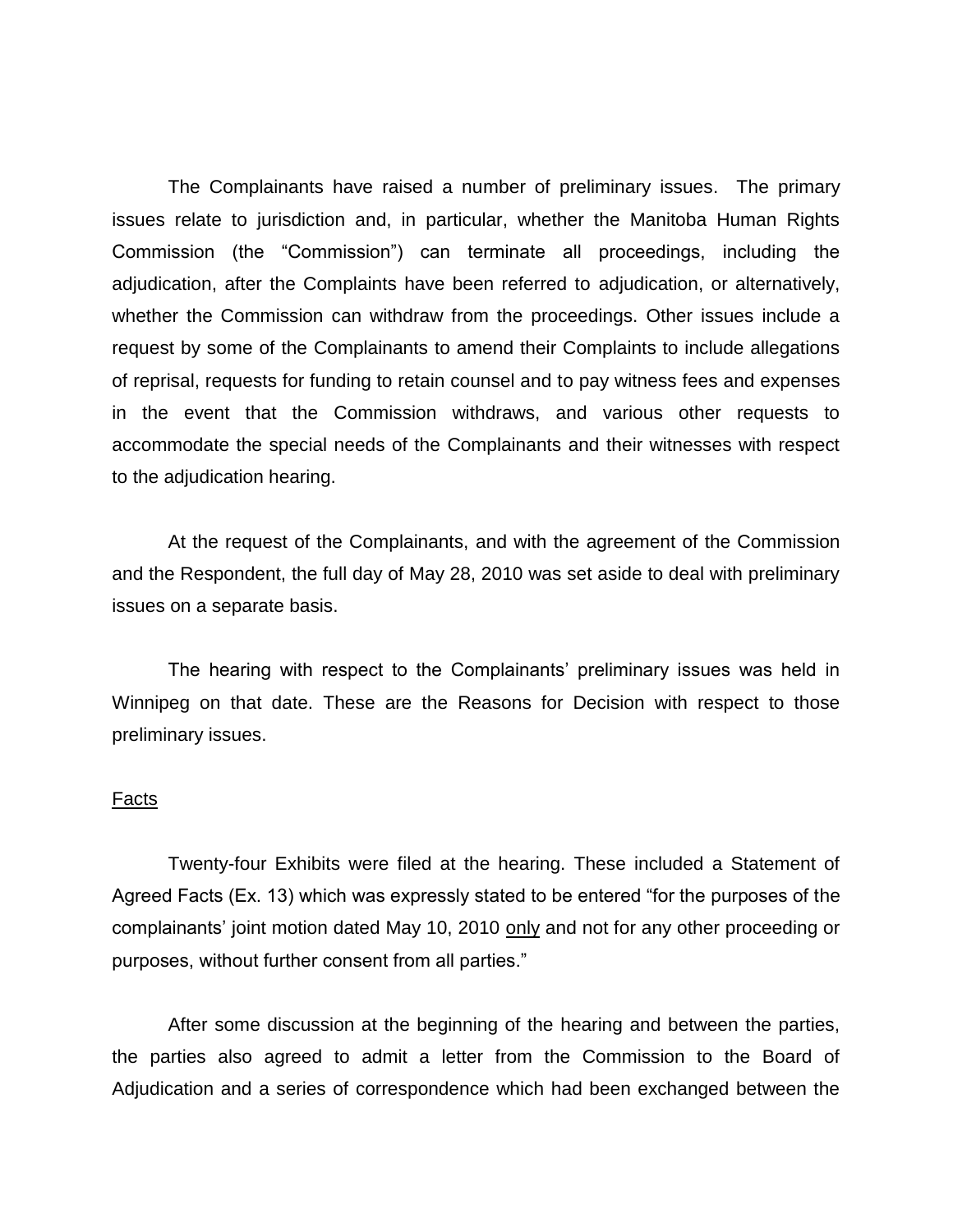The Complainants have raised a number of preliminary issues. The primary issues relate to jurisdiction and, in particular, whether the Manitoba Human Rights Commission (the "Commission") can terminate all proceedings, including the adjudication, after the Complaints have been referred to adjudication, or alternatively, whether the Commission can withdraw from the proceedings. Other issues include a request by some of the Complainants to amend their Complaints to include allegations of reprisal, requests for funding to retain counsel and to pay witness fees and expenses in the event that the Commission withdraws, and various other requests to accommodate the special needs of the Complainants and their witnesses with respect to the adjudication hearing.

At the request of the Complainants, and with the agreement of the Commission and the Respondent, the full day of May 28, 2010 was set aside to deal with preliminary issues on a separate basis.

The hearing with respect to the Complainants' preliminary issues was held in Winnipeg on that date. These are the Reasons for Decision with respect to those preliminary issues.

## Facts

Twenty-four Exhibits were filed at the hearing. These included a Statement of Agreed Facts (Ex. 13) which was expressly stated to be entered "for the purposes of the complainants' joint motion dated May 10, 2010 <u>only</u> and not for any other proceeding or purposes, without further consent from all parties."

After some discussion at the beginning of the hearing and between the parties, the parties also agreed to admit a letter from the Commission to the Board of Adjudication and a series of correspondence which had been exchanged between the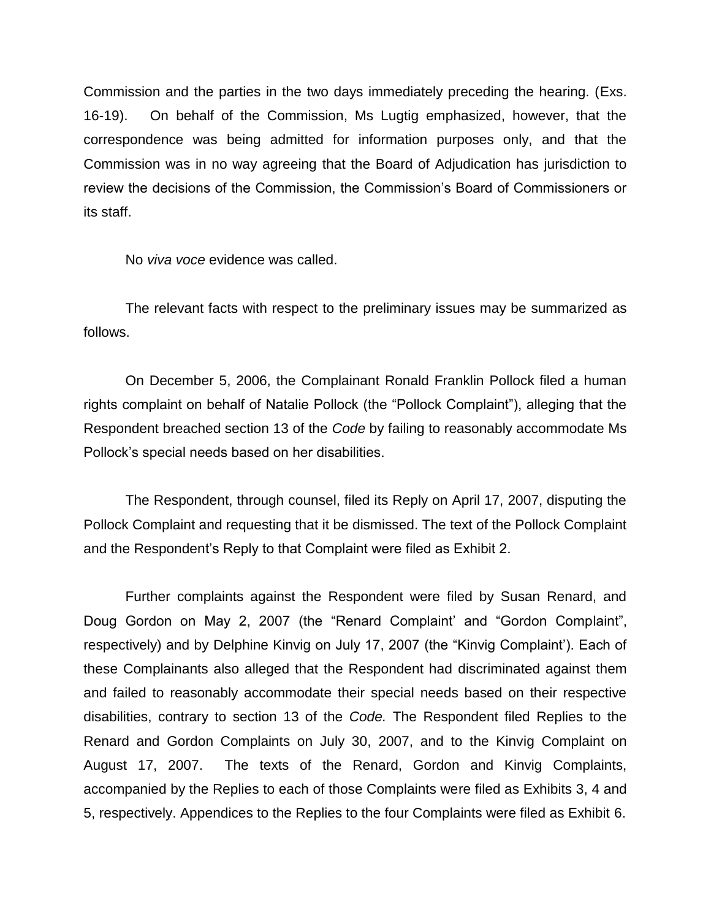Commission and the parties in the two days immediately preceding the hearing. (Exs. 16-19). On behalf of the Commission, Ms Lugtig emphasized, however, that the correspondence was being admitted for information purposes only, and that the Commission was in no way agreeing that the Board of Adjudication has jurisdiction to review the decisions of the Commission, the Commission's Board of Commissioners or its staff.

No *viva voce* evidence was called.

The relevant facts with respect to the preliminary issues may be summarized as follows.

On December 5, 2006, the Complainant Ronald Franklin Pollock filed a human rights complaint on behalf of Natalie Pollock (the "Pollock Complaint"), alleging that the Respondent breached section 13 of the *Code* by failing to reasonably accommodate Ms Pollock's special needs based on her disabilities.

The Respondent, through counsel, filed its Reply on April 17, 2007, disputing the Pollock Complaint and requesting that it be dismissed. The text of the Pollock Complaint and the Respondent's Reply to that Complaint were filed as Exhibit 2.

Further complaints against the Respondent were filed by Susan Renard, and Doug Gordon on May 2, 2007 (the "Renard Complaint' and "Gordon Complaint", respectively) and by Delphine Kinvig on July 17, 2007 (the "Kinvig Complaint'). Each of these Complainants also alleged that the Respondent had discriminated against them and failed to reasonably accommodate their special needs based on their respective disabilities, contrary to section 13 of the *Code.* The Respondent filed Replies to the Renard and Gordon Complaints on July 30, 2007, and to the Kinvig Complaint on August 17, 2007. The texts of the Renard, Gordon and Kinvig Complaints, accompanied by the Replies to each of those Complaints were filed as Exhibits 3, 4 and 5, respectively. Appendices to the Replies to the four Complaints were filed as Exhibit 6.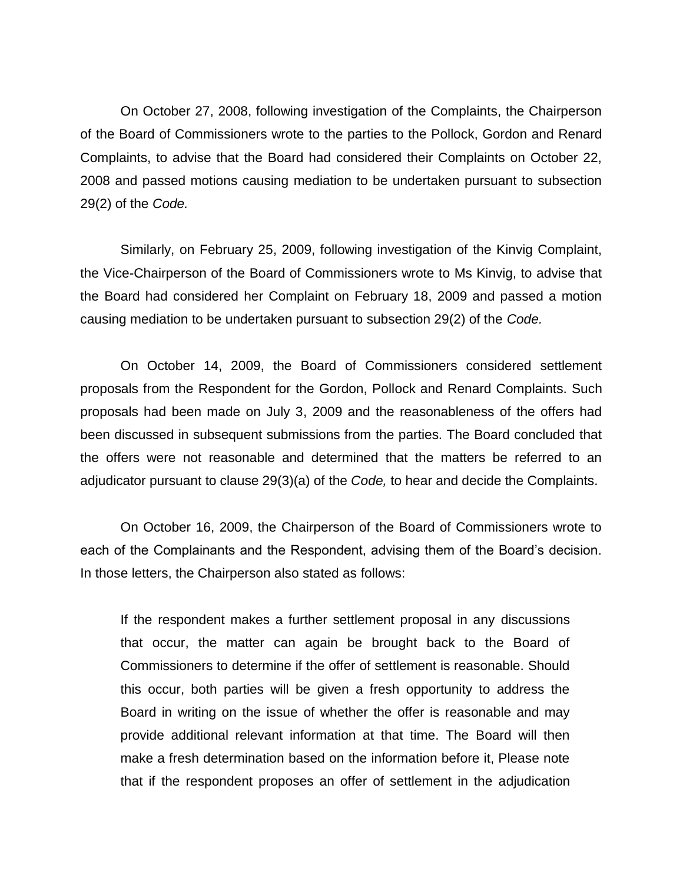On October 27, 2008, following investigation of the Complaints, the Chairperson of the Board of Commissioners wrote to the parties to the Pollock, Gordon and Renard Complaints, to advise that the Board had considered their Complaints on October 22, 2008 and passed motions causing mediation to be undertaken pursuant to subsection 29(2) of the *Code.*

Similarly, on February 25, 2009, following investigation of the Kinvig Complaint, the Vice-Chairperson of the Board of Commissioners wrote to Ms Kinvig, to advise that the Board had considered her Complaint on February 18, 2009 and passed a motion causing mediation to be undertaken pursuant to subsection 29(2) of the *Code.*

On October 14, 2009, the Board of Commissioners considered settlement proposals from the Respondent for the Gordon, Pollock and Renard Complaints. Such proposals had been made on July 3, 2009 and the reasonableness of the offers had been discussed in subsequent submissions from the parties. The Board concluded that the offers were not reasonable and determined that the matters be referred to an adjudicator pursuant to clause 29(3)(a) of the *Code,* to hear and decide the Complaints.

On October 16, 2009, the Chairperson of the Board of Commissioners wrote to each of the Complainants and the Respondent, advising them of the Board's decision. In those letters, the Chairperson also stated as follows:

> If the respondent makes a further settlement proposal in any discussions that occur, the matter can again be brought back to the Board of Commissioners to determine if the offer of settlement is reasonable. Should this occur, both parties will be given a fresh opportunity to address the Board in writing on the issue of whether the offer is reasonable and may provide additional relevant information at that time. The Board will then make a fresh determination based on the information before it, Please note that if the respondent proposes an offer of settlement in the adjudication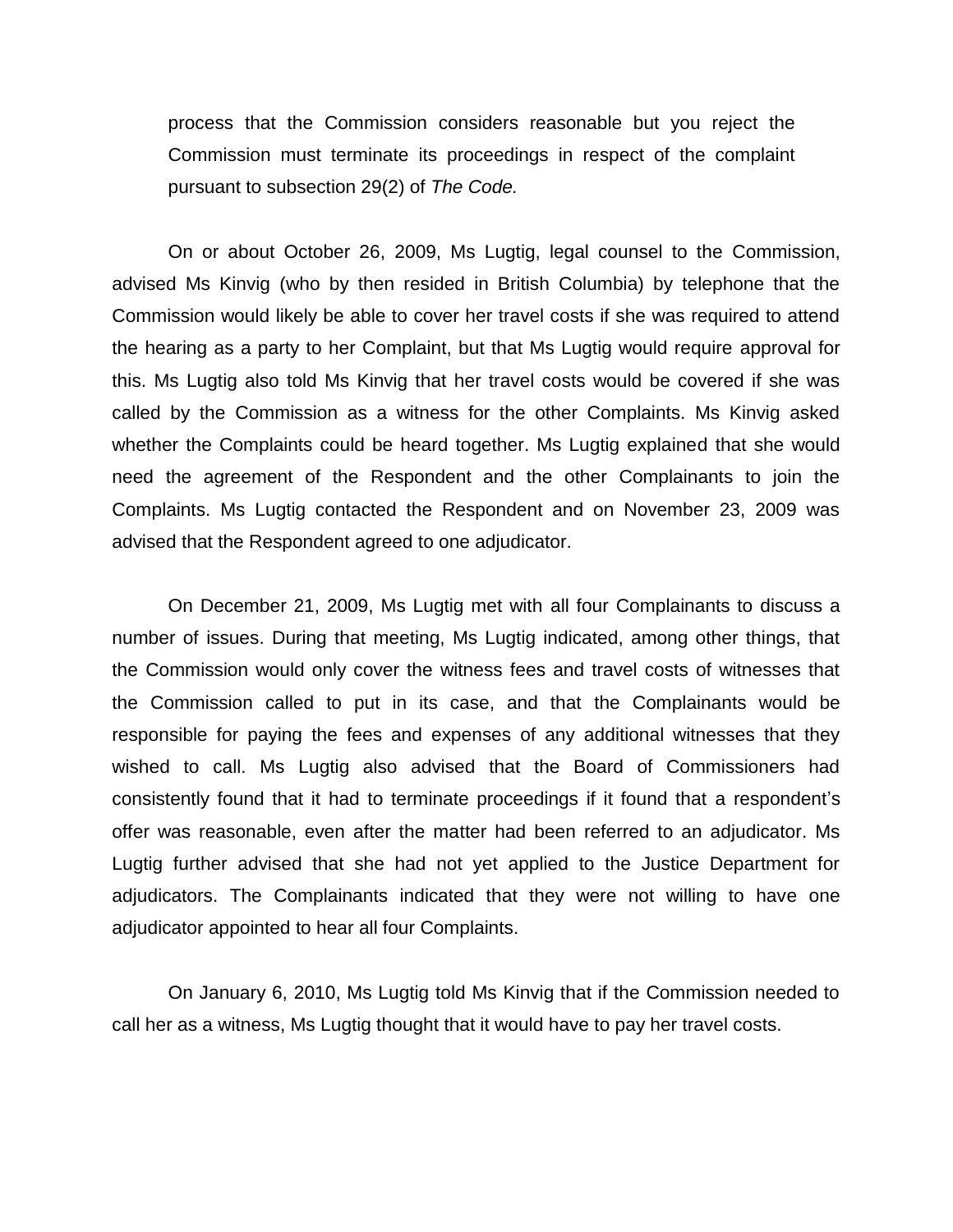> process that the Commission considers reasonable but you reject the Commission must terminate its proceedings in respect of the complaint pursuant to subsection 29(2) of *The Code.*

On or about October 26, 2009, Ms Lugtig, legal counsel to the Commission, advised Ms Kinvig (who by then resided in British Columbia) by telephone that the Commission would likely be able to cover her travel costs if she was required to attend the hearing as a party to her Complaint, but that Ms Lugtig would require approval for this. Ms Lugtig also told Ms Kinvig that her travel costs would be covered if she was called by the Commission as a witness for the other Complaints. Ms Kinvig asked whether the Complaints could be heard together. Ms Lugtig explained that she would need the agreement of the Respondent and the other Complainants to join the Complaints. Ms Lugtig contacted the Respondent and on November 23, 2009 was advised that the Respondent agreed to one adjudicator.

On December 21, 2009, Ms Lugtig met with all four Complainants to discuss a number of issues. During that meeting, Ms Lugtig indicated, among other things, that the Commission would only cover the witness fees and travel costs of witnesses that the Commission called to put in its case, and that the Complainants would be responsible for paying the fees and expenses of any additional witnesses that they wished to call. Ms Lugtig also advised that the Board of Commissioners had consistently found that it had to terminate proceedings if it found that a respondent's offer was reasonable, even after the matter had been referred to an adjudicator. Ms Lugtig further advised that she had not yet applied to the Justice Department for adjudicators. The Complainants indicated that they were not willing to have one adjudicator appointed to hear all four Complaints.

On January 6, 2010, Ms Lugtig told Ms Kinvig that if the Commission needed to call her as a witness, Ms Lugtig thought that it would have to pay her travel costs.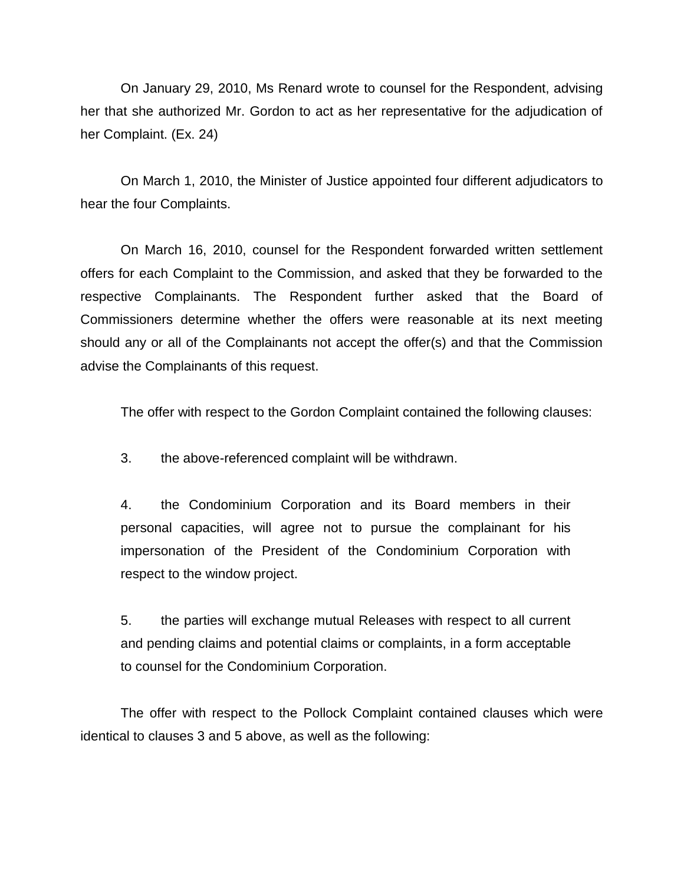On January 29, 2010, Ms Renard wrote to counsel for the Respondent, advising her that she authorized Mr. Gordon to act as her representative for the adjudication of her Complaint. (Ex. 24)

On March 1, 2010, the Minister of Justice appointed four different adjudicators to hear the four Complaints.

On March 16, 2010, counsel for the Respondent forwarded written settlement offers for each Complaint to the Commission, and asked that they be forwarded to the respective Complainants. The Respondent further asked that the Board of Commissioners determine whether the offers were reasonable at its next meeting should any or all of the Complainants not accept the offer(s) and that the Commission advise the Complainants of this request.

The offer with respect to the Gordon Complaint contained the following clauses:

> 3. the above-referenced complaint will be withdrawn.
>
> 4. the Condominium Corporation and its Board members in their personal capacities, will agree not to pursue the complainant for his impersonation of the President of the Condominium Corporation with respect to the window project.
>
> 5. the parties will exchange mutual Releases with respect to all current and pending claims and potential claims or complaints, in a form acceptable to counsel for the Condominium Corporation.

The offer with respect to the Pollock Complaint contained clauses which were identical to clauses 3 and 5 above, as well as the following: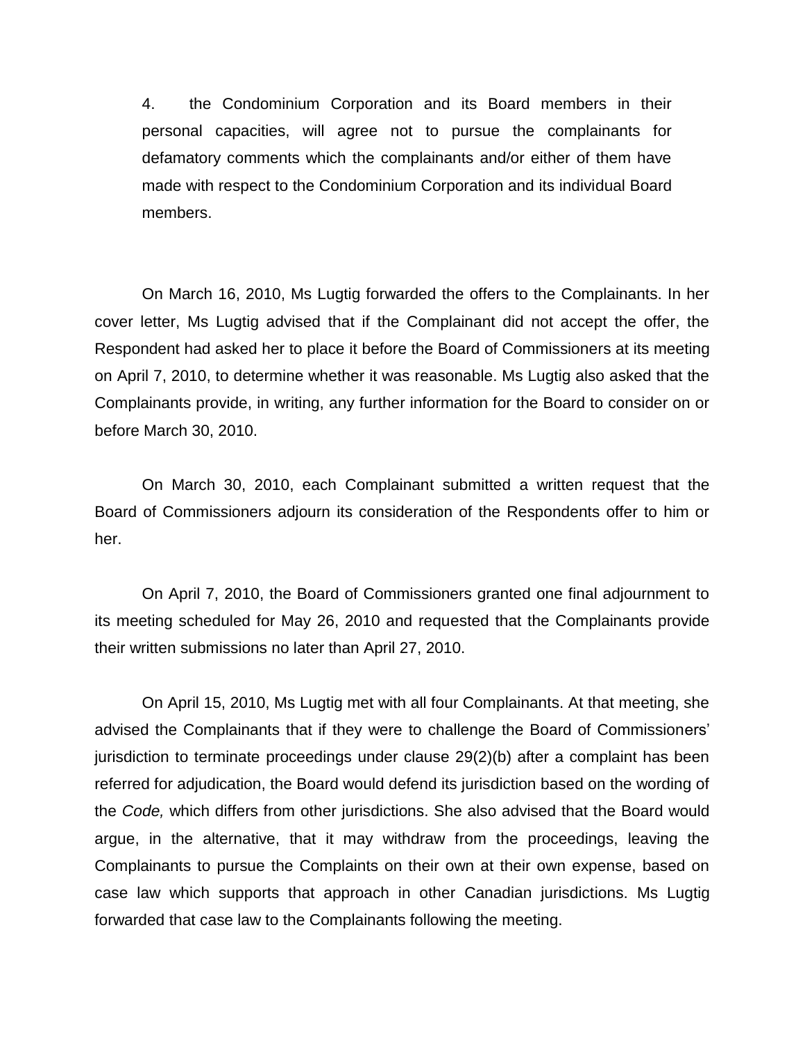4. the Condominium Corporation and its Board members in their personal capacities, will agree not to pursue the complainants for defamatory comments which the complainants and/or either of them have made with respect to the Condominium Corporation and its individual Board members.

On March 16, 2010, Ms Lugtig forwarded the offers to the Complainants. In her cover letter, Ms Lugtig advised that if the Complainant did not accept the offer, the Respondent had asked her to place it before the Board of Commissioners at its meeting on April 7, 2010, to determine whether it was reasonable. Ms Lugtig also asked that the Complainants provide, in writing, any further information for the Board to consider on or before March 30, 2010.

On March 30, 2010, each Complainant submitted a written request that the Board of Commissioners adjourn its consideration of the Respondents offer to him or her.

On April 7, 2010, the Board of Commissioners granted one final adjournment to its meeting scheduled for May 26, 2010 and requested that the Complainants provide their written submissions no later than April 27, 2010.

On April 15, 2010, Ms Lugtig met with all four Complainants. At that meeting, she advised the Complainants that if they were to challenge the Board of Commissioners' jurisdiction to terminate proceedings under clause 29(2)(b) after a complaint has been referred for adjudication, the Board would defend its jurisdiction based on the wording of the *Code,* which differs from other jurisdictions. She also advised that the Board would argue, in the alternative, that it may withdraw from the proceedings, leaving the Complainants to pursue the Complaints on their own at their own expense, based on case law which supports that approach in other Canadian jurisdictions. Ms Lugtig forwarded that case law to the Complainants following the meeting.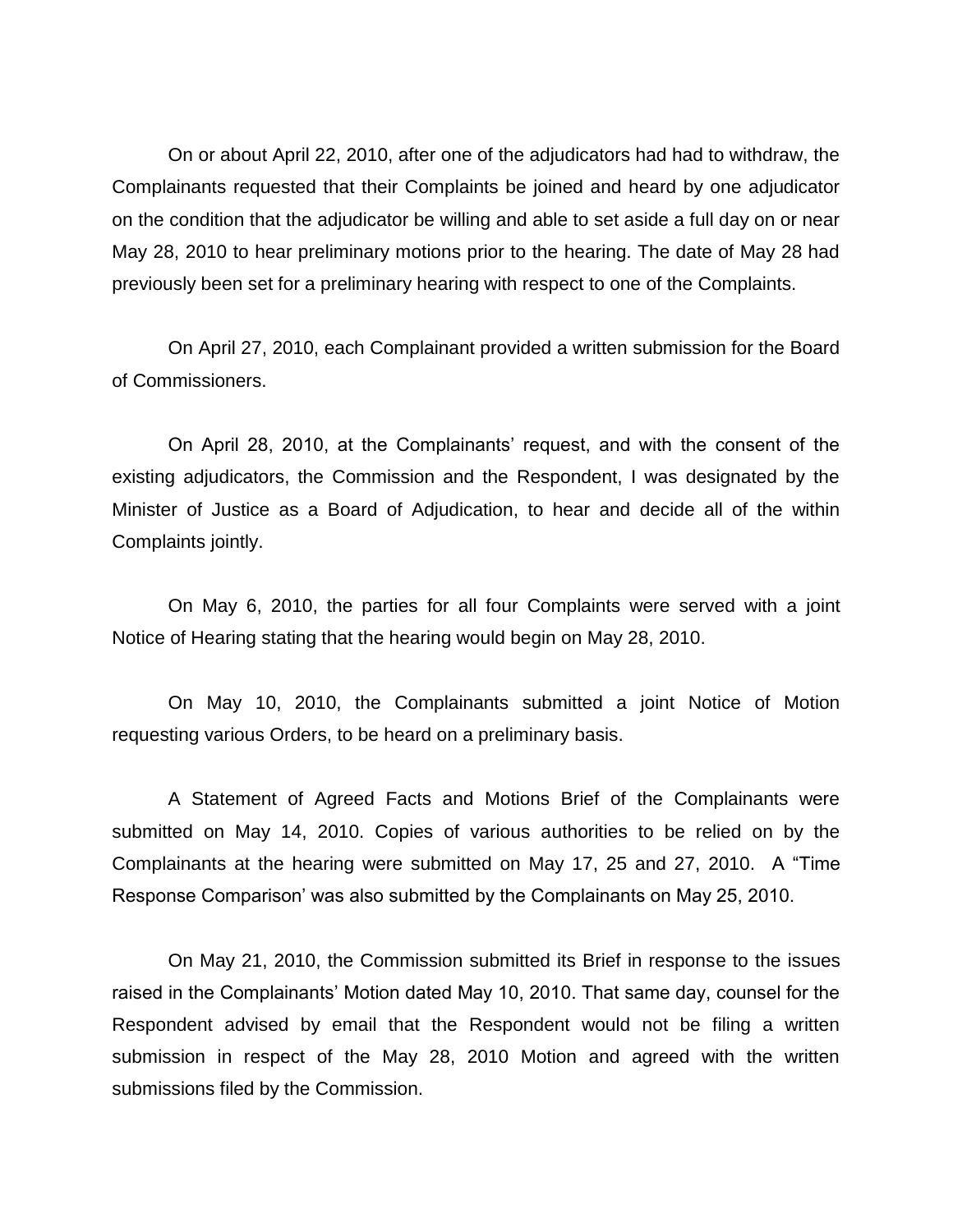On or about April 22, 2010, after one of the adjudicators had had to withdraw, the Complainants requested that their Complaints be joined and heard by one adjudicator on the condition that the adjudicator be willing and able to set aside a full day on or near May 28, 2010 to hear preliminary motions prior to the hearing. The date of May 28 had previously been set for a preliminary hearing with respect to one of the Complaints.

On April 27, 2010, each Complainant provided a written submission for the Board of Commissioners.

On April 28, 2010, at the Complainants' request, and with the consent of the existing adjudicators, the Commission and the Respondent, I was designated by the Minister of Justice as a Board of Adjudication, to hear and decide all of the within Complaints jointly.

On May 6, 2010, the parties for all four Complaints were served with a joint Notice of Hearing stating that the hearing would begin on May 28, 2010.

On May 10, 2010, the Complainants submitted a joint Notice of Motion requesting various Orders, to be heard on a preliminary basis.

A Statement of Agreed Facts and Motions Brief of the Complainants were submitted on May 14, 2010. Copies of various authorities to be relied on by the Complainants at the hearing were submitted on May 17, 25 and 27, 2010. A "Time Response Comparison' was also submitted by the Complainants on May 25, 2010.

On May 21, 2010, the Commission submitted its Brief in response to the issues raised in the Complainants' Motion dated May 10, 2010. That same day, counsel for the Respondent advised by email that the Respondent would not be filing a written submission in respect of the May 28, 2010 Motion and agreed with the written submissions filed by the Commission.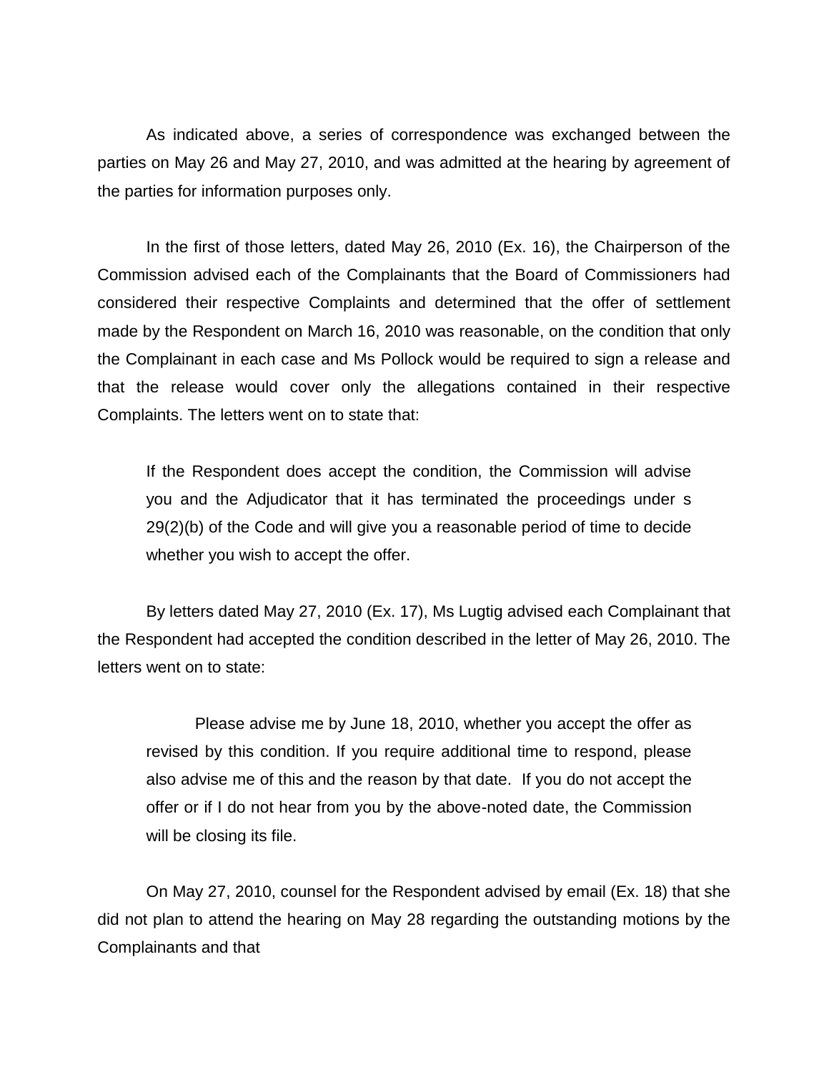As indicated above, a series of correspondence was exchanged between the parties on May 26 and May 27, 2010, and was admitted at the hearing by agreement of the parties for information purposes only.

In the first of those letters, dated May 26, 2010 (Ex. 16), the Chairperson of the Commission advised each of the Complainants that the Board of Commissioners had considered their respective Complaints and determined that the offer of settlement made by the Respondent on March 16, 2010 was reasonable, on the condition that only the Complainant in each case and Ms Pollock would be required to sign a release and that the release would cover only the allegations contained in their respective Complaints. The letters went on to state that:

> If the Respondent does accept the condition, the Commission will advise you and the Adjudicator that it has terminated the proceedings under s 29(2)(b) of the Code and will give you a reasonable period of time to decide whether you wish to accept the offer.

By letters dated May 27, 2010 (Ex. 17), Ms Lugtig advised each Complainant that the Respondent had accepted the condition described in the letter of May 26, 2010. The letters went on to state:

> Please advise me by June 18, 2010, whether you accept the offer as revised by this condition. If you require additional time to respond, please also advise me of this and the reason by that date. If you do not accept the offer or if I do not hear from you by the above-noted date, the Commission will be closing its file.

On May 27, 2010, counsel for the Respondent advised by email (Ex. 18) that she did not plan to attend the hearing on May 28 regarding the outstanding motions by the Complainants and that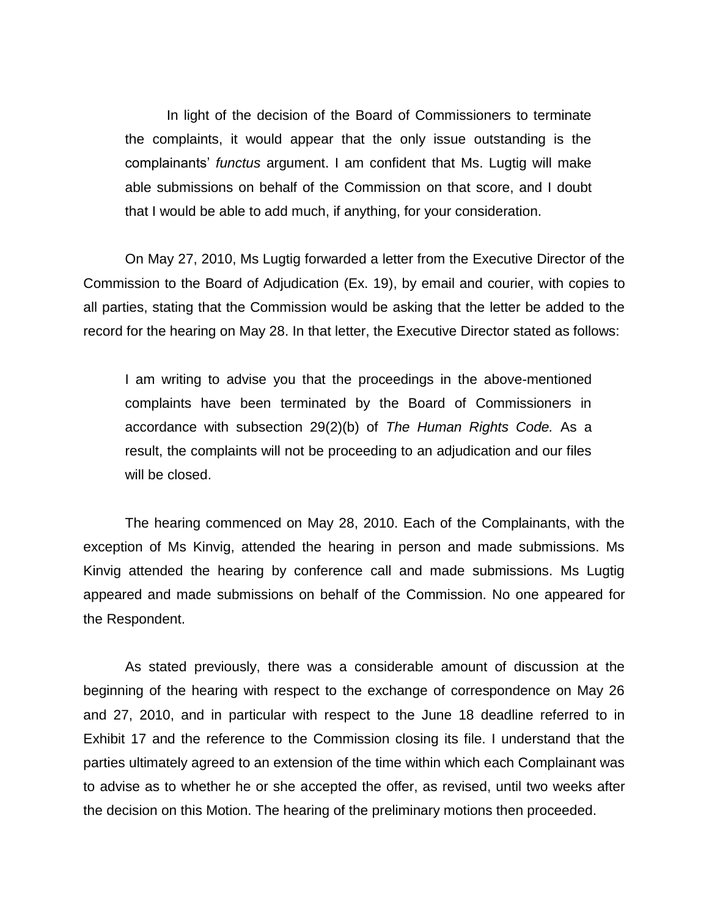> In light of the decision of the Board of Commissioners to terminate the complaints, it would appear that the only issue outstanding is the complainants' *functus* argument. I am confident that Ms. Lugtig will make able submissions on behalf of the Commission on that score, and I doubt that I would be able to add much, if anything, for your consideration.

On May 27, 2010, Ms Lugtig forwarded a letter from the Executive Director of the Commission to the Board of Adjudication (Ex. 19), by email and courier, with copies to all parties, stating that the Commission would be asking that the letter be added to the record for the hearing on May 28. In that letter, the Executive Director stated as follows:

> I am writing to advise you that the proceedings in the above-mentioned complaints have been terminated by the Board of Commissioners in accordance with subsection 29(2)(b) of *The Human Rights Code.* As a result, the complaints will not be proceeding to an adjudication and our files will be closed.

The hearing commenced on May 28, 2010. Each of the Complainants, with the exception of Ms Kinvig, attended the hearing in person and made submissions. Ms Kinvig attended the hearing by conference call and made submissions. Ms Lugtig appeared and made submissions on behalf of the Commission. No one appeared for the Respondent.

As stated previously, there was a considerable amount of discussion at the beginning of the hearing with respect to the exchange of correspondence on May 26 and 27, 2010, and in particular with respect to the June 18 deadline referred to in Exhibit 17 and the reference to the Commission closing its file. I understand that the parties ultimately agreed to an extension of the time within which each Complainant was to advise as to whether he or she accepted the offer, as revised, until two weeks after the decision on this Motion. The hearing of the preliminary motions then proceeded.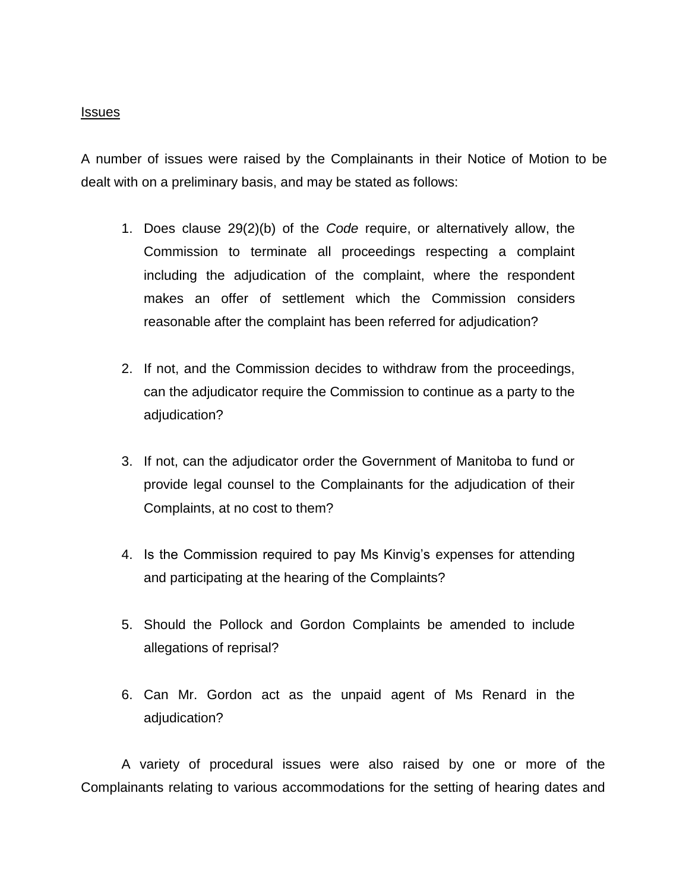## Issues

A number of issues were raised by the Complainants in their Notice of Motion to be dealt with on a preliminary basis, and may be stated as follows:

1. Does clause 29(2)(b) of the *Code* require, or alternatively allow, the Commission to terminate all proceedings respecting a complaint including the adjudication of the complaint, where the respondent makes an offer of settlement which the Commission considers reasonable after the complaint has been referred for adjudication?

2. If not, and the Commission decides to withdraw from the proceedings, can the adjudicator require the Commission to continue as a party to the adjudication?

3. If not, can the adjudicator order the Government of Manitoba to fund or provide legal counsel to the Complainants for the adjudication of their Complaints, at no cost to them?

4. Is the Commission required to pay Ms Kinvig's expenses for attending and participating at the hearing of the Complaints?

5. Should the Pollock and Gordon Complaints be amended to include allegations of reprisal?

6. Can Mr. Gordon act as the unpaid agent of Ms Renard in the adjudication?

A variety of procedural issues were also raised by one or more of the Complainants relating to various accommodations for the setting of hearing dates and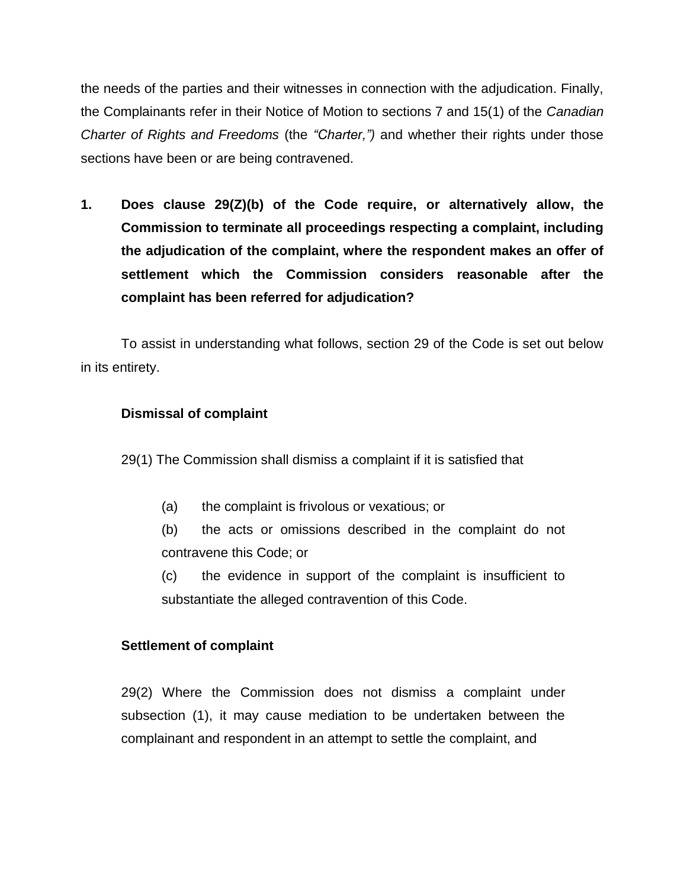the needs of the parties and their witnesses in connection with the adjudication. Finally, the Complainants refer in their Notice of Motion to sections 7 and 15(1) of the *Canadian Charter of Rights and Freedoms* (the *"Charter,")* and whether their rights under those sections have been or are being contravened.

**1. Does clause 29(Z)(b) of the Code require, or alternatively allow, the Commission to terminate all proceedings respecting a complaint, including the adjudication of the complaint, where the respondent makes an offer of settlement which the Commission considers reasonable after the complaint has been referred for adjudication?**

To assist in understanding what follows, section 29 of the Code is set out below in its entirety.

**Dismissal of complaint**

29(1) The Commission shall dismiss a complaint if it is satisfied that

(a) the complaint is frivolous or vexatious; or

(b) the acts or omissions described in the complaint do not contravene this Code; or

(c) the evidence in support of the complaint is insufficient to substantiate the alleged contravention of this Code.

**Settlement of complaint**

29(2) Where the Commission does not dismiss a complaint under subsection (1), it may cause mediation to be undertaken between the complainant and respondent in an attempt to settle the complaint, and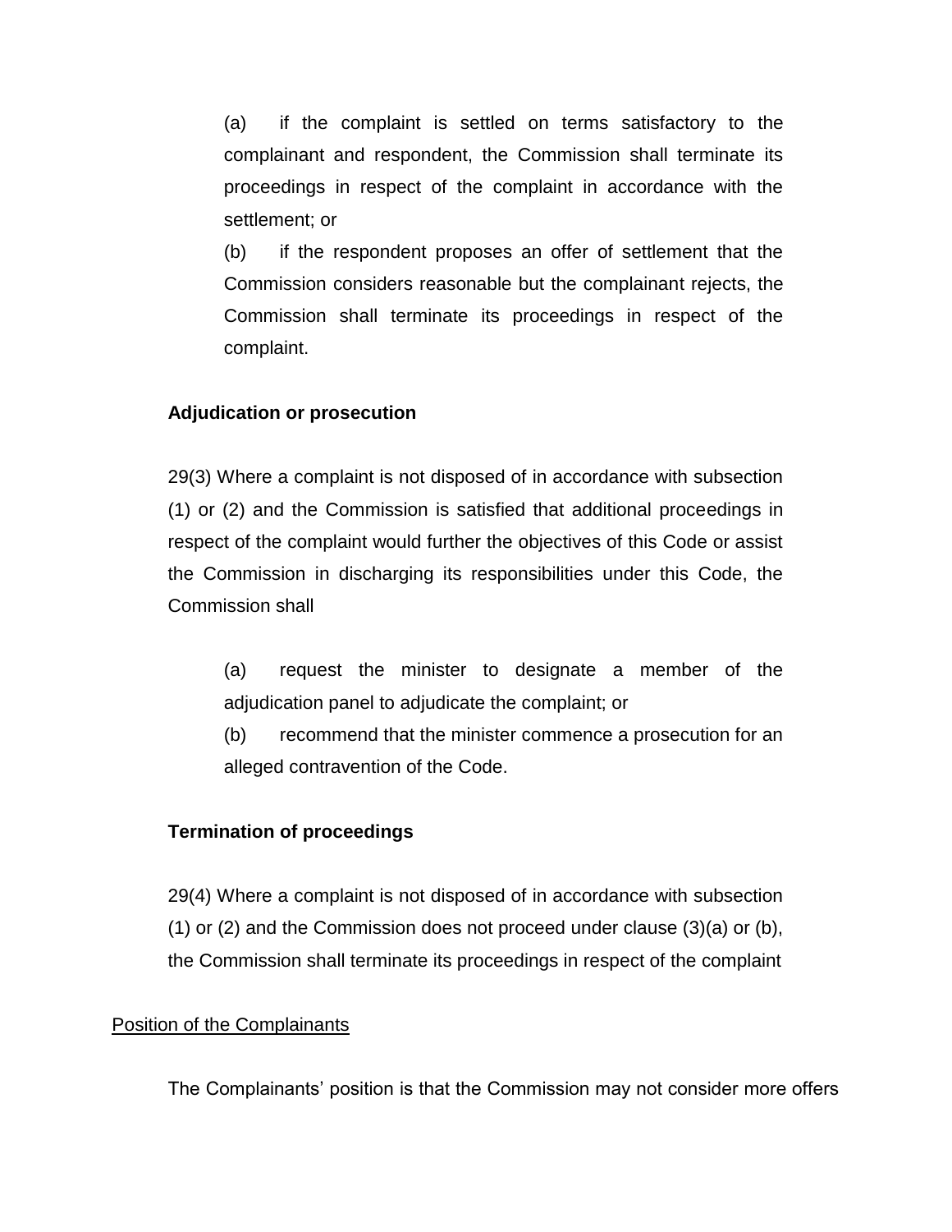(a) if the complaint is settled on terms satisfactory to the complainant and respondent, the Commission shall terminate its proceedings in respect of the complaint in accordance with the settlement; or

(b) if the respondent proposes an offer of settlement that the Commission considers reasonable but the complainant rejects, the Commission shall terminate its proceedings in respect of the complaint.

**Adjudication or prosecution**

29(3) Where a complaint is not disposed of in accordance with subsection (1) or (2) and the Commission is satisfied that additional proceedings in respect of the complaint would further the objectives of this Code or assist the Commission in discharging its responsibilities under this Code, the Commission shall

(a) request the minister to designate a member of the adjudication panel to adjudicate the complaint; or

(b) recommend that the minister commence a prosecution for an alleged contravention of the Code.

**Termination of proceedings**

29(4) Where a complaint is not disposed of in accordance with subsection (1) or (2) and the Commission does not proceed under clause (3)(a) or (b), the Commission shall terminate its proceedings in respect of the complaint

Position of the Complainants

The Complainants' position is that the Commission may not consider more offers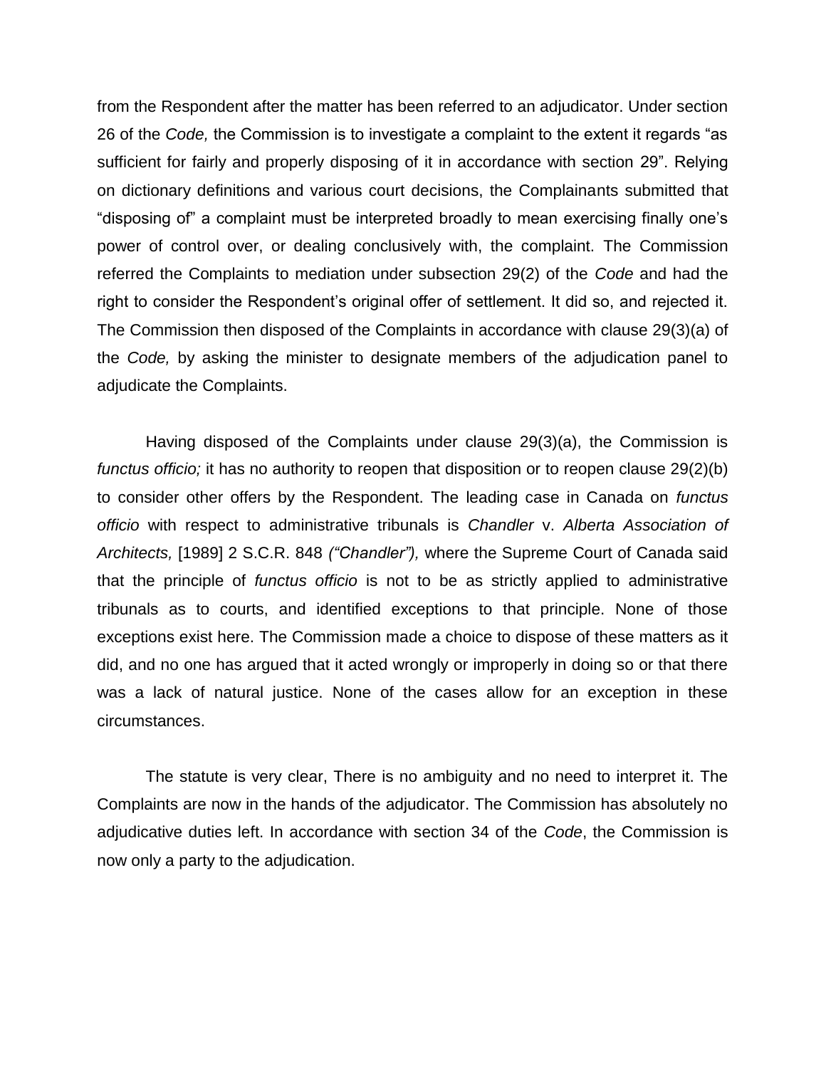from the Respondent after the matter has been referred to an adjudicator. Under section 26 of the *Code,* the Commission is to investigate a complaint to the extent it regards "as sufficient for fairly and properly disposing of it in accordance with section 29". Relying on dictionary definitions and various court decisions, the Complainants submitted that "disposing of" a complaint must be interpreted broadly to mean exercising finally one's power of control over, or dealing conclusively with, the complaint. The Commission referred the Complaints to mediation under subsection 29(2) of the *Code* and had the right to consider the Respondent's original offer of settlement. It did so, and rejected it. The Commission then disposed of the Complaints in accordance with clause 29(3)(a) of the *Code,* by asking the minister to designate members of the adjudication panel to adjudicate the Complaints.

Having disposed of the Complaints under clause 29(3)(a), the Commission is *functus officio;* it has no authority to reopen that disposition or to reopen clause 29(2)(b) to consider other offers by the Respondent. The leading case in Canada on *functus officio* with respect to administrative tribunals is *Chandler* v. *Alberta Association of Architects,* [1989] 2 S.C.R. 848 *("Chandler"),* where the Supreme Court of Canada said that the principle of *functus officio* is not to be as strictly applied to administrative tribunals as to courts, and identified exceptions to that principle. None of those exceptions exist here. The Commission made a choice to dispose of these matters as it did, and no one has argued that it acted wrongly or improperly in doing so or that there was a lack of natural justice. None of the cases allow for an exception in these circumstances.

The statute is very clear, There is no ambiguity and no need to interpret it. The Complaints are now in the hands of the adjudicator. The Commission has absolutely no adjudicative duties left. In accordance with section 34 of the *Code*, the Commission is now only a party to the adjudication.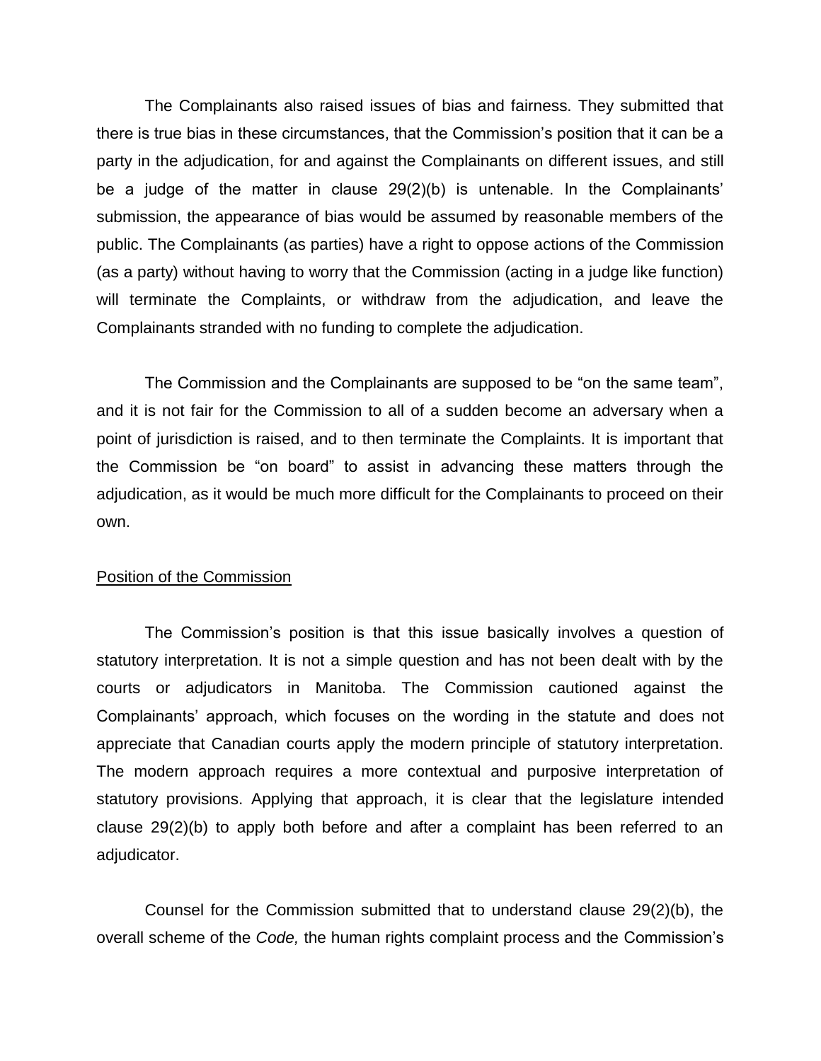The Complainants also raised issues of bias and fairness. They submitted that there is true bias in these circumstances, that the Commission's position that it can be a party in the adjudication, for and against the Complainants on different issues, and still be a judge of the matter in clause 29(2)(b) is untenable. In the Complainants' submission, the appearance of bias would be assumed by reasonable members of the public. The Complainants (as parties) have a right to oppose actions of the Commission (as a party) without having to worry that the Commission (acting in a judge like function) will terminate the Complaints, or withdraw from the adjudication, and leave the Complainants stranded with no funding to complete the adjudication.

The Commission and the Complainants are supposed to be "on the same team", and it is not fair for the Commission to all of a sudden become an adversary when a point of jurisdiction is raised, and to then terminate the Complaints. It is important that the Commission be "on board" to assist in advancing these matters through the adjudication, as it would be much more difficult for the Complainants to proceed on their own.

<u>Position of the Commission</u>

The Commission's position is that this issue basically involves a question of statutory interpretation. It is not a simple question and has not been dealt with by the courts or adjudicators in Manitoba. The Commission cautioned against the Complainants' approach, which focuses on the wording in the statute and does not appreciate that Canadian courts apply the modern principle of statutory interpretation. The modern approach requires a more contextual and purposive interpretation of statutory provisions. Applying that approach, it is clear that the legislature intended clause 29(2)(b) to apply both before and after a complaint has been referred to an adjudicator.

Counsel for the Commission submitted that to understand clause 29(2)(b), the overall scheme of the *Code,* the human rights complaint process and the Commission's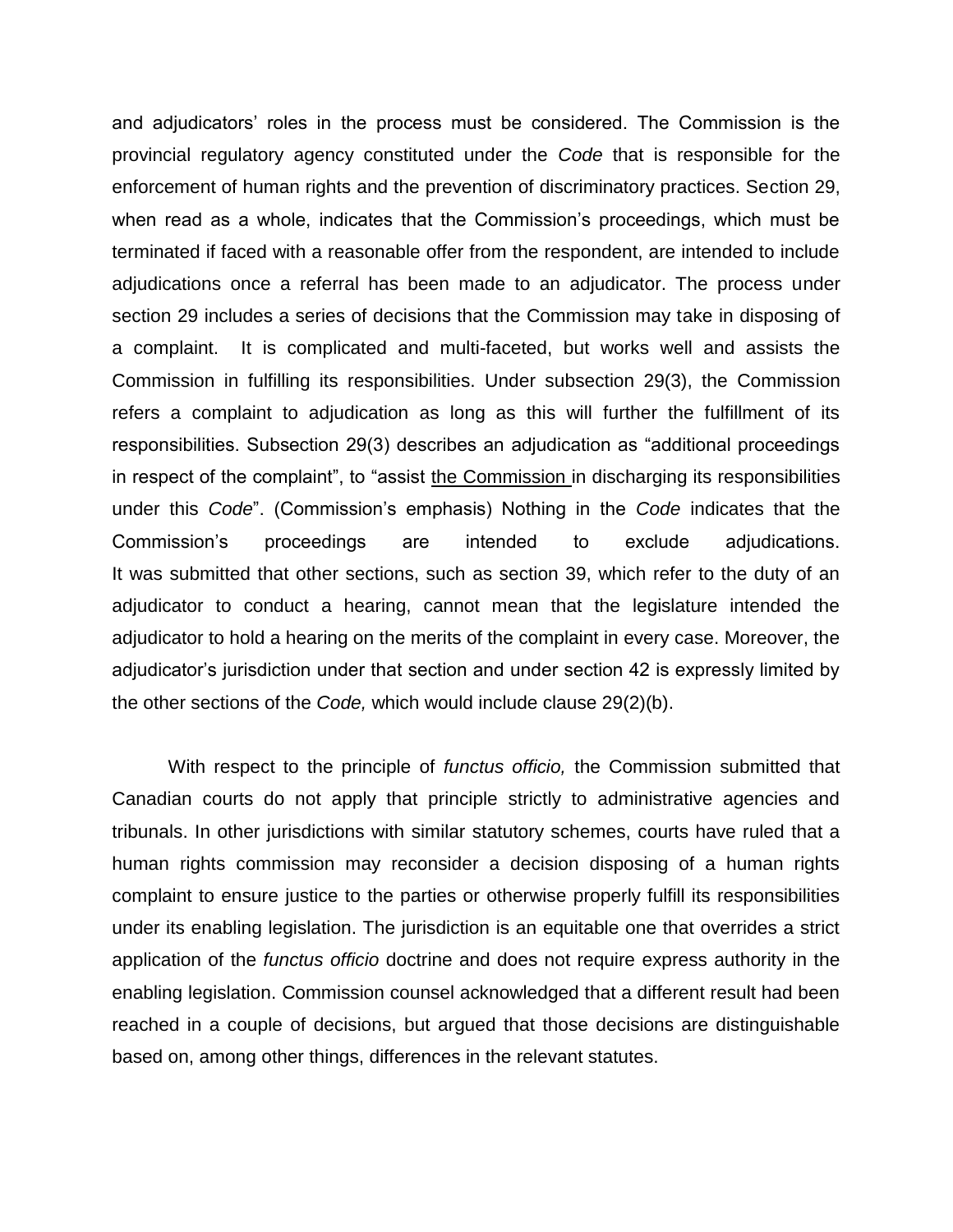and adjudicators' roles in the process must be considered. The Commission is the provincial regulatory agency constituted under the *Code* that is responsible for the enforcement of human rights and the prevention of discriminatory practices. Section 29, when read as a whole, indicates that the Commission's proceedings, which must be terminated if faced with a reasonable offer from the respondent, are intended to include adjudications once a referral has been made to an adjudicator. The process under section 29 includes a series of decisions that the Commission may take in disposing of a complaint. It is complicated and multi-faceted, but works well and assists the Commission in fulfilling its responsibilities. Under subsection 29(3), the Commission refers a complaint to adjudication as long as this will further the fulfillment of its responsibilities. Subsection 29(3) describes an adjudication as "additional proceedings in respect of the complaint", to "assist <u>the Commission</u> in discharging its responsibilities under this *Code*". (Commission's emphasis) Nothing in the *Code* indicates that the Commission's proceedings are intended to exclude adjudications. It was submitted that other sections, such as section 39, which refer to the duty of an adjudicator to conduct a hearing, cannot mean that the legislature intended the adjudicator to hold a hearing on the merits of the complaint in every case. Moreover, the adjudicator's jurisdiction under that section and under section 42 is expressly limited by the other sections of the *Code,* which would include clause 29(2)(b).

With respect to the principle of *functus officio,* the Commission submitted that Canadian courts do not apply that principle strictly to administrative agencies and tribunals. In other jurisdictions with similar statutory schemes, courts have ruled that a human rights commission may reconsider a decision disposing of a human rights complaint to ensure justice to the parties or otherwise properly fulfill its responsibilities under its enabling legislation. The jurisdiction is an equitable one that overrides a strict application of the *functus officio* doctrine and does not require express authority in the enabling legislation. Commission counsel acknowledged that a different result had been reached in a couple of decisions, but argued that those decisions are distinguishable based on, among other things, differences in the relevant statutes.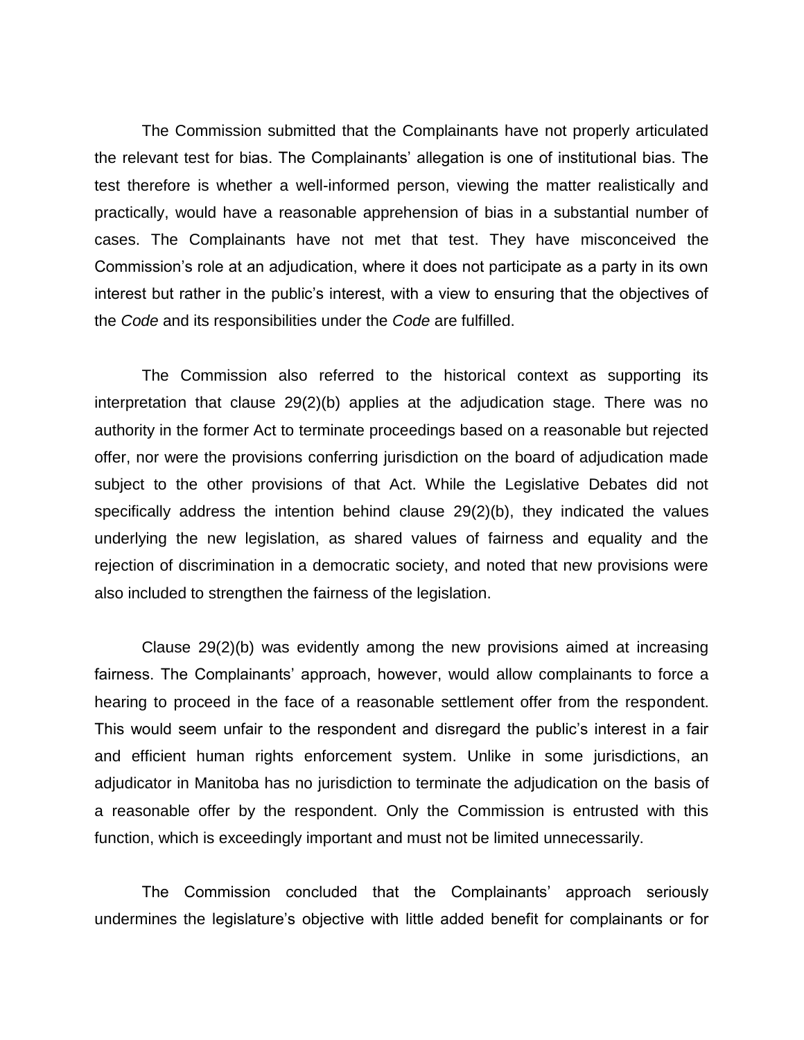The Commission submitted that the Complainants have not properly articulated the relevant test for bias. The Complainants' allegation is one of institutional bias. The test therefore is whether a well-informed person, viewing the matter realistically and practically, would have a reasonable apprehension of bias in a substantial number of cases. The Complainants have not met that test. They have misconceived the Commission's role at an adjudication, where it does not participate as a party in its own interest but rather in the public's interest, with a view to ensuring that the objectives of the *Code* and its responsibilities under the *Code* are fulfilled.

The Commission also referred to the historical context as supporting its interpretation that clause 29(2)(b) applies at the adjudication stage. There was no authority in the former Act to terminate proceedings based on a reasonable but rejected offer, nor were the provisions conferring jurisdiction on the board of adjudication made subject to the other provisions of that Act. While the Legislative Debates did not specifically address the intention behind clause 29(2)(b), they indicated the values underlying the new legislation, as shared values of fairness and equality and the rejection of discrimination in a democratic society, and noted that new provisions were also included to strengthen the fairness of the legislation.

Clause 29(2)(b) was evidently among the new provisions aimed at increasing fairness. The Complainants' approach, however, would allow complainants to force a hearing to proceed in the face of a reasonable settlement offer from the respondent. This would seem unfair to the respondent and disregard the public's interest in a fair and efficient human rights enforcement system. Unlike in some jurisdictions, an adjudicator in Manitoba has no jurisdiction to terminate the adjudication on the basis of a reasonable offer by the respondent. Only the Commission is entrusted with this function, which is exceedingly important and must not be limited unnecessarily.

The Commission concluded that the Complainants' approach seriously undermines the legislature's objective with little added benefit for complainants or for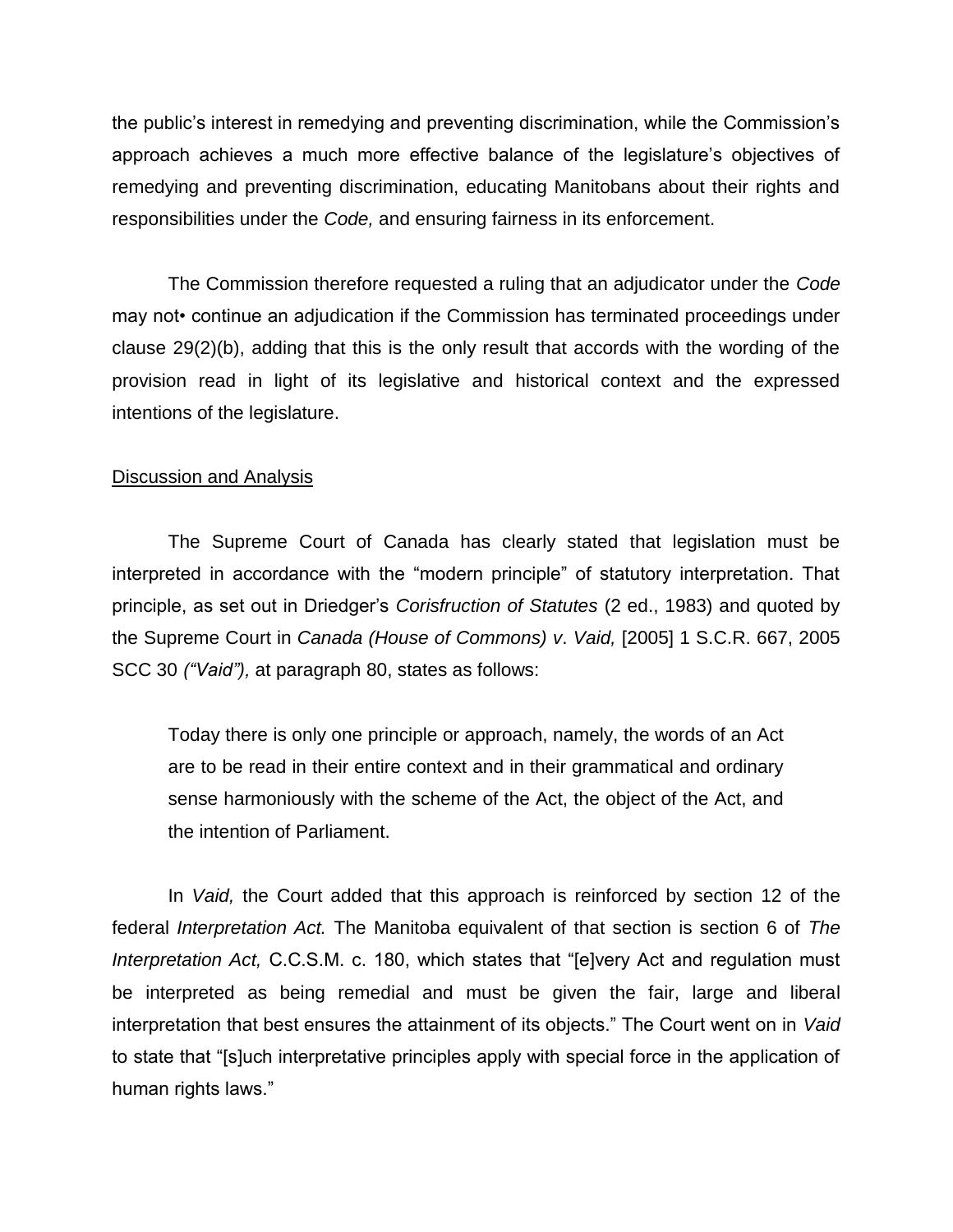the public's interest in remedying and preventing discrimination, while the Commission's approach achieves a much more effective balance of the legislature's objectives of remedying and preventing discrimination, educating Manitobans about their rights and responsibilities under the *Code,* and ensuring fairness in its enforcement.

The Commission therefore requested a ruling that an adjudicator under the *Code* may not• continue an adjudication if the Commission has terminated proceedings under clause 29(2)(b), adding that this is the only result that accords with the wording of the provision read in light of its legislative and historical context and the expressed intentions of the legislature.

<u>Discussion and Analysis</u>

The Supreme Court of Canada has clearly stated that legislation must be interpreted in accordance with the "modern principle" of statutory interpretation. That principle, as set out in Driedger's *Corisfruction of Statutes* (2 ed., 1983) and quoted by the Supreme Court in *Canada (House of Commons) v. Vaid,* [2005] 1 S.C.R. 667, 2005 SCC 30 *("Vaid"),* at paragraph 80, states as follows:

> Today there is only one principle or approach, namely, the words of an Act are to be read in their entire context and in their grammatical and ordinary sense harmoniously with the scheme of the Act, the object of the Act, and the intention of Parliament.

In *Vaid,* the Court added that this approach is reinforced by section 12 of the federal *Interpretation Act.* The Manitoba equivalent of that section is section 6 of *The Interpretation Act,* C.C.S.M. c. 180, which states that "[e]very Act and regulation must be interpreted as being remedial and must be given the fair, large and liberal interpretation that best ensures the attainment of its objects." The Court went on in *Vaid* to state that "[s]uch interpretative principles apply with special force in the application of human rights laws."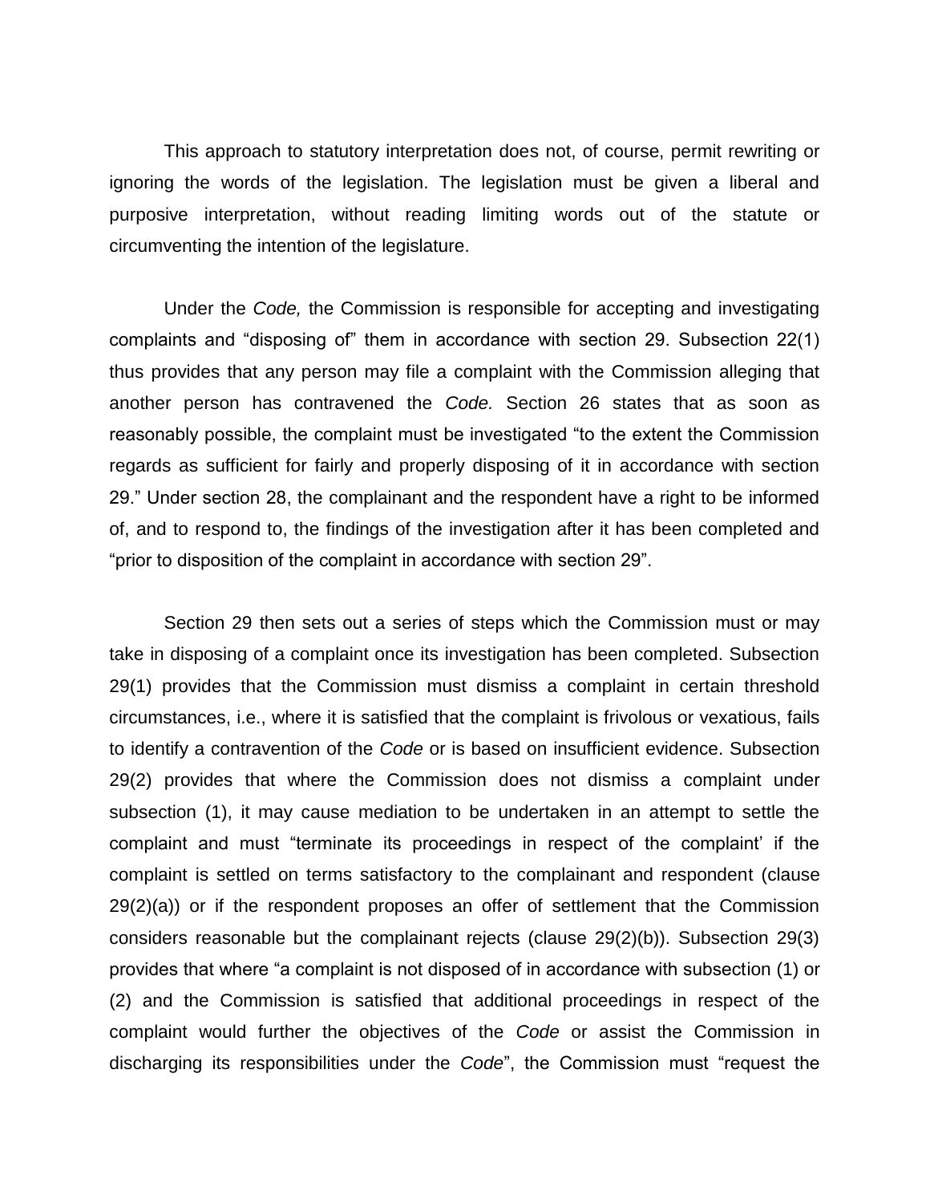This approach to statutory interpretation does not, of course, permit rewriting or ignoring the words of the legislation. The legislation must be given a liberal and purposive interpretation, without reading limiting words out of the statute or circumventing the intention of the legislature.

Under the *Code,* the Commission is responsible for accepting and investigating complaints and "disposing of" them in accordance with section 29. Subsection 22(1) thus provides that any person may file a complaint with the Commission alleging that another person has contravened the *Code.* Section 26 states that as soon as reasonably possible, the complaint must be investigated "to the extent the Commission regards as sufficient for fairly and properly disposing of it in accordance with section 29." Under section 28, the complainant and the respondent have a right to be informed of, and to respond to, the findings of the investigation after it has been completed and "prior to disposition of the complaint in accordance with section 29".

Section 29 then sets out a series of steps which the Commission must or may take in disposing of a complaint once its investigation has been completed. Subsection 29(1) provides that the Commission must dismiss a complaint in certain threshold circumstances, i.e., where it is satisfied that the complaint is frivolous or vexatious, fails to identify a contravention of the *Code* or is based on insufficient evidence. Subsection 29(2) provides that where the Commission does not dismiss a complaint under subsection (1), it may cause mediation to be undertaken in an attempt to settle the complaint and must "terminate its proceedings in respect of the complaint' if the complaint is settled on terms satisfactory to the complainant and respondent (clause 29(2)(a)) or if the respondent proposes an offer of settlement that the Commission considers reasonable but the complainant rejects (clause 29(2)(b)). Subsection 29(3) provides that where "a complaint is not disposed of in accordance with subsection (1) or (2) and the Commission is satisfied that additional proceedings in respect of the complaint would further the objectives of the *Code* or assist the Commission in discharging its responsibilities under the *Code*", the Commission must "request the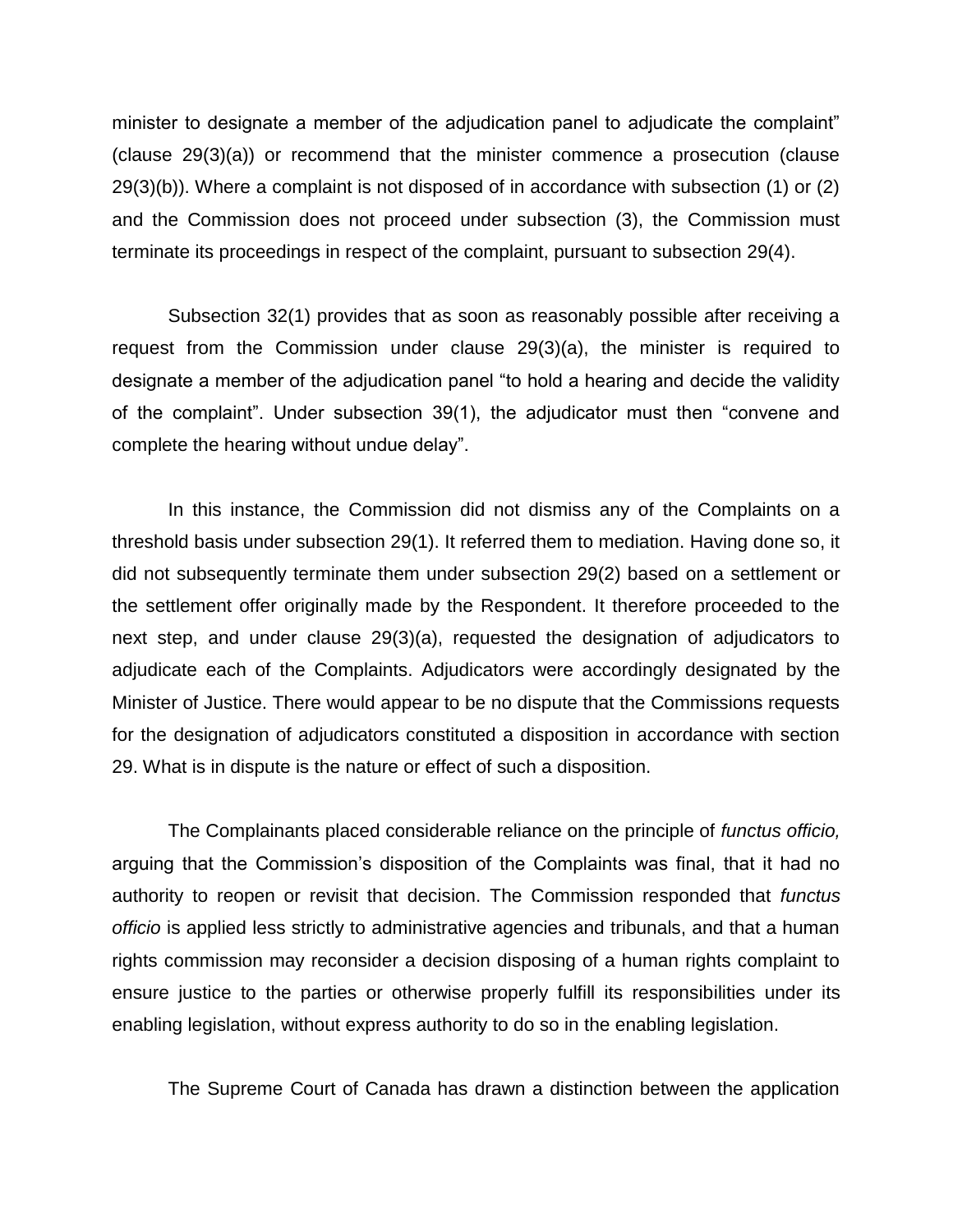minister to designate a member of the adjudication panel to adjudicate the complaint" (clause 29(3)(a)) or recommend that the minister commence a prosecution (clause 29(3)(b)). Where a complaint is not disposed of in accordance with subsection (1) or (2) and the Commission does not proceed under subsection (3), the Commission must terminate its proceedings in respect of the complaint, pursuant to subsection 29(4).

Subsection 32(1) provides that as soon as reasonably possible after receiving a request from the Commission under clause 29(3)(a), the minister is required to designate a member of the adjudication panel "to hold a hearing and decide the validity of the complaint". Under subsection 39(1), the adjudicator must then "convene and complete the hearing without undue delay".

In this instance, the Commission did not dismiss any of the Complaints on a threshold basis under subsection 29(1). It referred them to mediation. Having done so, it did not subsequently terminate them under subsection 29(2) based on a settlement or the settlement offer originally made by the Respondent. It therefore proceeded to the next step, and under clause 29(3)(a), requested the designation of adjudicators to adjudicate each of the Complaints. Adjudicators were accordingly designated by the Minister of Justice. There would appear to be no dispute that the Commissions requests for the designation of adjudicators constituted a disposition in accordance with section 29. What is in dispute is the nature or effect of such a disposition.

The Complainants placed considerable reliance on the principle of *functus officio,* arguing that the Commission's disposition of the Complaints was final, that it had no authority to reopen or revisit that decision. The Commission responded that *functus officio* is applied less strictly to administrative agencies and tribunals, and that a human rights commission may reconsider a decision disposing of a human rights complaint to ensure justice to the parties or otherwise properly fulfill its responsibilities under its enabling legislation, without express authority to do so in the enabling legislation.

The Supreme Court of Canada has drawn a distinction between the application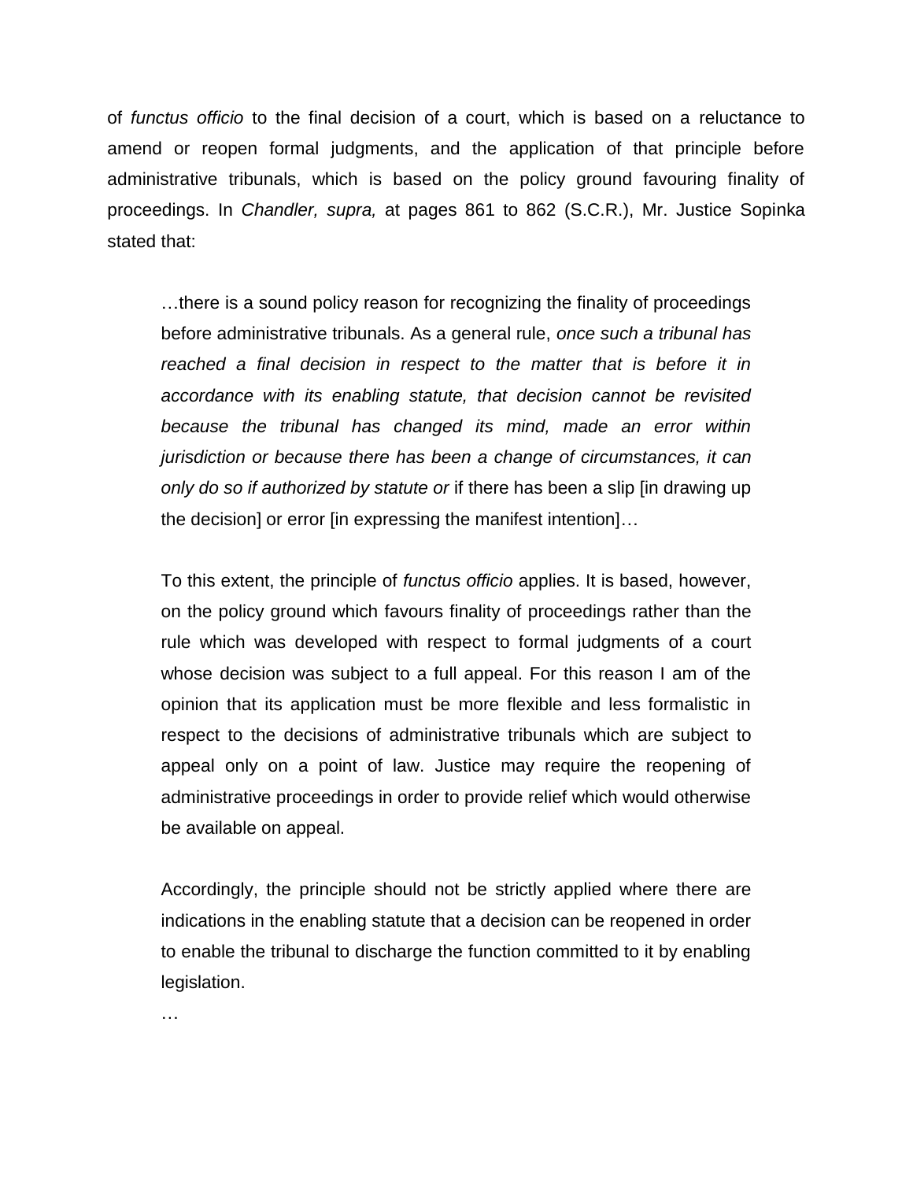of *functus officio* to the final decision of a court, which is based on a reluctance to amend or reopen formal judgments, and the application of that principle before administrative tribunals, which is based on the policy ground favouring finality of proceedings. In *Chandler, supra,* at pages 861 to 862 (S.C.R.), Mr. Justice Sopinka stated that:

> …there is a sound policy reason for recognizing the finality of proceedings before administrative tribunals. As a general rule, *once such a tribunal has reached a final decision in respect to the matter that is before it in accordance with its enabling statute, that decision cannot be revisited because the tribunal has changed its mind, made an error within jurisdiction or because there has been a change of circumstances, it can only do so if authorized by statute or* if there has been a slip [in drawing up the decision] or error [in expressing the manifest intention]…
>
> To this extent, the principle of *functus officio* applies. It is based, however, on the policy ground which favours finality of proceedings rather than the rule which was developed with respect to formal judgments of a court whose decision was subject to a full appeal. For this reason I am of the opinion that its application must be more flexible and less formalistic in respect to the decisions of administrative tribunals which are subject to appeal only on a point of law. Justice may require the reopening of administrative proceedings in order to provide relief which would otherwise be available on appeal.
>
> Accordingly, the principle should not be strictly applied where there are indications in the enabling statute that a decision can be reopened in order to enable the tribunal to discharge the function committed to it by enabling legislation.
>
> …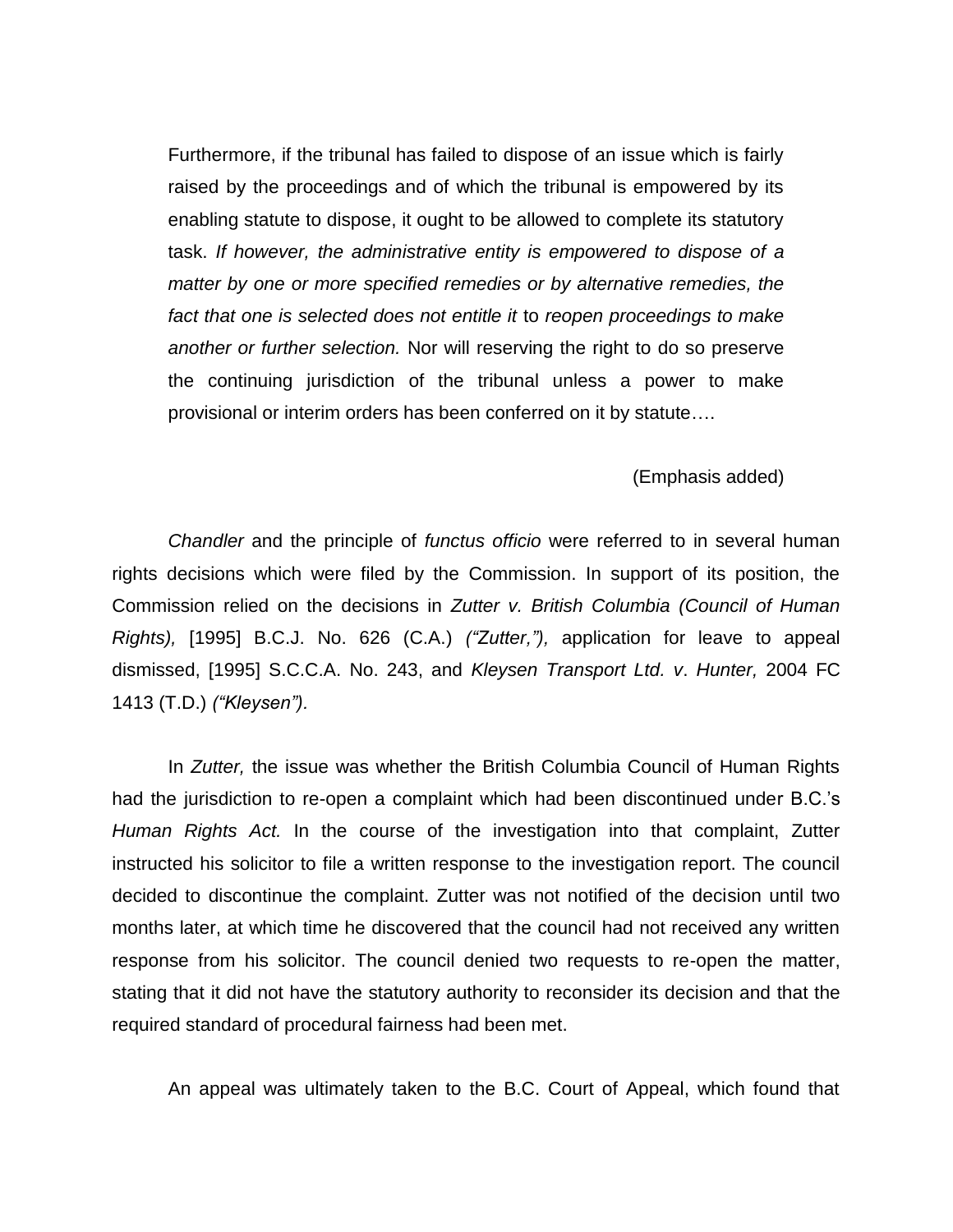> Furthermore, if the tribunal has failed to dispose of an issue which is fairly raised by the proceedings and of which the tribunal is empowered by its enabling statute to dispose, it ought to be allowed to complete its statutory task. *If however, the administrative entity is empowered to dispose of a matter by one or more specified remedies or by alternative remedies, the fact that one is selected does not entitle it* to *reopen proceedings to make another or further selection.* Nor will reserving the right to do so preserve the continuing jurisdiction of the tribunal unless a power to make provisional or interim orders has been conferred on it by statute….
>
> (Emphasis added)

*Chandler* and the principle of *functus officio* were referred to in several human rights decisions which were filed by the Commission. In support of its position, the Commission relied on the decisions in *Zutter v. British Columbia (Council of Human Rights),* [1995] B.C.J. No. 626 (C.A.) *("Zutter,"),* application for leave to appeal dismissed, [1995] S.C.C.A. No. 243, and *Kleysen Transport Ltd. v. Hunter,* 2004 FC 1413 (T.D.) *("Kleysen").*

In *Zutter,* the issue was whether the British Columbia Council of Human Rights had the jurisdiction to re-open a complaint which had been discontinued under B.C.'s *Human Rights Act.* In the course of the investigation into that complaint, Zutter instructed his solicitor to file a written response to the investigation report. The council decided to discontinue the complaint. Zutter was not notified of the decision until two months later, at which time he discovered that the council had not received any written response from his solicitor. The council denied two requests to re-open the matter, stating that it did not have the statutory authority to reconsider its decision and that the required standard of procedural fairness had been met.

An appeal was ultimately taken to the B.C. Court of Appeal, which found that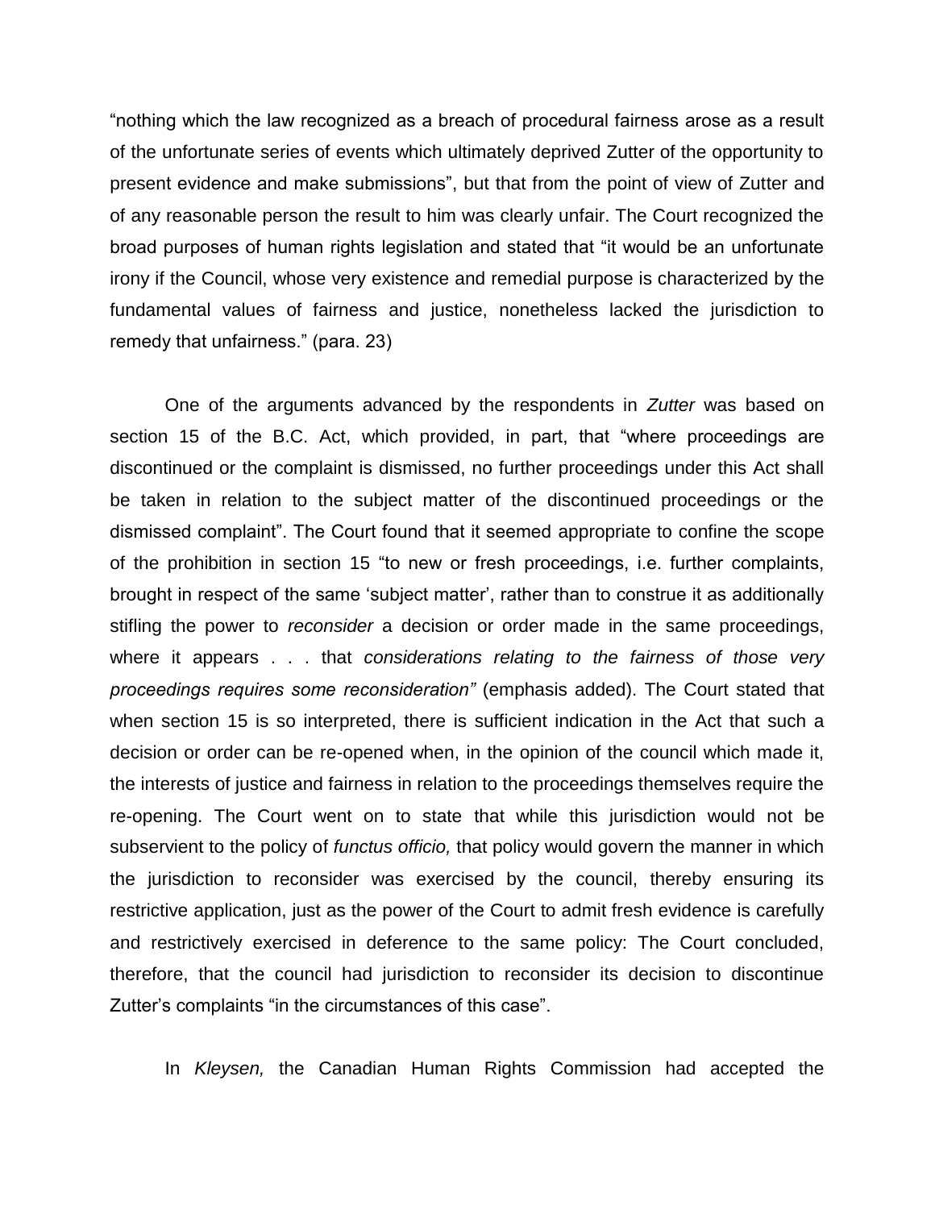"nothing which the law recognized as a breach of procedural fairness arose as a result of the unfortunate series of events which ultimately deprived Zutter of the opportunity to present evidence and make submissions", but that from the point of view of Zutter and of any reasonable person the result to him was clearly unfair. The Court recognized the broad purposes of human rights legislation and stated that "it would be an unfortunate irony if the Council, whose very existence and remedial purpose is characterized by the fundamental values of fairness and justice, nonetheless lacked the jurisdiction to remedy that unfairness." (para. 23)

One of the arguments advanced by the respondents in *Zutter* was based on section 15 of the B.C. Act, which provided, in part, that "where proceedings are discontinued or the complaint is dismissed, no further proceedings under this Act shall be taken in relation to the subject matter of the discontinued proceedings or the dismissed complaint". The Court found that it seemed appropriate to confine the scope of the prohibition in section 15 "to new or fresh proceedings, i.e. further complaints, brought in respect of the same 'subject matter', rather than to construe it as additionally stifling the power to *reconsider* a decision or order made in the same proceedings, where it appears . . . that *considerations relating to the fairness of those very proceedings requires some reconsideration"* (emphasis added). The Court stated that when section 15 is so interpreted, there is sufficient indication in the Act that such a decision or order can be re-opened when, in the opinion of the council which made it, the interests of justice and fairness in relation to the proceedings themselves require the re-opening. The Court went on to state that while this jurisdiction would not be subservient to the policy of *functus officio,* that policy would govern the manner in which the jurisdiction to reconsider was exercised by the council, thereby ensuring its restrictive application, just as the power of the Court to admit fresh evidence is carefully and restrictively exercised in deference to the same policy: The Court concluded, therefore, that the council had jurisdiction to reconsider its decision to discontinue Zutter's complaints "in the circumstances of this case".

In *Kleysen,* the Canadian Human Rights Commission had accepted the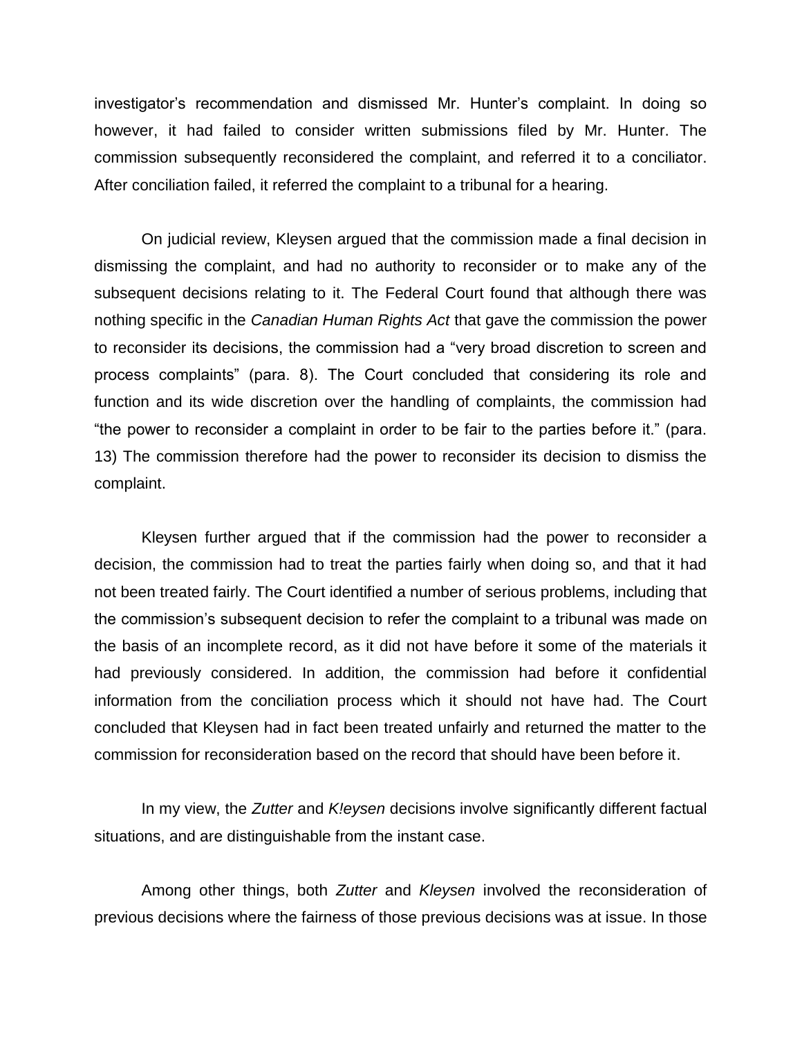investigator's recommendation and dismissed Mr. Hunter's complaint. In doing so however, it had failed to consider written submissions filed by Mr. Hunter. The commission subsequently reconsidered the complaint, and referred it to a conciliator. After conciliation failed, it referred the complaint to a tribunal for a hearing.

On judicial review, Kleysen argued that the commission made a final decision in dismissing the complaint, and had no authority to reconsider or to make any of the subsequent decisions relating to it. The Federal Court found that although there was nothing specific in the *Canadian Human Rights Act* that gave the commission the power to reconsider its decisions, the commission had a "very broad discretion to screen and process complaints" (para. 8). The Court concluded that considering its role and function and its wide discretion over the handling of complaints, the commission had "the power to reconsider a complaint in order to be fair to the parties before it." (para. 13) The commission therefore had the power to reconsider its decision to dismiss the complaint.

Kleysen further argued that if the commission had the power to reconsider a decision, the commission had to treat the parties fairly when doing so, and that it had not been treated fairly. The Court identified a number of serious problems, including that the commission's subsequent decision to refer the complaint to a tribunal was made on the basis of an incomplete record, as it did not have before it some of the materials it had previously considered. In addition, the commission had before it confidential information from the conciliation process which it should not have had. The Court concluded that Kleysen had in fact been treated unfairly and returned the matter to the commission for reconsideration based on the record that should have been before it.

In my view, the *Zutter* and *K!eysen* decisions involve significantly different factual situations, and are distinguishable from the instant case.

Among other things, both *Zutter* and *Kleysen* involved the reconsideration of previous decisions where the fairness of those previous decisions was at issue. In those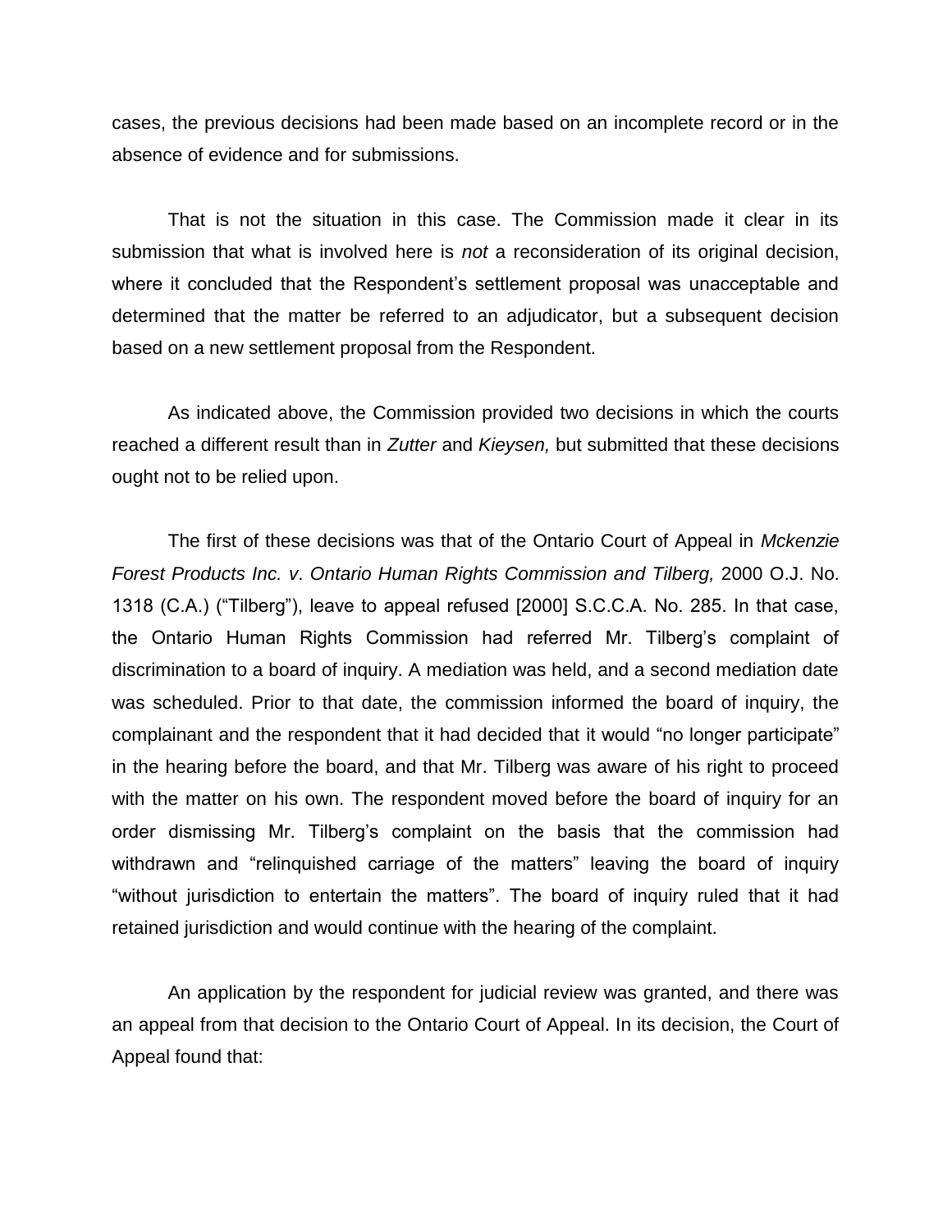cases, the previous decisions had been made based on an incomplete record or in the absence of evidence and for submissions.

That is not the situation in this case. The Commission made it clear in its submission that what is involved here is *not* a reconsideration of its original decision, where it concluded that the Respondent's settlement proposal was unacceptable and determined that the matter be referred to an adjudicator, but a subsequent decision based on a new settlement proposal from the Respondent.

As indicated above, the Commission provided two decisions in which the courts reached a different result than in *Zutter* and *Kieysen,* but submitted that these decisions ought not to be relied upon.

The first of these decisions was that of the Ontario Court of Appeal in *Mckenzie Forest Products Inc. v. Ontario Human Rights Commission and Tilberg,* 2000 O.J. No. 1318 (C.A.) ("Tilberg"), leave to appeal refused [2000] S.C.C.A. No. 285. In that case, the Ontario Human Rights Commission had referred Mr. Tilberg's complaint of discrimination to a board of inquiry. A mediation was held, and a second mediation date was scheduled. Prior to that date, the commission informed the board of inquiry, the complainant and the respondent that it had decided that it would "no longer participate" in the hearing before the board, and that Mr. Tilberg was aware of his right to proceed with the matter on his own. The respondent moved before the board of inquiry for an order dismissing Mr. Tilberg's complaint on the basis that the commission had withdrawn and "relinquished carriage of the matters" leaving the board of inquiry "without jurisdiction to entertain the matters". The board of inquiry ruled that it had retained jurisdiction and would continue with the hearing of the complaint.

An application by the respondent for judicial review was granted, and there was an appeal from that decision to the Ontario Court of Appeal. In its decision, the Court of Appeal found that: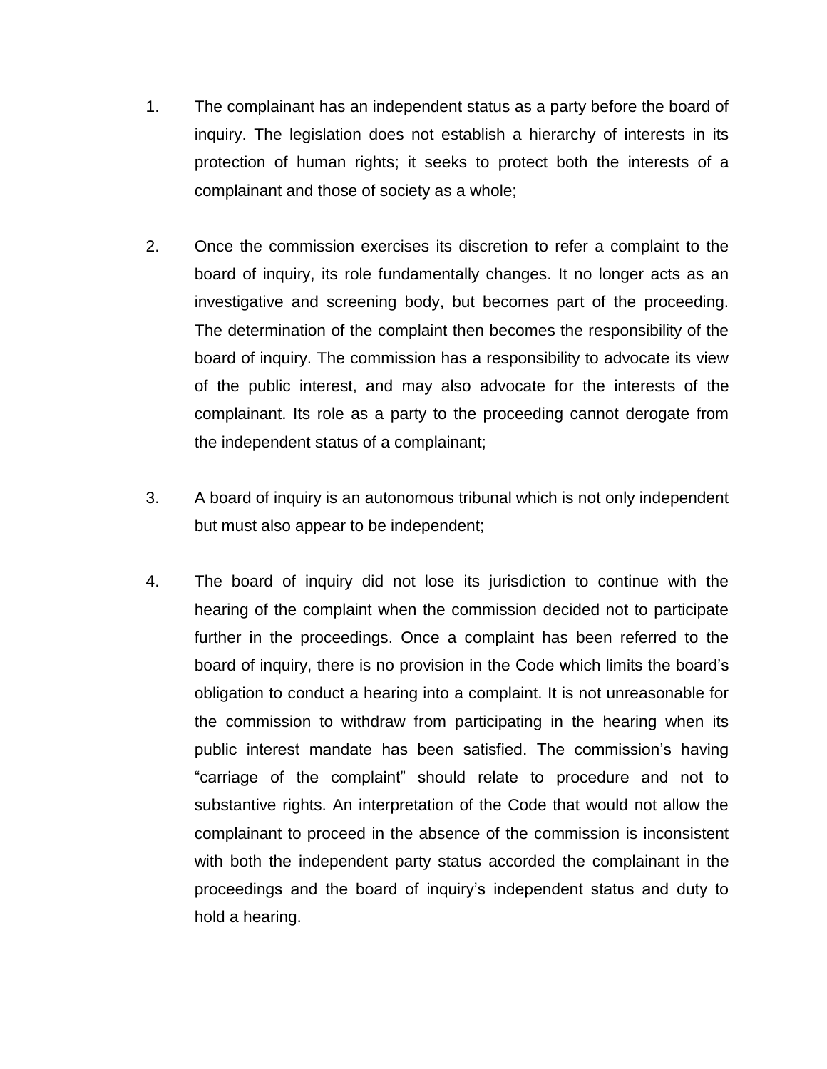1. The complainant has an independent status as a party before the board of inquiry. The legislation does not establish a hierarchy of interests in its protection of human rights; it seeks to protect both the interests of a complainant and those of society as a whole;

2. Once the commission exercises its discretion to refer a complaint to the board of inquiry, its role fundamentally changes. It no longer acts as an investigative and screening body, but becomes part of the proceeding. The determination of the complaint then becomes the responsibility of the board of inquiry. The commission has a responsibility to advocate its view of the public interest, and may also advocate for the interests of the complainant. Its role as a party to the proceeding cannot derogate from the independent status of a complainant;

3. A board of inquiry is an autonomous tribunal which is not only independent but must also appear to be independent;

4. The board of inquiry did not lose its jurisdiction to continue with the hearing of the complaint when the commission decided not to participate further in the proceedings. Once a complaint has been referred to the board of inquiry, there is no provision in the Code which limits the board's obligation to conduct a hearing into a complaint. It is not unreasonable for the commission to withdraw from participating in the hearing when its public interest mandate has been satisfied. The commission's having "carriage of the complaint" should relate to procedure and not to substantive rights. An interpretation of the Code that would not allow the complainant to proceed in the absence of the commission is inconsistent with both the independent party status accorded the complainant in the proceedings and the board of inquiry's independent status and duty to hold a hearing.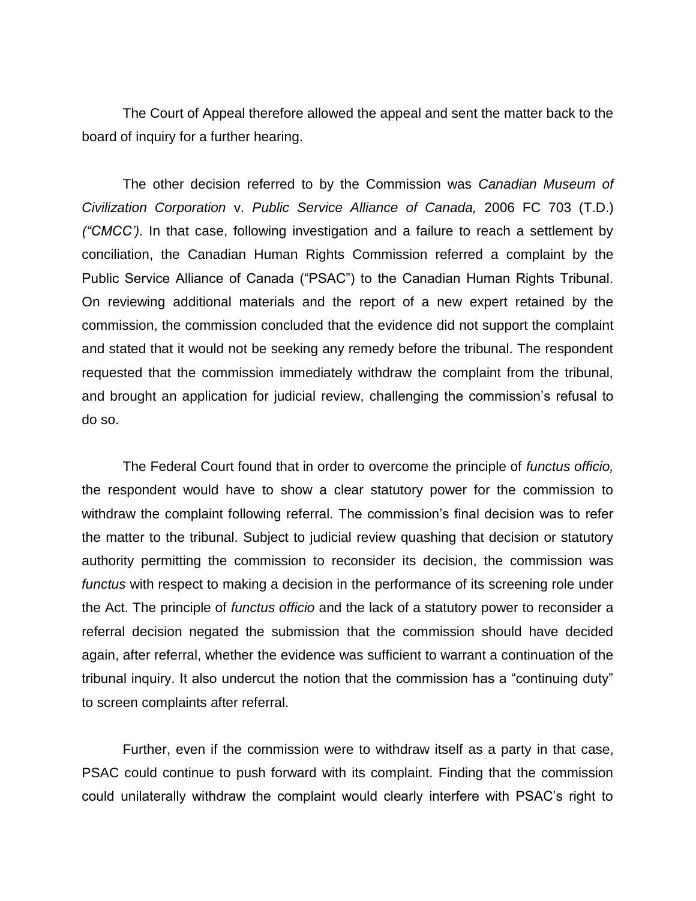The Court of Appeal therefore allowed the appeal and sent the matter back to the board of inquiry for a further hearing.

The other decision referred to by the Commission was *Canadian Museum of Civilization Corporation* v. *Public Service Alliance of Canada,* 2006 FC 703 (T.D.) *("CMCC')*. In that case, following investigation and a failure to reach a settlement by conciliation, the Canadian Human Rights Commission referred a complaint by the Public Service Alliance of Canada ("PSAC") to the Canadian Human Rights Tribunal. On reviewing additional materials and the report of a new expert retained by the commission, the commission concluded that the evidence did not support the complaint and stated that it would not be seeking any remedy before the tribunal. The respondent requested that the commission immediately withdraw the complaint from the tribunal, and brought an application for judicial review, challenging the commission's refusal to do so.

The Federal Court found that in order to overcome the principle of *functus officio,* the respondent would have to show a clear statutory power for the commission to withdraw the complaint following referral. The commission's final decision was to refer the matter to the tribunal. Subject to judicial review quashing that decision or statutory authority permitting the commission to reconsider its decision, the commission was *functus* with respect to making a decision in the performance of its screening role under the Act. The principle of *functus officio* and the lack of a statutory power to reconsider a referral decision negated the submission that the commission should have decided again, after referral, whether the evidence was sufficient to warrant a continuation of the tribunal inquiry. It also undercut the notion that the commission has a "continuing duty" to screen complaints after referral.

Further, even if the commission were to withdraw itself as a party in that case, PSAC could continue to push forward with its complaint. Finding that the commission could unilaterally withdraw the complaint would clearly interfere with PSAC's right to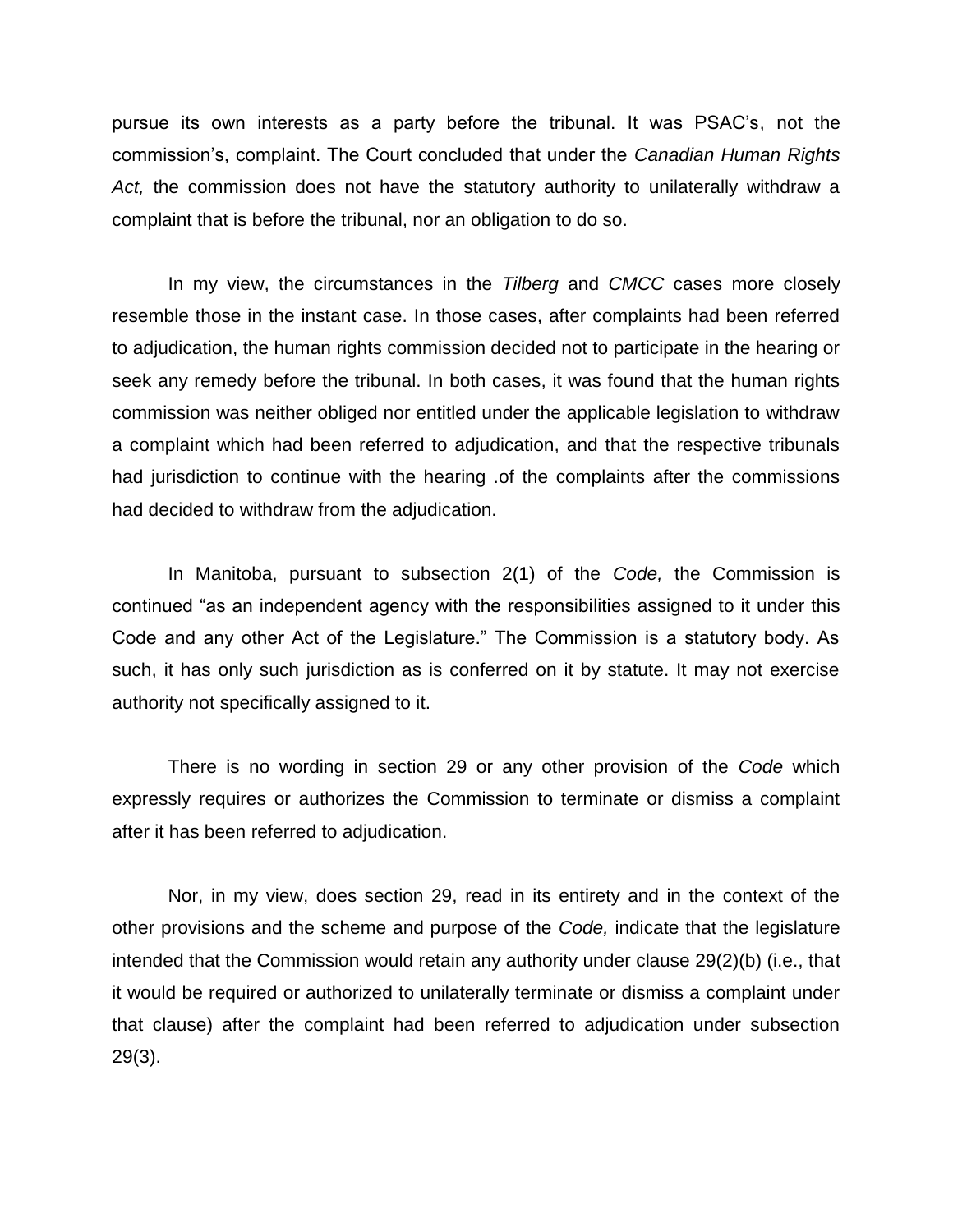pursue its own interests as a party before the tribunal. It was PSAC's, not the commission's, complaint. The Court concluded that under the *Canadian Human Rights Act,* the commission does not have the statutory authority to unilaterally withdraw a complaint that is before the tribunal, nor an obligation to do so.

In my view, the circumstances in the *Tilberg* and *CMCC* cases more closely resemble those in the instant case. In those cases, after complaints had been referred to adjudication, the human rights commission decided not to participate in the hearing or seek any remedy before the tribunal. In both cases, it was found that the human rights commission was neither obliged nor entitled under the applicable legislation to withdraw a complaint which had been referred to adjudication, and that the respective tribunals had jurisdiction to continue with the hearing .of the complaints after the commissions had decided to withdraw from the adjudication.

In Manitoba, pursuant to subsection 2(1) of the *Code,* the Commission is continued "as an independent agency with the responsibilities assigned to it under this Code and any other Act of the Legislature." The Commission is a statutory body. As such, it has only such jurisdiction as is conferred on it by statute. It may not exercise authority not specifically assigned to it.

There is no wording in section 29 or any other provision of the *Code* which expressly requires or authorizes the Commission to terminate or dismiss a complaint after it has been referred to adjudication.

Nor, in my view, does section 29, read in its entirety and in the context of the other provisions and the scheme and purpose of the *Code,* indicate that the legislature intended that the Commission would retain any authority under clause 29(2)(b) (i.e., that it would be required or authorized to unilaterally terminate or dismiss a complaint under that clause) after the complaint had been referred to adjudication under subsection 29(3).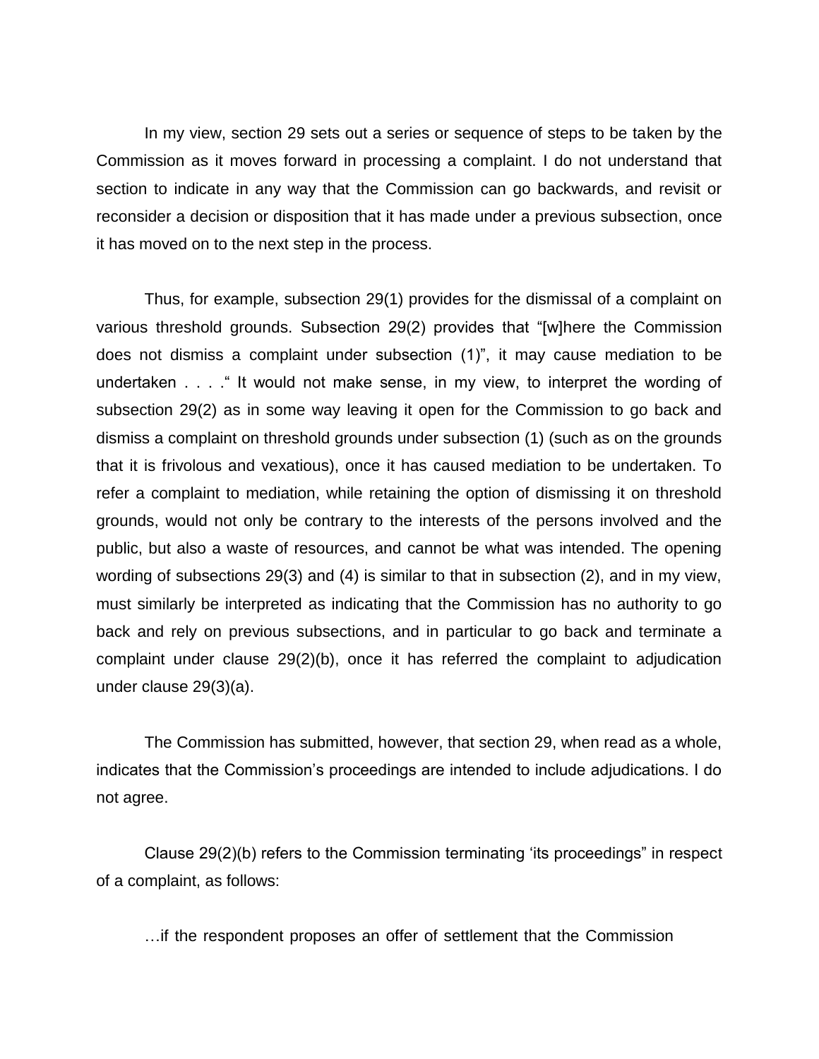In my view, section 29 sets out a series or sequence of steps to be taken by the Commission as it moves forward in processing a complaint. I do not understand that section to indicate in any way that the Commission can go backwards, and revisit or reconsider a decision or disposition that it has made under a previous subsection, once it has moved on to the next step in the process.

Thus, for example, subsection 29(1) provides for the dismissal of a complaint on various threshold grounds. Subsection 29(2) provides that "[w]here the Commission does not dismiss a complaint under subsection (1)", it may cause mediation to be undertaken . . . ." It would not make sense, in my view, to interpret the wording of subsection 29(2) as in some way leaving it open for the Commission to go back and dismiss a complaint on threshold grounds under subsection (1) (such as on the grounds that it is frivolous and vexatious), once it has caused mediation to be undertaken. To refer a complaint to mediation, while retaining the option of dismissing it on threshold grounds, would not only be contrary to the interests of the persons involved and the public, but also a waste of resources, and cannot be what was intended. The opening wording of subsections 29(3) and (4) is similar to that in subsection (2), and in my view, must similarly be interpreted as indicating that the Commission has no authority to go back and rely on previous subsections, and in particular to go back and terminate a complaint under clause 29(2)(b), once it has referred the complaint to adjudication under clause 29(3)(a).

The Commission has submitted, however, that section 29, when read as a whole, indicates that the Commission's proceedings are intended to include adjudications. I do not agree.

Clause 29(2)(b) refers to the Commission terminating 'its proceedings" in respect of a complaint, as follows:

…if the respondent proposes an offer of settlement that the Commission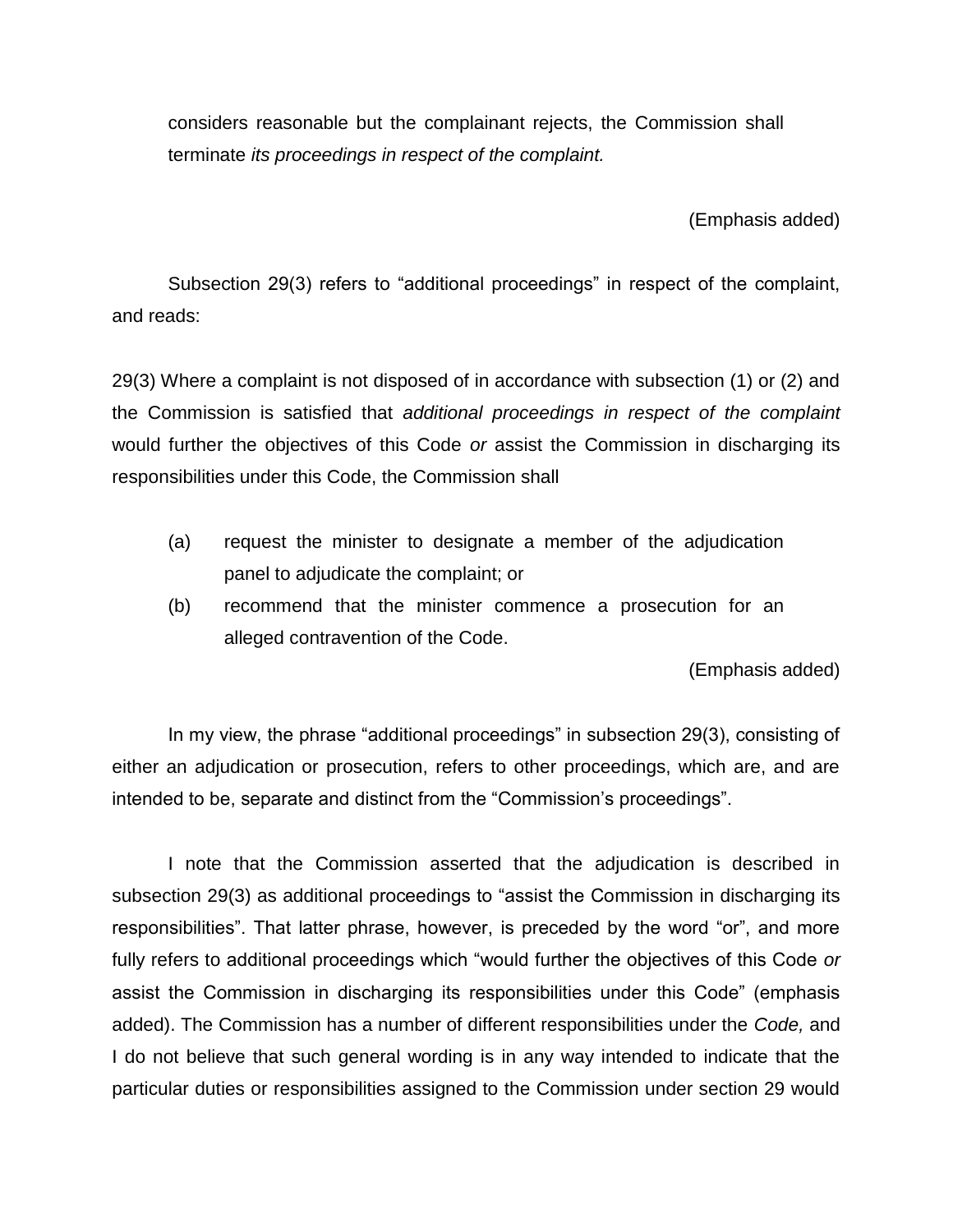considers reasonable but the complainant rejects, the Commission shall terminate *its proceedings in respect of the complaint.*

(Emphasis added)

Subsection 29(3) refers to "additional proceedings" in respect of the complaint, and reads:

29(3) Where a complaint is not disposed of in accordance with subsection (1) or (2) and the Commission is satisfied that *additional proceedings in respect of the complaint* would further the objectives of this Code *or* assist the Commission in discharging its responsibilities under this Code, the Commission shall

(a) request the minister to designate a member of the adjudication panel to adjudicate the complaint; or

(b) recommend that the minister commence a prosecution for an alleged contravention of the Code.

(Emphasis added)

In my view, the phrase "additional proceedings" in subsection 29(3), consisting of either an adjudication or prosecution, refers to other proceedings, which are, and are intended to be, separate and distinct from the "Commission's proceedings".

I note that the Commission asserted that the adjudication is described in subsection 29(3) as additional proceedings to "assist the Commission in discharging its responsibilities". That latter phrase, however, is preceded by the word "or", and more fully refers to additional proceedings which "would further the objectives of this Code *or* assist the Commission in discharging its responsibilities under this Code" (emphasis added). The Commission has a number of different responsibilities under the *Code,* and I do not believe that such general wording is in any way intended to indicate that the particular duties or responsibilities assigned to the Commission under section 29 would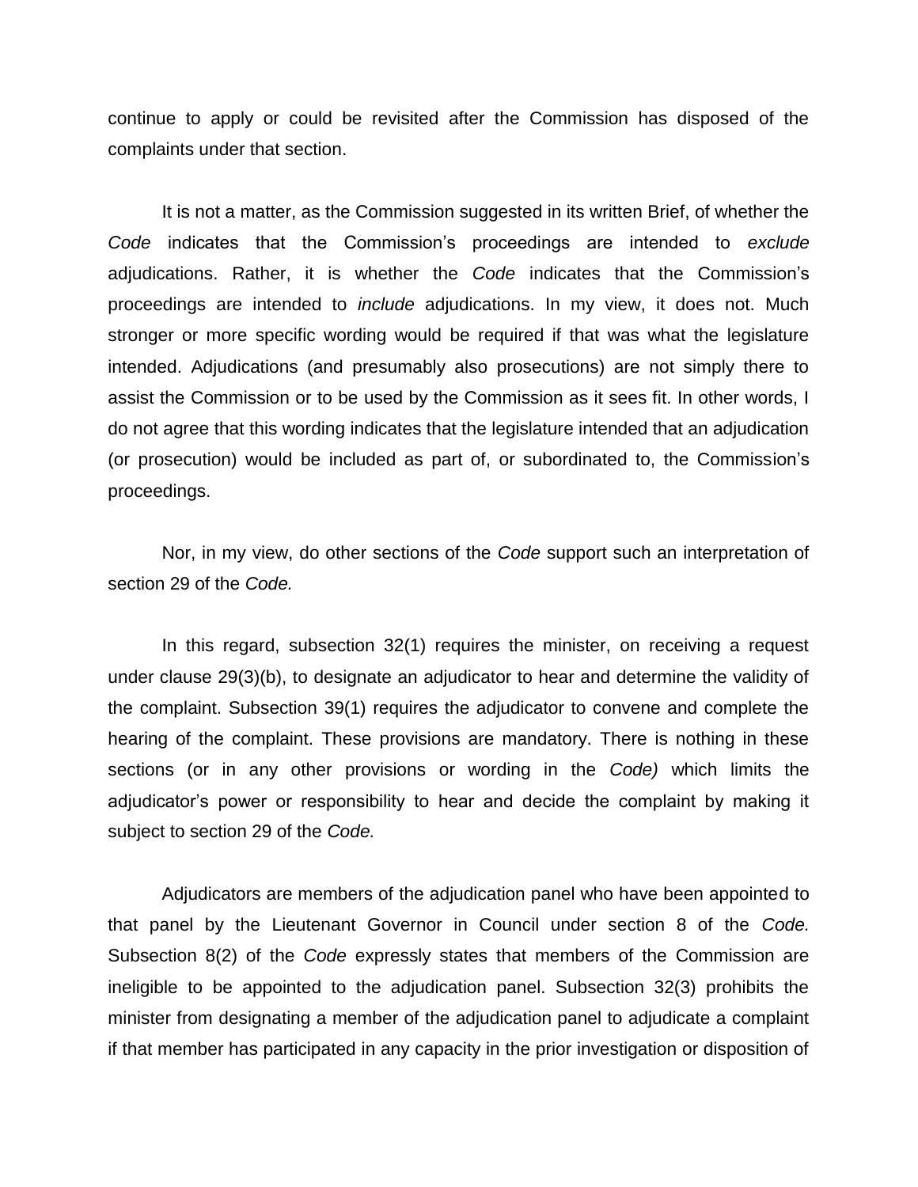continue to apply or could be revisited after the Commission has disposed of the complaints under that section.

It is not a matter, as the Commission suggested in its written Brief, of whether the *Code* indicates that the Commission's proceedings are intended to *exclude* adjudications. Rather, it is whether the *Code* indicates that the Commission's proceedings are intended to *include* adjudications. In my view, it does not. Much stronger or more specific wording would be required if that was what the legislature intended. Adjudications (and presumably also prosecutions) are not simply there to assist the Commission or to be used by the Commission as it sees fit. In other words, I do not agree that this wording indicates that the legislature intended that an adjudication (or prosecution) would be included as part of, or subordinated to, the Commission's proceedings.

Nor, in my view, do other sections of the *Code* support such an interpretation of section 29 of the *Code.*

In this regard, subsection 32(1) requires the minister, on receiving a request under clause 29(3)(b), to designate an adjudicator to hear and determine the validity of the complaint. Subsection 39(1) requires the adjudicator to convene and complete the hearing of the complaint. These provisions are mandatory. There is nothing in these sections (or in any other provisions or wording in the *Code)* which limits the adjudicator's power or responsibility to hear and decide the complaint by making it subject to section 29 of the *Code.*

Adjudicators are members of the adjudication panel who have been appointed to that panel by the Lieutenant Governor in Council under section 8 of the *Code.* Subsection 8(2) of the *Code* expressly states that members of the Commission are ineligible to be appointed to the adjudication panel. Subsection 32(3) prohibits the minister from designating a member of the adjudication panel to adjudicate a complaint if that member has participated in any capacity in the prior investigation or disposition of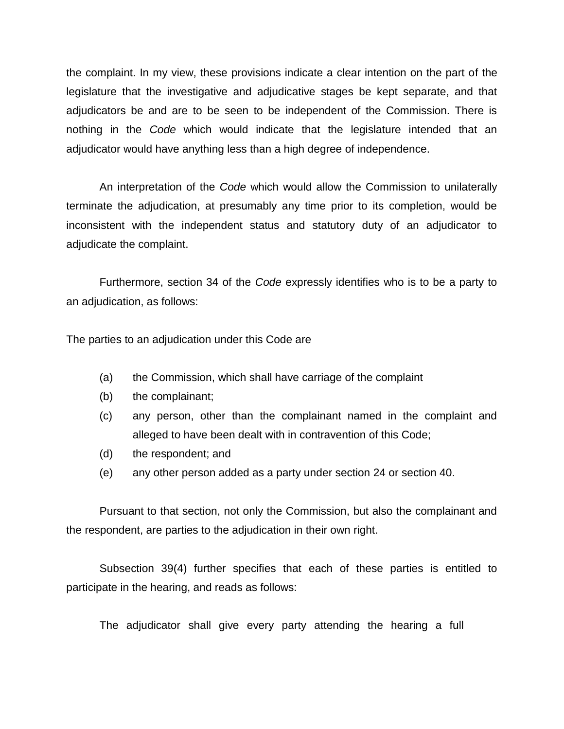the complaint. In my view, these provisions indicate a clear intention on the part of the legislature that the investigative and adjudicative stages be kept separate, and that adjudicators be and are to be seen to be independent of the Commission. There is nothing in the *Code* which would indicate that the legislature intended that an adjudicator would have anything less than a high degree of independence.

An interpretation of the *Code* which would allow the Commission to unilaterally terminate the adjudication, at presumably any time prior to its completion, would be inconsistent with the independent status and statutory duty of an adjudicator to adjudicate the complaint.

Furthermore, section 34 of the *Code* expressly identifies who is to be a party to an adjudication, as follows:

The parties to an adjudication under this Code are

(a) the Commission, which shall have carriage of the complaint
(b) the complainant;
(c) any person, other than the complainant named in the complaint and alleged to have been dealt with in contravention of this Code;
(d) the respondent; and
(e) any other person added as a party under section 24 or section 40.

Pursuant to that section, not only the Commission, but also the complainant and the respondent, are parties to the adjudication in their own right.

Subsection 39(4) further specifies that each of these parties is entitled to participate in the hearing, and reads as follows:

The adjudicator shall give every party attending the hearing a full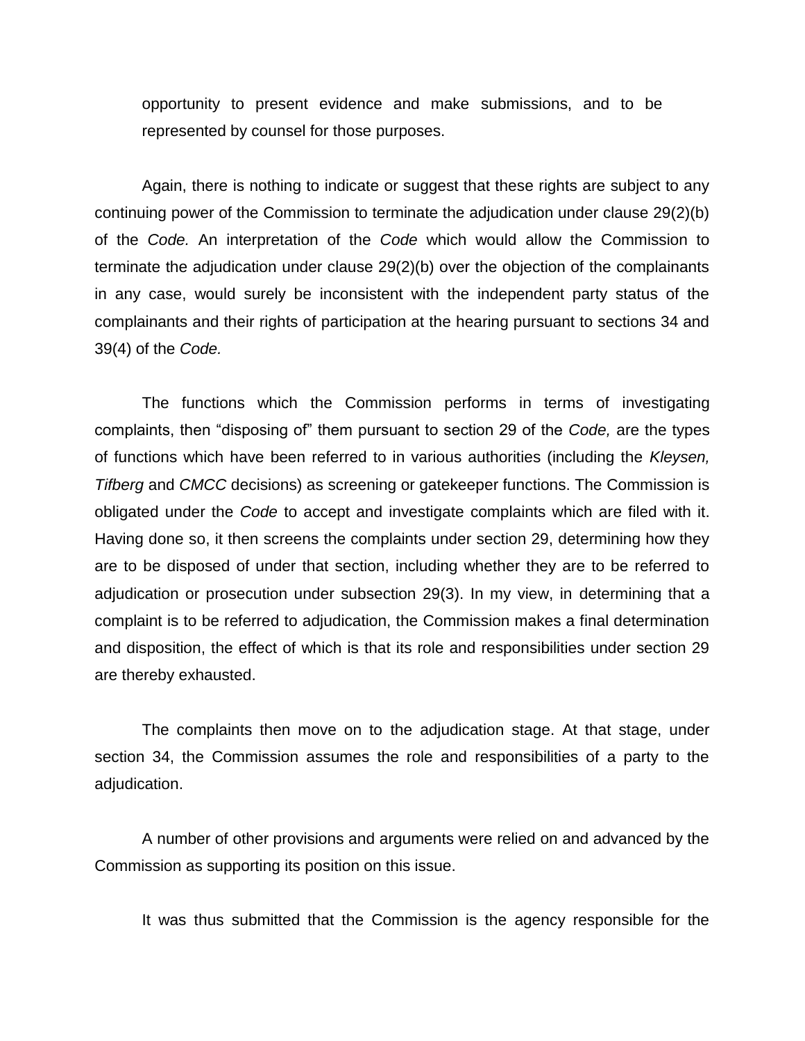opportunity to present evidence and make submissions, and to be represented by counsel for those purposes.

Again, there is nothing to indicate or suggest that these rights are subject to any continuing power of the Commission to terminate the adjudication under clause 29(2)(b) of the *Code.* An interpretation of the *Code* which would allow the Commission to terminate the adjudication under clause 29(2)(b) over the objection of the complainants in any case, would surely be inconsistent with the independent party status of the complainants and their rights of participation at the hearing pursuant to sections 34 and 39(4) of the *Code.*

The functions which the Commission performs in terms of investigating complaints, then "disposing of" them pursuant to section 29 of the *Code,* are the types of functions which have been referred to in various authorities (including the *Kleysen, Tifberg* and *CMCC* decisions) as screening or gatekeeper functions. The Commission is obligated under the *Code* to accept and investigate complaints which are filed with it. Having done so, it then screens the complaints under section 29, determining how they are to be disposed of under that section, including whether they are to be referred to adjudication or prosecution under subsection 29(3). In my view, in determining that a complaint is to be referred to adjudication, the Commission makes a final determination and disposition, the effect of which is that its role and responsibilities under section 29 are thereby exhausted.

The complaints then move on to the adjudication stage. At that stage, under section 34, the Commission assumes the role and responsibilities of a party to the adjudication.

A number of other provisions and arguments were relied on and advanced by the Commission as supporting its position on this issue.

It was thus submitted that the Commission is the agency responsible for the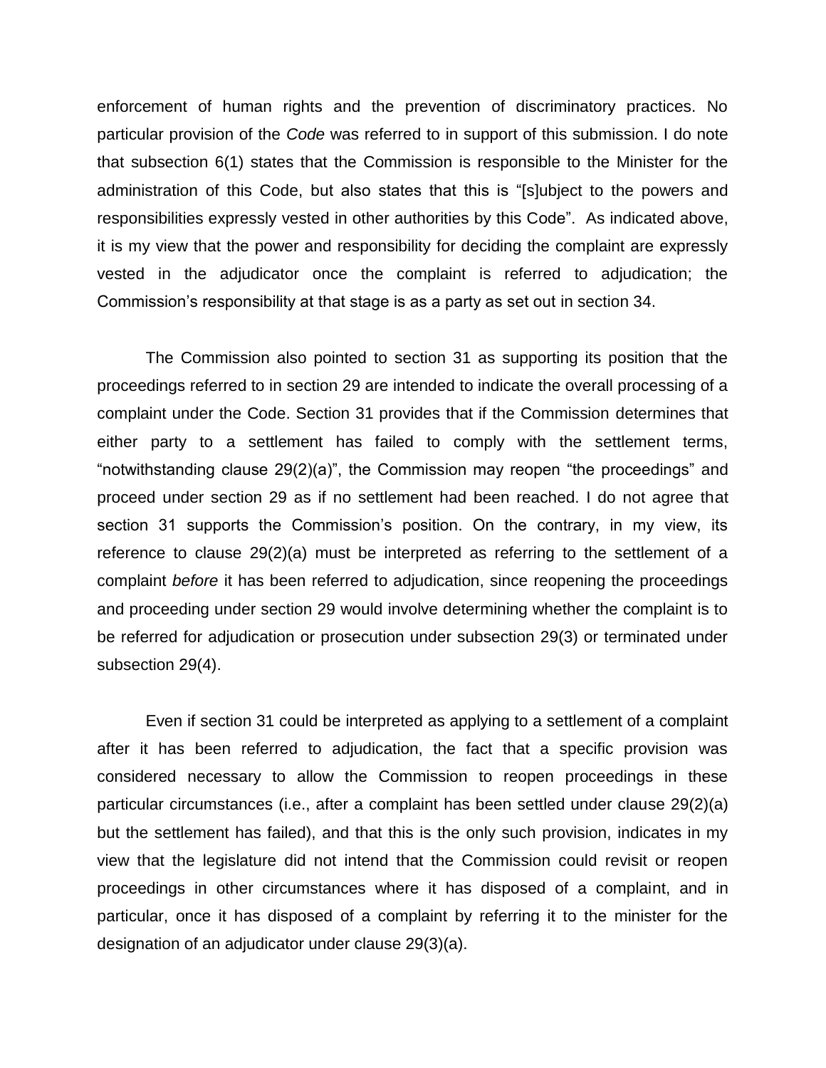enforcement of human rights and the prevention of discriminatory practices. No particular provision of the *Code* was referred to in support of this submission. I do note that subsection 6(1) states that the Commission is responsible to the Minister for the administration of this Code, but also states that this is "[s]ubject to the powers and responsibilities expressly vested in other authorities by this Code". As indicated above, it is my view that the power and responsibility for deciding the complaint are expressly vested in the adjudicator once the complaint is referred to adjudication; the Commission's responsibility at that stage is as a party as set out in section 34.

The Commission also pointed to section 31 as supporting its position that the proceedings referred to in section 29 are intended to indicate the overall processing of a complaint under the Code. Section 31 provides that if the Commission determines that either party to a settlement has failed to comply with the settlement terms, "notwithstanding clause 29(2)(a)", the Commission may reopen "the proceedings" and proceed under section 29 as if no settlement had been reached. I do not agree that section 31 supports the Commission's position. On the contrary, in my view, its reference to clause 29(2)(a) must be interpreted as referring to the settlement of a complaint *before* it has been referred to adjudication, since reopening the proceedings and proceeding under section 29 would involve determining whether the complaint is to be referred for adjudication or prosecution under subsection 29(3) or terminated under subsection 29(4).

Even if section 31 could be interpreted as applying to a settlement of a complaint after it has been referred to adjudication, the fact that a specific provision was considered necessary to allow the Commission to reopen proceedings in these particular circumstances (i.e., after a complaint has been settled under clause 29(2)(a) but the settlement has failed), and that this is the only such provision, indicates in my view that the legislature did not intend that the Commission could revisit or reopen proceedings in other circumstances where it has disposed of a complaint, and in particular, once it has disposed of a complaint by referring it to the minister for the designation of an adjudicator under clause 29(3)(a).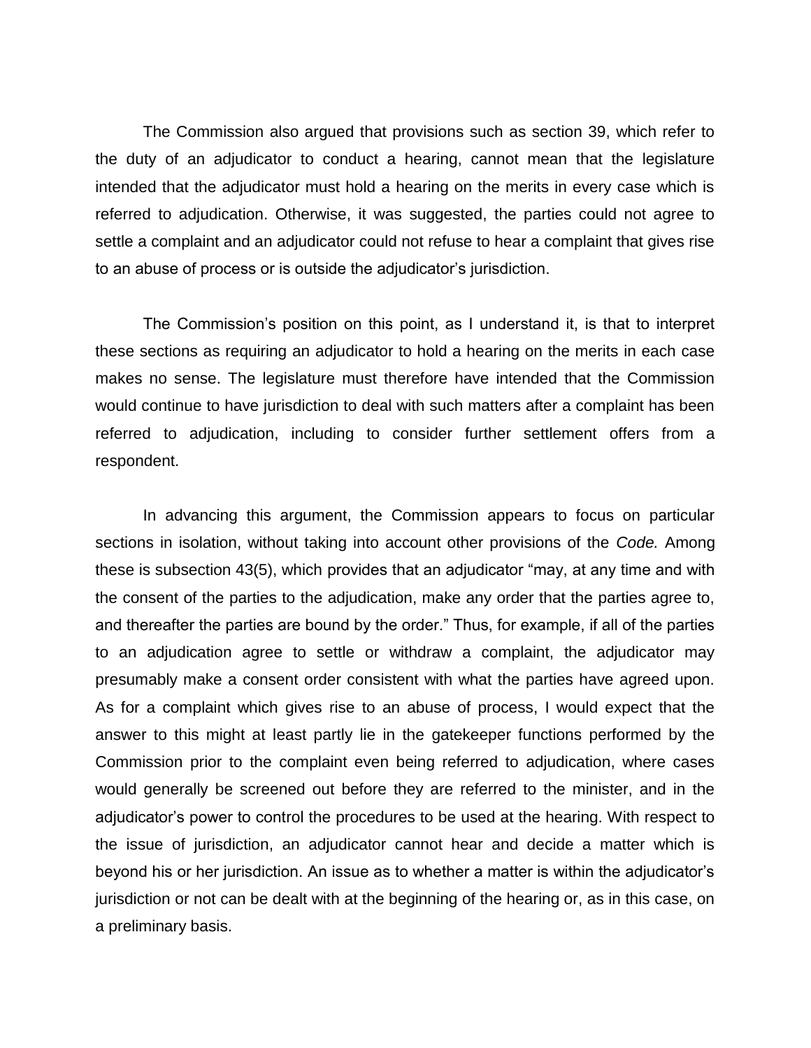The Commission also argued that provisions such as section 39, which refer to the duty of an adjudicator to conduct a hearing, cannot mean that the legislature intended that the adjudicator must hold a hearing on the merits in every case which is referred to adjudication. Otherwise, it was suggested, the parties could not agree to settle a complaint and an adjudicator could not refuse to hear a complaint that gives rise to an abuse of process or is outside the adjudicator's jurisdiction.

The Commission's position on this point, as I understand it, is that to interpret these sections as requiring an adjudicator to hold a hearing on the merits in each case makes no sense. The legislature must therefore have intended that the Commission would continue to have jurisdiction to deal with such matters after a complaint has been referred to adjudication, including to consider further settlement offers from a respondent.

In advancing this argument, the Commission appears to focus on particular sections in isolation, without taking into account other provisions of the *Code.* Among these is subsection 43(5), which provides that an adjudicator "may, at any time and with the consent of the parties to the adjudication, make any order that the parties agree to, and thereafter the parties are bound by the order." Thus, for example, if all of the parties to an adjudication agree to settle or withdraw a complaint, the adjudicator may presumably make a consent order consistent with what the parties have agreed upon. As for a complaint which gives rise to an abuse of process, I would expect that the answer to this might at least partly lie in the gatekeeper functions performed by the Commission prior to the complaint even being referred to adjudication, where cases would generally be screened out before they are referred to the minister, and in the adjudicator's power to control the procedures to be used at the hearing. With respect to the issue of jurisdiction, an adjudicator cannot hear and decide a matter which is beyond his or her jurisdiction. An issue as to whether a matter is within the adjudicator's jurisdiction or not can be dealt with at the beginning of the hearing or, as in this case, on a preliminary basis.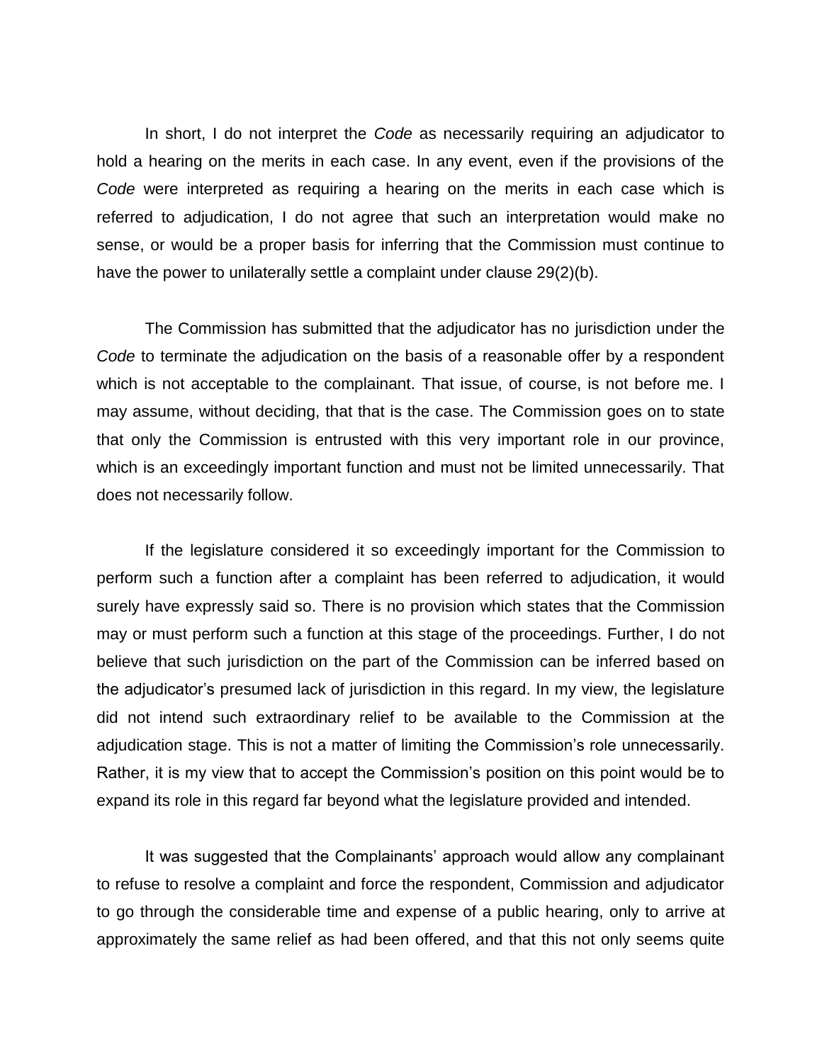In short, I do not interpret the *Code* as necessarily requiring an adjudicator to hold a hearing on the merits in each case. In any event, even if the provisions of the *Code* were interpreted as requiring a hearing on the merits in each case which is referred to adjudication, I do not agree that such an interpretation would make no sense, or would be a proper basis for inferring that the Commission must continue to have the power to unilaterally settle a complaint under clause 29(2)(b).

The Commission has submitted that the adjudicator has no jurisdiction under the *Code* to terminate the adjudication on the basis of a reasonable offer by a respondent which is not acceptable to the complainant. That issue, of course, is not before me. I may assume, without deciding, that that is the case. The Commission goes on to state that only the Commission is entrusted with this very important role in our province, which is an exceedingly important function and must not be limited unnecessarily. That does not necessarily follow.

If the legislature considered it so exceedingly important for the Commission to perform such a function after a complaint has been referred to adjudication, it would surely have expressly said so. There is no provision which states that the Commission may or must perform such a function at this stage of the proceedings. Further, I do not believe that such jurisdiction on the part of the Commission can be inferred based on the adjudicator's presumed lack of jurisdiction in this regard. In my view, the legislature did not intend such extraordinary relief to be available to the Commission at the adjudication stage. This is not a matter of limiting the Commission's role unnecessarily. Rather, it is my view that to accept the Commission's position on this point would be to expand its role in this regard far beyond what the legislature provided and intended.

It was suggested that the Complainants' approach would allow any complainant to refuse to resolve a complaint and force the respondent, Commission and adjudicator to go through the considerable time and expense of a public hearing, only to arrive at approximately the same relief as had been offered, and that this not only seems quite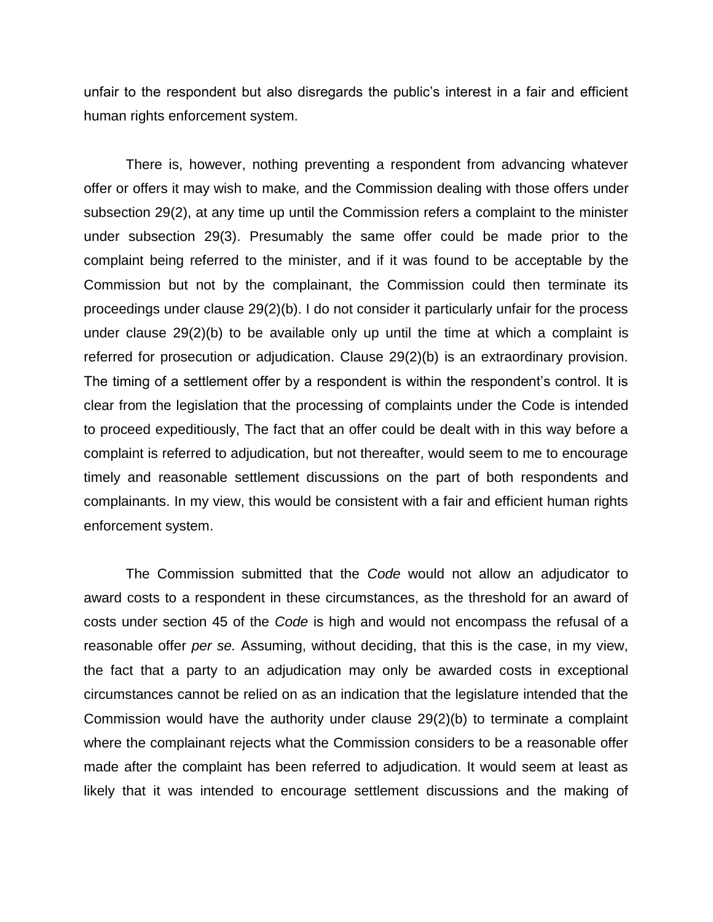unfair to the respondent but also disregards the public's interest in a fair and efficient human rights enforcement system.

There is, however, nothing preventing a respondent from advancing whatever offer or offers it may wish to make*,* and the Commission dealing with those offers under subsection 29(2), at any time up until the Commission refers a complaint to the minister under subsection 29(3). Presumably the same offer could be made prior to the complaint being referred to the minister, and if it was found to be acceptable by the Commission but not by the complainant, the Commission could then terminate its proceedings under clause 29(2)(b). I do not consider it particularly unfair for the process under clause 29(2)(b) to be available only up until the time at which a complaint is referred for prosecution or adjudication. Clause 29(2)(b) is an extraordinary provision. The timing of a settlement offer by a respondent is within the respondent's control. It is clear from the legislation that the processing of complaints under the Code is intended to proceed expeditiously, The fact that an offer could be dealt with in this way before a complaint is referred to adjudication, but not thereafter, would seem to me to encourage timely and reasonable settlement discussions on the part of both respondents and complainants. In my view, this would be consistent with a fair and efficient human rights enforcement system.

The Commission submitted that the *Code* would not allow an adjudicator to award costs to a respondent in these circumstances, as the threshold for an award of costs under section 45 of the *Code* is high and would not encompass the refusal of a reasonable offer *per se.* Assuming, without deciding, that this is the case, in my view, the fact that a party to an adjudication may only be awarded costs in exceptional circumstances cannot be relied on as an indication that the legislature intended that the Commission would have the authority under clause 29(2)(b) to terminate a complaint where the complainant rejects what the Commission considers to be a reasonable offer made after the complaint has been referred to adjudication. It would seem at least as likely that it was intended to encourage settlement discussions and the making of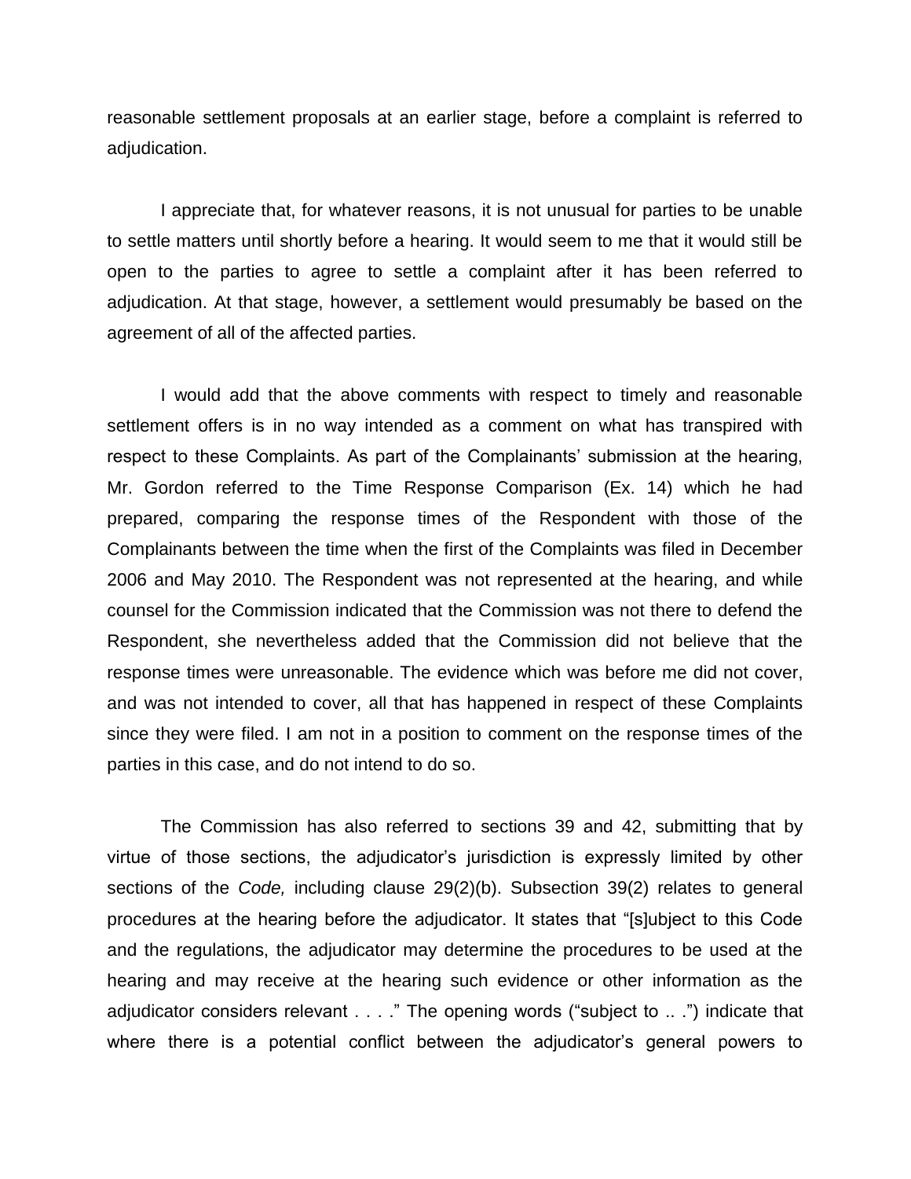reasonable settlement proposals at an earlier stage, before a complaint is referred to adjudication.

I appreciate that, for whatever reasons, it is not unusual for parties to be unable to settle matters until shortly before a hearing. It would seem to me that it would still be open to the parties to agree to settle a complaint after it has been referred to adjudication. At that stage, however, a settlement would presumably be based on the agreement of all of the affected parties.

I would add that the above comments with respect to timely and reasonable settlement offers is in no way intended as a comment on what has transpired with respect to these Complaints. As part of the Complainants' submission at the hearing, Mr. Gordon referred to the Time Response Comparison (Ex. 14) which he had prepared, comparing the response times of the Respondent with those of the Complainants between the time when the first of the Complaints was filed in December 2006 and May 2010. The Respondent was not represented at the hearing, and while counsel for the Commission indicated that the Commission was not there to defend the Respondent, she nevertheless added that the Commission did not believe that the response times were unreasonable. The evidence which was before me did not cover, and was not intended to cover, all that has happened in respect of these Complaints since they were filed. I am not in a position to comment on the response times of the parties in this case, and do not intend to do so.

The Commission has also referred to sections 39 and 42, submitting that by virtue of those sections, the adjudicator's jurisdiction is expressly limited by other sections of the *Code,* including clause 29(2)(b). Subsection 39(2) relates to general procedures at the hearing before the adjudicator. It states that "[s]ubject to this Code and the regulations, the adjudicator may determine the procedures to be used at the hearing and may receive at the hearing such evidence or other information as the adjudicator considers relevant . . . ." The opening words ("subject to .. .") indicate that where there is a potential conflict between the adjudicator's general powers to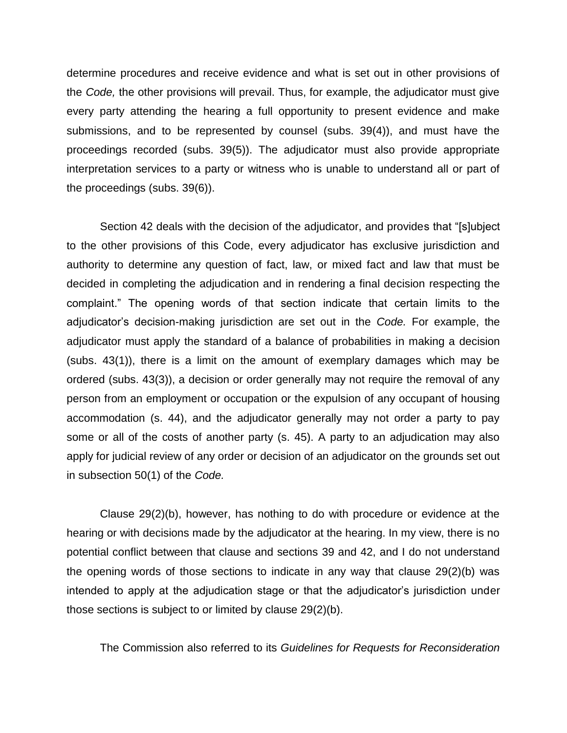determine procedures and receive evidence and what is set out in other provisions of the *Code,* the other provisions will prevail. Thus, for example, the adjudicator must give every party attending the hearing a full opportunity to present evidence and make submissions, and to be represented by counsel (subs. 39(4)), and must have the proceedings recorded (subs. 39(5)). The adjudicator must also provide appropriate interpretation services to a party or witness who is unable to understand all or part of the proceedings (subs. 39(6)).

Section 42 deals with the decision of the adjudicator, and provides that "[s]ubject to the other provisions of this Code, every adjudicator has exclusive jurisdiction and authority to determine any question of fact, law, or mixed fact and law that must be decided in completing the adjudication and in rendering a final decision respecting the complaint." The opening words of that section indicate that certain limits to the adjudicator's decision-making jurisdiction are set out in the *Code.* For example, the adjudicator must apply the standard of a balance of probabilities in making a decision (subs. 43(1)), there is a limit on the amount of exemplary damages which may be ordered (subs. 43(3)), a decision or order generally may not require the removal of any person from an employment or occupation or the expulsion of any occupant of housing accommodation (s. 44), and the adjudicator generally may not order a party to pay some or all of the costs of another party (s. 45). A party to an adjudication may also apply for judicial review of any order or decision of an adjudicator on the grounds set out in subsection 50(1) of the *Code.*

Clause 29(2)(b), however, has nothing to do with procedure or evidence at the hearing or with decisions made by the adjudicator at the hearing. In my view, there is no potential conflict between that clause and sections 39 and 42, and I do not understand the opening words of those sections to indicate in any way that clause 29(2)(b) was intended to apply at the adjudication stage or that the adjudicator's jurisdiction under those sections is subject to or limited by clause 29(2)(b).

The Commission also referred to its *Guidelines for Requests for Reconsideration*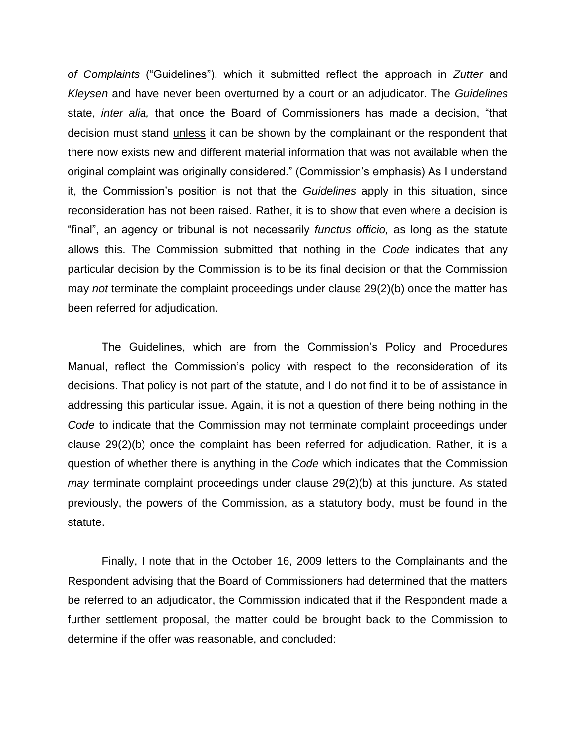*of Complaints* ("Guidelines"), which it submitted reflect the approach in *Zutter* and *Kleysen* and have never been overturned by a court or an adjudicator. The *Guidelines* state, *inter alia,* that once the Board of Commissioners has made a decision, "that decision must stand <u>unless</u> it can be shown by the complainant or the respondent that there now exists new and different material information that was not available when the original complaint was originally considered." (Commission's emphasis) As I understand it, the Commission's position is not that the *Guidelines* apply in this situation, since reconsideration has not been raised. Rather, it is to show that even where a decision is "final", an agency or tribunal is not necessarily *functus officio,* as long as the statute allows this. The Commission submitted that nothing in the *Code* indicates that any particular decision by the Commission is to be its final decision or that the Commission may *not* terminate the complaint proceedings under clause 29(2)(b) once the matter has been referred for adjudication.

The Guidelines, which are from the Commission's Policy and Procedures Manual, reflect the Commission's policy with respect to the reconsideration of its decisions. That policy is not part of the statute, and I do not find it to be of assistance in addressing this particular issue. Again, it is not a question of there being nothing in the *Code* to indicate that the Commission may not terminate complaint proceedings under clause 29(2)(b) once the complaint has been referred for adjudication. Rather, it is a question of whether there is anything in the *Code* which indicates that the Commission *may* terminate complaint proceedings under clause 29(2)(b) at this juncture. As stated previously, the powers of the Commission, as a statutory body, must be found in the statute.

Finally, I note that in the October 16, 2009 letters to the Complainants and the Respondent advising that the Board of Commissioners had determined that the matters be referred to an adjudicator, the Commission indicated that if the Respondent made a further settlement proposal, the matter could be brought back to the Commission to determine if the offer was reasonable, and concluded: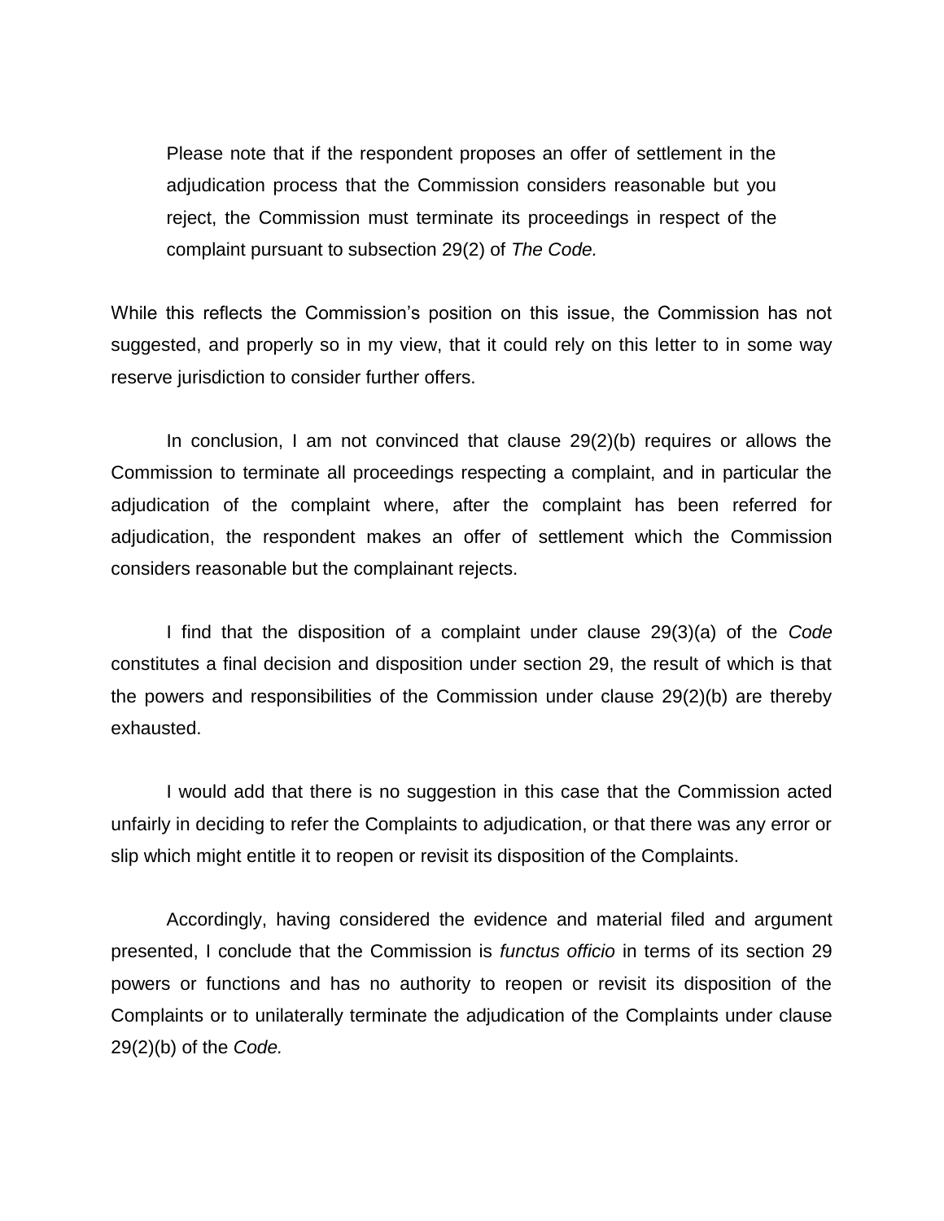> Please note that if the respondent proposes an offer of settlement in the adjudication process that the Commission considers reasonable but you reject, the Commission must terminate its proceedings in respect of the complaint pursuant to subsection 29(2) of *The Code.*

While this reflects the Commission's position on this issue, the Commission has not suggested, and properly so in my view, that it could rely on this letter to in some way reserve jurisdiction to consider further offers.

In conclusion, I am not convinced that clause 29(2)(b) requires or allows the Commission to terminate all proceedings respecting a complaint, and in particular the adjudication of the complaint where, after the complaint has been referred for adjudication, the respondent makes an offer of settlement which the Commission considers reasonable but the complainant rejects.

I find that the disposition of a complaint under clause 29(3)(a) of the *Code* constitutes a final decision and disposition under section 29, the result of which is that the powers and responsibilities of the Commission under clause 29(2)(b) are thereby exhausted.

I would add that there is no suggestion in this case that the Commission acted unfairly in deciding to refer the Complaints to adjudication, or that there was any error or slip which might entitle it to reopen or revisit its disposition of the Complaints.

Accordingly, having considered the evidence and material filed and argument presented, I conclude that the Commission is *functus officio* in terms of its section 29 powers or functions and has no authority to reopen or revisit its disposition of the Complaints or to unilaterally terminate the adjudication of the Complaints under clause 29(2)(b) of the *Code.*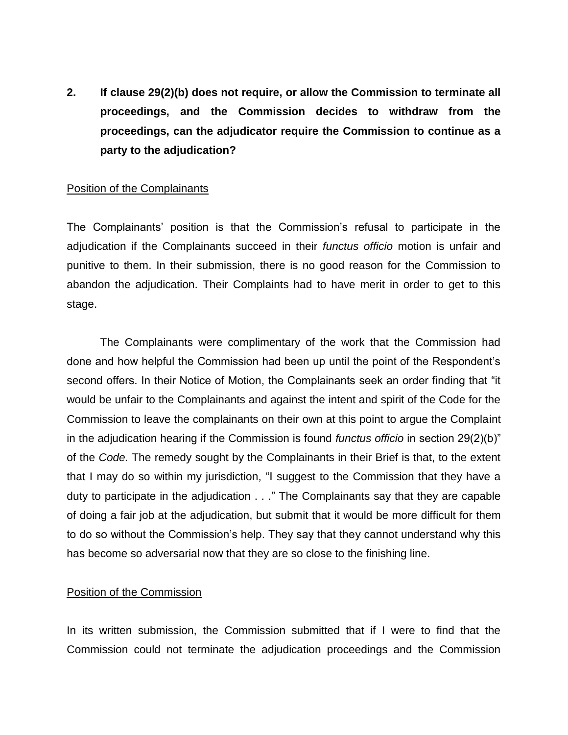**2. If clause 29(2)(b) does not require, or allow the Commission to terminate all proceedings, and the Commission decides to withdraw from the proceedings, can the adjudicator require the Commission to continue as a party to the adjudication?**

<u>Position of the Complainants</u>

The Complainants' position is that the Commission's refusal to participate in the adjudication if the Complainants succeed in their *functus officio* motion is unfair and punitive to them. In their submission, there is no good reason for the Commission to abandon the adjudication. Their Complaints had to have merit in order to get to this stage.

The Complainants were complimentary of the work that the Commission had done and how helpful the Commission had been up until the point of the Respondent's second offers. In their Notice of Motion, the Complainants seek an order finding that "it would be unfair to the Complainants and against the intent and spirit of the Code for the Commission to leave the complainants on their own at this point to argue the Complaint in the adjudication hearing if the Commission is found *functus officio* in section 29(2)(b)" of the *Code.* The remedy sought by the Complainants in their Brief is that, to the extent that I may do so within my jurisdiction, "I suggest to the Commission that they have a duty to participate in the adjudication . . ." The Complainants say that they are capable of doing a fair job at the adjudication, but submit that it would be more difficult for them to do so without the Commission's help. They say that they cannot understand why this has become so adversarial now that they are so close to the finishing line.

<u>Position of the Commission</u>

In its written submission, the Commission submitted that if I were to find that the Commission could not terminate the adjudication proceedings and the Commission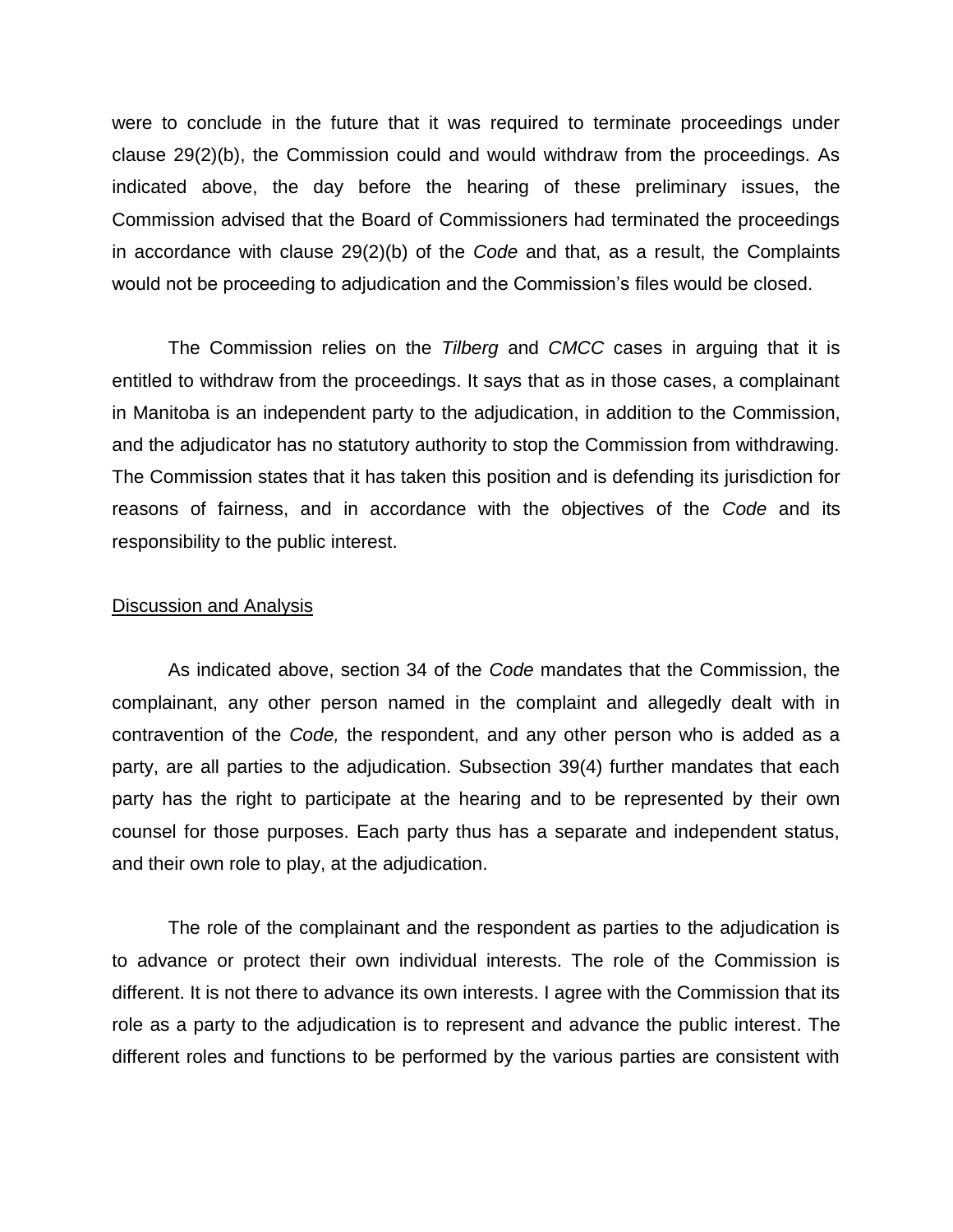were to conclude in the future that it was required to terminate proceedings under clause 29(2)(b), the Commission could and would withdraw from the proceedings. As indicated above, the day before the hearing of these preliminary issues, the Commission advised that the Board of Commissioners had terminated the proceedings in accordance with clause 29(2)(b) of the *Code* and that, as a result, the Complaints would not be proceeding to adjudication and the Commission's files would be closed.

The Commission relies on the *Tilberg* and *CMCC* cases in arguing that it is entitled to withdraw from the proceedings. It says that as in those cases, a complainant in Manitoba is an independent party to the adjudication, in addition to the Commission, and the adjudicator has no statutory authority to stop the Commission from withdrawing. The Commission states that it has taken this position and is defending its jurisdiction for reasons of fairness, and in accordance with the objectives of the *Code* and its responsibility to the public interest.

<u>Discussion and Analysis</u>

As indicated above, section 34 of the *Code* mandates that the Commission, the complainant, any other person named in the complaint and allegedly dealt with in contravention of the *Code,* the respondent, and any other person who is added as a party, are all parties to the adjudication. Subsection 39(4) further mandates that each party has the right to participate at the hearing and to be represented by their own counsel for those purposes. Each party thus has a separate and independent status, and their own role to play, at the adjudication.

The role of the complainant and the respondent as parties to the adjudication is to advance or protect their own individual interests. The role of the Commission is different. It is not there to advance its own interests. I agree with the Commission that its role as a party to the adjudication is to represent and advance the public interest. The different roles and functions to be performed by the various parties are consistent with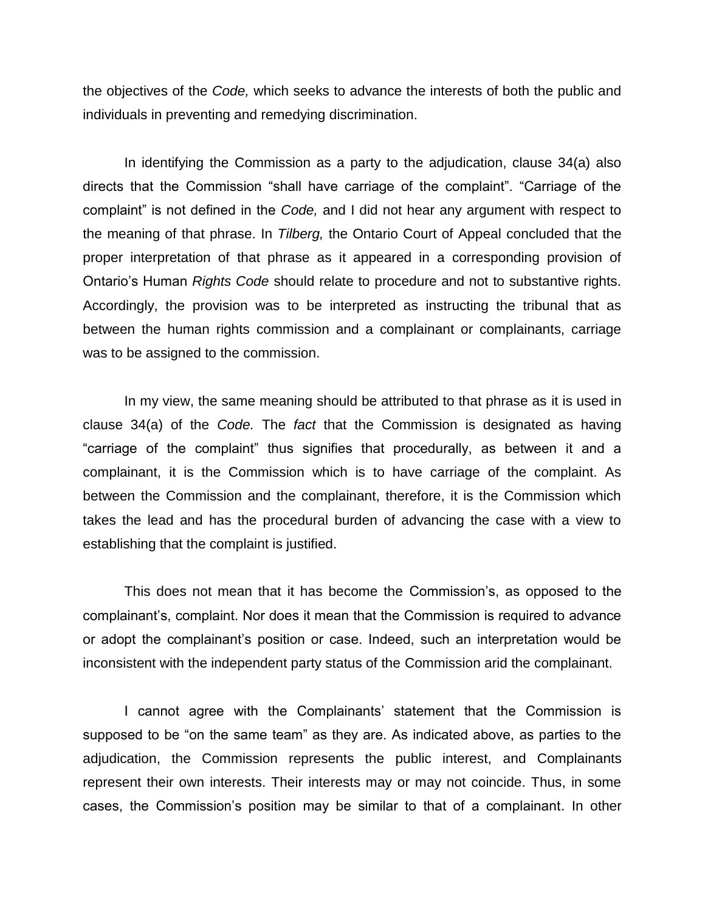the objectives of the *Code,* which seeks to advance the interests of both the public and individuals in preventing and remedying discrimination.

In identifying the Commission as a party to the adjudication, clause 34(a) also directs that the Commission "shall have carriage of the complaint". "Carriage of the complaint" is not defined in the *Code,* and I did not hear any argument with respect to the meaning of that phrase. In *Tilberg,* the Ontario Court of Appeal concluded that the proper interpretation of that phrase as it appeared in a corresponding provision of Ontario's Human *Rights Code* should relate to procedure and not to substantive rights. Accordingly, the provision was to be interpreted as instructing the tribunal that as between the human rights commission and a complainant or complainants, carriage was to be assigned to the commission.

In my view, the same meaning should be attributed to that phrase as it is used in clause 34(a) of the *Code.* The *fact* that the Commission is designated as having "carriage of the complaint" thus signifies that procedurally, as between it and a complainant, it is the Commission which is to have carriage of the complaint. As between the Commission and the complainant, therefore, it is the Commission which takes the lead and has the procedural burden of advancing the case with a view to establishing that the complaint is justified.

This does not mean that it has become the Commission's, as opposed to the complainant's, complaint. Nor does it mean that the Commission is required to advance or adopt the complainant's position or case. Indeed, such an interpretation would be inconsistent with the independent party status of the Commission arid the complainant.

I cannot agree with the Complainants' statement that the Commission is supposed to be "on the same team" as they are. As indicated above, as parties to the adjudication, the Commission represents the public interest, and Complainants represent their own interests. Their interests may or may not coincide. Thus, in some cases, the Commission's position may be similar to that of a complainant. In other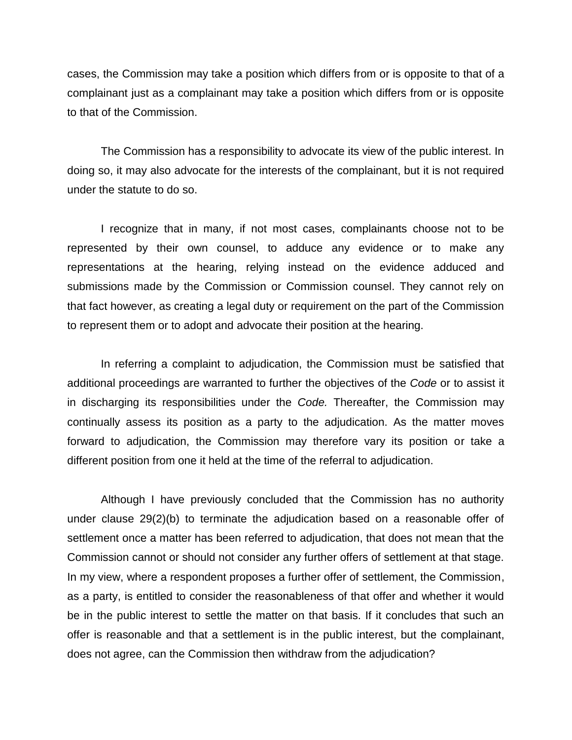cases, the Commission may take a position which differs from or is opposite to that of a complainant just as a complainant may take a position which differs from or is opposite to that of the Commission.

The Commission has a responsibility to advocate its view of the public interest. In doing so, it may also advocate for the interests of the complainant, but it is not required under the statute to do so.

I recognize that in many, if not most cases, complainants choose not to be represented by their own counsel, to adduce any evidence or to make any representations at the hearing, relying instead on the evidence adduced and submissions made by the Commission or Commission counsel. They cannot rely on that fact however, as creating a legal duty or requirement on the part of the Commission to represent them or to adopt and advocate their position at the hearing.

In referring a complaint to adjudication, the Commission must be satisfied that additional proceedings are warranted to further the objectives of the *Code* or to assist it in discharging its responsibilities under the *Code.* Thereafter, the Commission may continually assess its position as a party to the adjudication. As the matter moves forward to adjudication, the Commission may therefore vary its position or take a different position from one it held at the time of the referral to adjudication.

Although I have previously concluded that the Commission has no authority under clause 29(2)(b) to terminate the adjudication based on a reasonable offer of settlement once a matter has been referred to adjudication, that does not mean that the Commission cannot or should not consider any further offers of settlement at that stage. In my view, where a respondent proposes a further offer of settlement, the Commission, as a party, is entitled to consider the reasonableness of that offer and whether it would be in the public interest to settle the matter on that basis. If it concludes that such an offer is reasonable and that a settlement is in the public interest, but the complainant, does not agree, can the Commission then withdraw from the adjudication?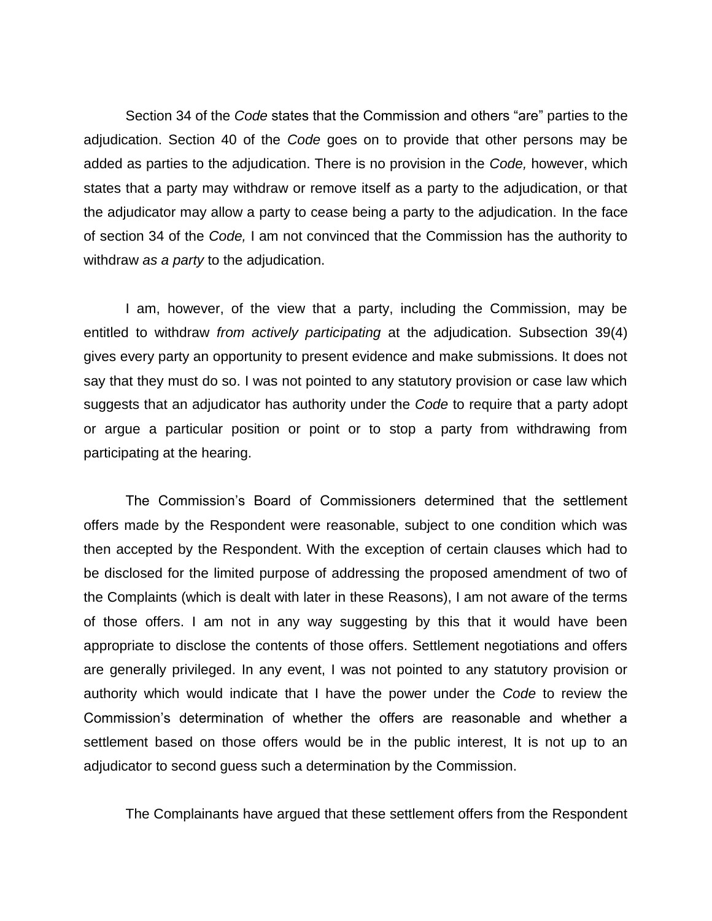Section 34 of the *Code* states that the Commission and others "are" parties to the adjudication. Section 40 of the *Code* goes on to provide that other persons may be added as parties to the adjudication. There is no provision in the *Code,* however, which states that a party may withdraw or remove itself as a party to the adjudication, or that the adjudicator may allow a party to cease being a party to the adjudication. In the face of section 34 of the *Code,* I am not convinced that the Commission has the authority to withdraw *as a party* to the adjudication.

I am, however, of the view that a party, including the Commission, may be entitled to withdraw *from actively participating* at the adjudication. Subsection 39(4) gives every party an opportunity to present evidence and make submissions. It does not say that they must do so. I was not pointed to any statutory provision or case law which suggests that an adjudicator has authority under the *Code* to require that a party adopt or argue a particular position or point or to stop a party from withdrawing from participating at the hearing.

The Commission's Board of Commissioners determined that the settlement offers made by the Respondent were reasonable, subject to one condition which was then accepted by the Respondent. With the exception of certain clauses which had to be disclosed for the limited purpose of addressing the proposed amendment of two of the Complaints (which is dealt with later in these Reasons), I am not aware of the terms of those offers. I am not in any way suggesting by this that it would have been appropriate to disclose the contents of those offers. Settlement negotiations and offers are generally privileged. In any event, I was not pointed to any statutory provision or authority which would indicate that I have the power under the *Code* to review the Commission's determination of whether the offers are reasonable and whether a settlement based on those offers would be in the public interest, It is not up to an adjudicator to second guess such a determination by the Commission.

The Complainants have argued that these settlement offers from the Respondent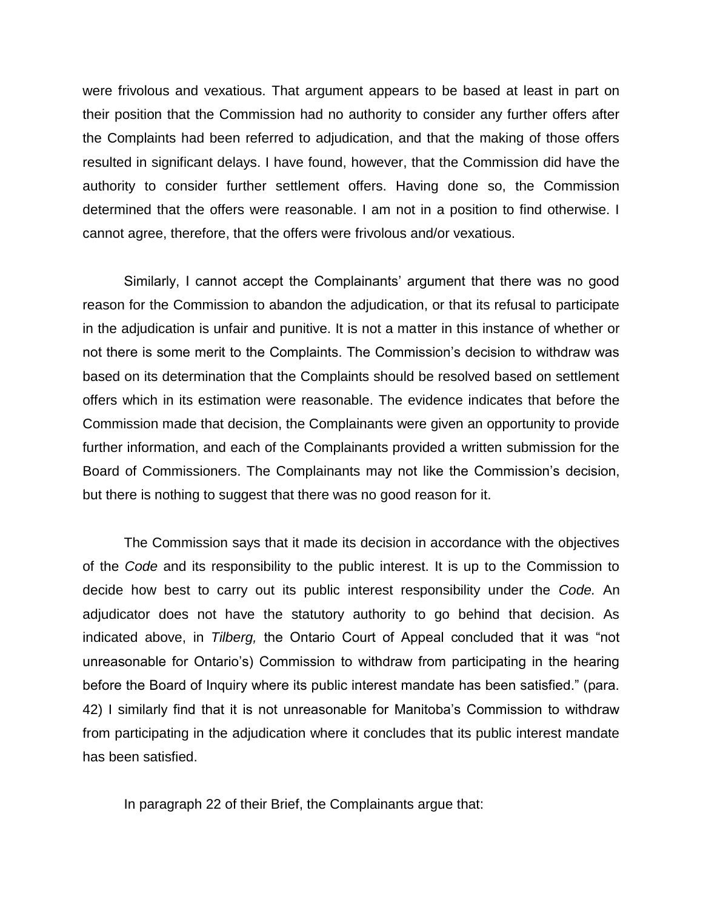were frivolous and vexatious. That argument appears to be based at least in part on their position that the Commission had no authority to consider any further offers after the Complaints had been referred to adjudication, and that the making of those offers resulted in significant delays. I have found, however, that the Commission did have the authority to consider further settlement offers. Having done so, the Commission determined that the offers were reasonable. I am not in a position to find otherwise. I cannot agree, therefore, that the offers were frivolous and/or vexatious.

Similarly, I cannot accept the Complainants' argument that there was no good reason for the Commission to abandon the adjudication, or that its refusal to participate in the adjudication is unfair and punitive. It is not a matter in this instance of whether or not there is some merit to the Complaints. The Commission's decision to withdraw was based on its determination that the Complaints should be resolved based on settlement offers which in its estimation were reasonable. The evidence indicates that before the Commission made that decision, the Complainants were given an opportunity to provide further information, and each of the Complainants provided a written submission for the Board of Commissioners. The Complainants may not like the Commission's decision, but there is nothing to suggest that there was no good reason for it.

The Commission says that it made its decision in accordance with the objectives of the *Code* and its responsibility to the public interest. It is up to the Commission to decide how best to carry out its public interest responsibility under the *Code.* An adjudicator does not have the statutory authority to go behind that decision. As indicated above, in *Tilberg,* the Ontario Court of Appeal concluded that it was "not unreasonable for Ontario's) Commission to withdraw from participating in the hearing before the Board of Inquiry where its public interest mandate has been satisfied." (para. 42) I similarly find that it is not unreasonable for Manitoba's Commission to withdraw from participating in the adjudication where it concludes that its public interest mandate has been satisfied.

In paragraph 22 of their Brief, the Complainants argue that: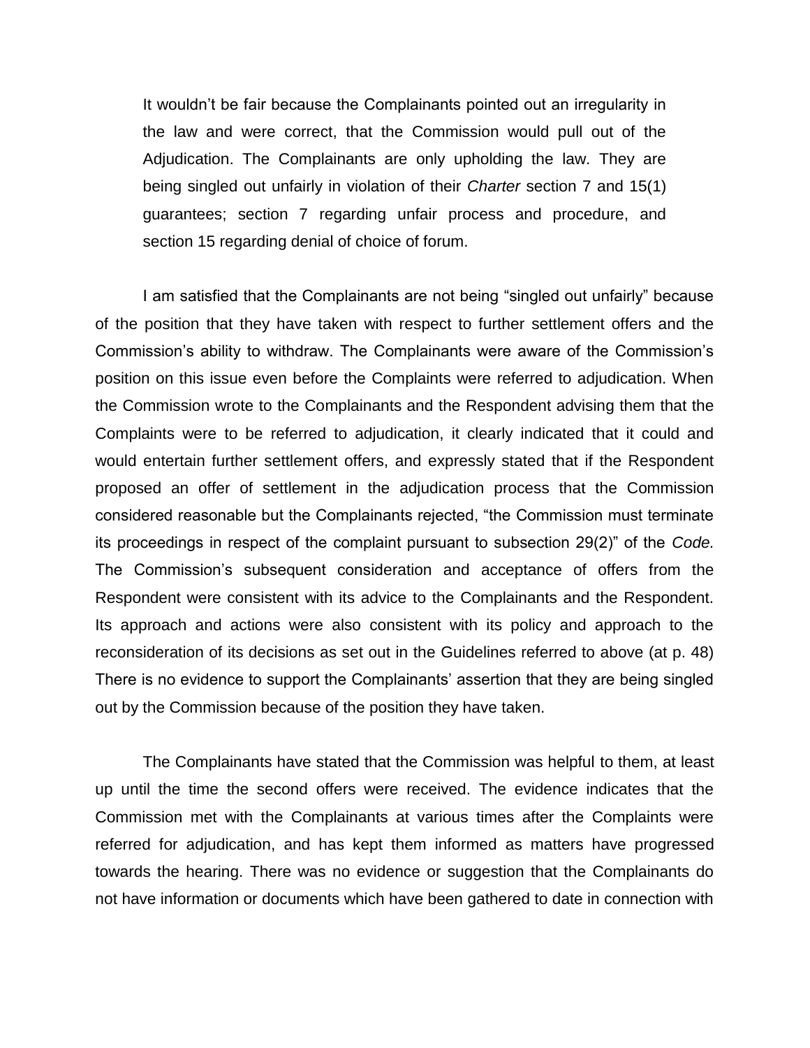> It wouldn't be fair because the Complainants pointed out an irregularity in the law and were correct, that the Commission would pull out of the Adjudication. The Complainants are only upholding the law. They are being singled out unfairly in violation of their *Charter* section 7 and 15(1) guarantees; section 7 regarding unfair process and procedure, and section 15 regarding denial of choice of forum.

I am satisfied that the Complainants are not being "singled out unfairly" because of the position that they have taken with respect to further settlement offers and the Commission's ability to withdraw. The Complainants were aware of the Commission's position on this issue even before the Complaints were referred to adjudication. When the Commission wrote to the Complainants and the Respondent advising them that the Complaints were to be referred to adjudication, it clearly indicated that it could and would entertain further settlement offers, and expressly stated that if the Respondent proposed an offer of settlement in the adjudication process that the Commission considered reasonable but the Complainants rejected, "the Commission must terminate its proceedings in respect of the complaint pursuant to subsection 29(2)" of the *Code.* The Commission's subsequent consideration and acceptance of offers from the Respondent were consistent with its advice to the Complainants and the Respondent. Its approach and actions were also consistent with its policy and approach to the reconsideration of its decisions as set out in the Guidelines referred to above (at p. 48) There is no evidence to support the Complainants' assertion that they are being singled out by the Commission because of the position they have taken.

The Complainants have stated that the Commission was helpful to them, at least up until the time the second offers were received. The evidence indicates that the Commission met with the Complainants at various times after the Complaints were referred for adjudication, and has kept them informed as matters have progressed towards the hearing. There was no evidence or suggestion that the Complainants do not have information or documents which have been gathered to date in connection with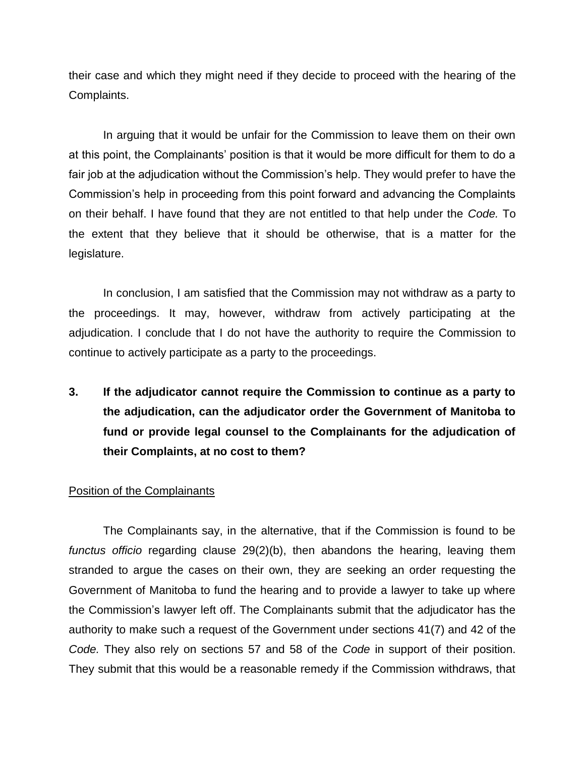their case and which they might need if they decide to proceed with the hearing of the Complaints.

In arguing that it would be unfair for the Commission to leave them on their own at this point, the Complainants' position is that it would be more difficult for them to do a fair job at the adjudication without the Commission's help. They would prefer to have the Commission's help in proceeding from this point forward and advancing the Complaints on their behalf. I have found that they are not entitled to that help under the *Code.* To the extent that they believe that it should be otherwise, that is a matter for the legislature.

In conclusion, I am satisfied that the Commission may not withdraw as a party to the proceedings. It may, however, withdraw from actively participating at the adjudication. I conclude that I do not have the authority to require the Commission to continue to actively participate as a party to the proceedings.

**3. If the adjudicator cannot require the Commission to continue as a party to the adjudication, can the adjudicator order the Government of Manitoba to fund or provide legal counsel to the Complainants for the adjudication of their Complaints, at no cost to them?**

<u>Position of the Complainants</u>

The Complainants say, in the alternative, that if the Commission is found to be *functus officio* regarding clause 29(2)(b), then abandons the hearing, leaving them stranded to argue the cases on their own, they are seeking an order requesting the Government of Manitoba to fund the hearing and to provide a lawyer to take up where the Commission's lawyer left off. The Complainants submit that the adjudicator has the authority to make such a request of the Government under sections 41(7) and 42 of the *Code*. They also rely on sections 57 and 58 of the *Code* in support of their position. They submit that this would be a reasonable remedy if the Commission withdraws, that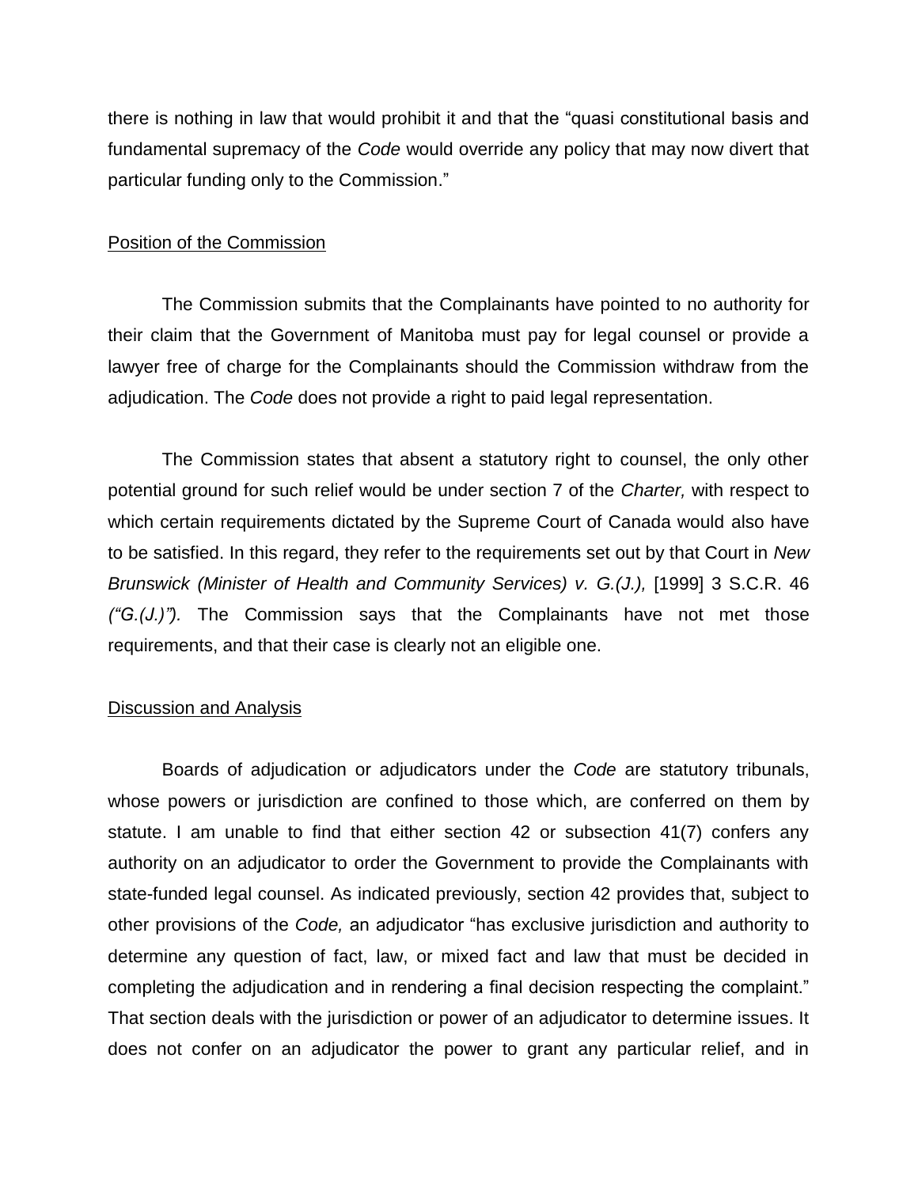there is nothing in law that would prohibit it and that the "quasi constitutional basis and fundamental supremacy of the *Code* would override any policy that may now divert that particular funding only to the Commission."

Position of the Commission

The Commission submits that the Complainants have pointed to no authority for their claim that the Government of Manitoba must pay for legal counsel or provide a lawyer free of charge for the Complainants should the Commission withdraw from the adjudication. The *Code* does not provide a right to paid legal representation.

The Commission states that absent a statutory right to counsel, the only other potential ground for such relief would be under section 7 of the *Charter,* with respect to which certain requirements dictated by the Supreme Court of Canada would also have to be satisfied. In this regard, they refer to the requirements set out by that Court in *New Brunswick (Minister of Health and Community Services) v. G.(J.),* [1999] 3 S.C.R. 46 *("G.(J.)").* The Commission says that the Complainants have not met those requirements, and that their case is clearly not an eligible one.

Discussion and Analysis

Boards of adjudication or adjudicators under the *Code* are statutory tribunals, whose powers or jurisdiction are confined to those which, are conferred on them by statute. I am unable to find that either section 42 or subsection 41(7) confers any authority on an adjudicator to order the Government to provide the Complainants with state-funded legal counsel. As indicated previously, section 42 provides that, subject to other provisions of the *Code,* an adjudicator "has exclusive jurisdiction and authority to determine any question of fact, law, or mixed fact and law that must be decided in completing the adjudication and in rendering a final decision respecting the complaint." That section deals with the jurisdiction or power of an adjudicator to determine issues. It does not confer on an adjudicator the power to grant any particular relief, and in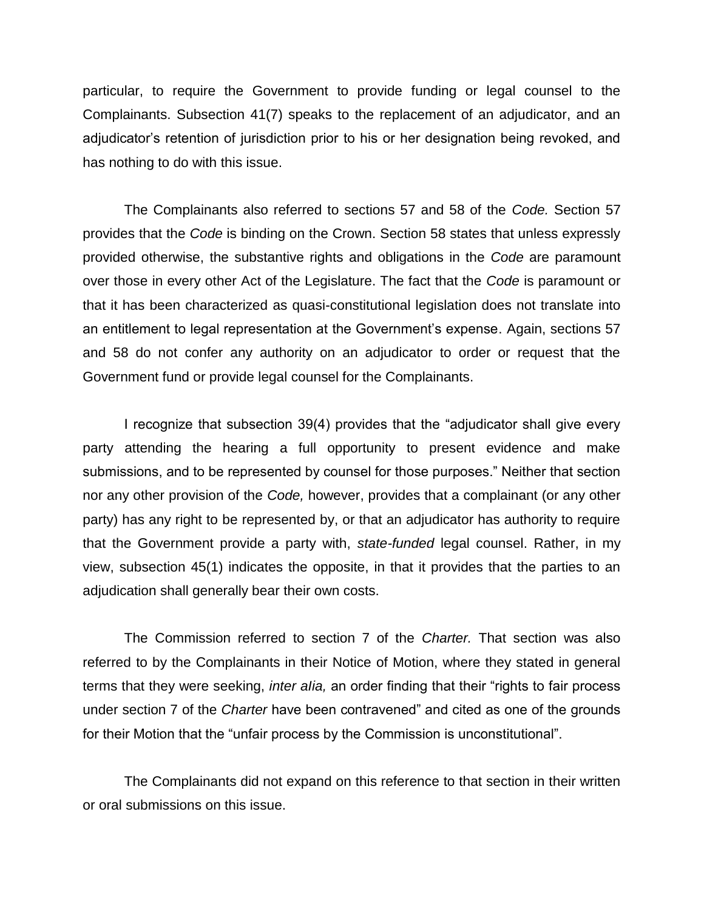particular, to require the Government to provide funding or legal counsel to the Complainants. Subsection 41(7) speaks to the replacement of an adjudicator, and an adjudicator's retention of jurisdiction prior to his or her designation being revoked, and has nothing to do with this issue.

The Complainants also referred to sections 57 and 58 of the *Code.* Section 57 provides that the *Code* is binding on the Crown. Section 58 states that unless expressly provided otherwise, the substantive rights and obligations in the *Code* are paramount over those in every other Act of the Legislature. The fact that the *Code* is paramount or that it has been characterized as quasi-constitutional legislation does not translate into an entitlement to legal representation at the Government's expense. Again, sections 57 and 58 do not confer any authority on an adjudicator to order or request that the Government fund or provide legal counsel for the Complainants.

I recognize that subsection 39(4) provides that the "adjudicator shall give every party attending the hearing a full opportunity to present evidence and make submissions, and to be represented by counsel for those purposes." Neither that section nor any other provision of the *Code,* however, provides that a complainant (or any other party) has any right to be represented by, or that an adjudicator has authority to require that the Government provide a party with, *state-funded* legal counsel. Rather, in my view, subsection 45(1) indicates the opposite, in that it provides that the parties to an adjudication shall generally bear their own costs.

The Commission referred to section 7 of the *Charter.* That section was also referred to by the Complainants in their Notice of Motion, where they stated in general terms that they were seeking, *inter alia,* an order finding that their "rights to fair process under section 7 of the *Charter* have been contravened" and cited as one of the grounds for their Motion that the "unfair process by the Commission is unconstitutional".

The Complainants did not expand on this reference to that section in their written or oral submissions on this issue.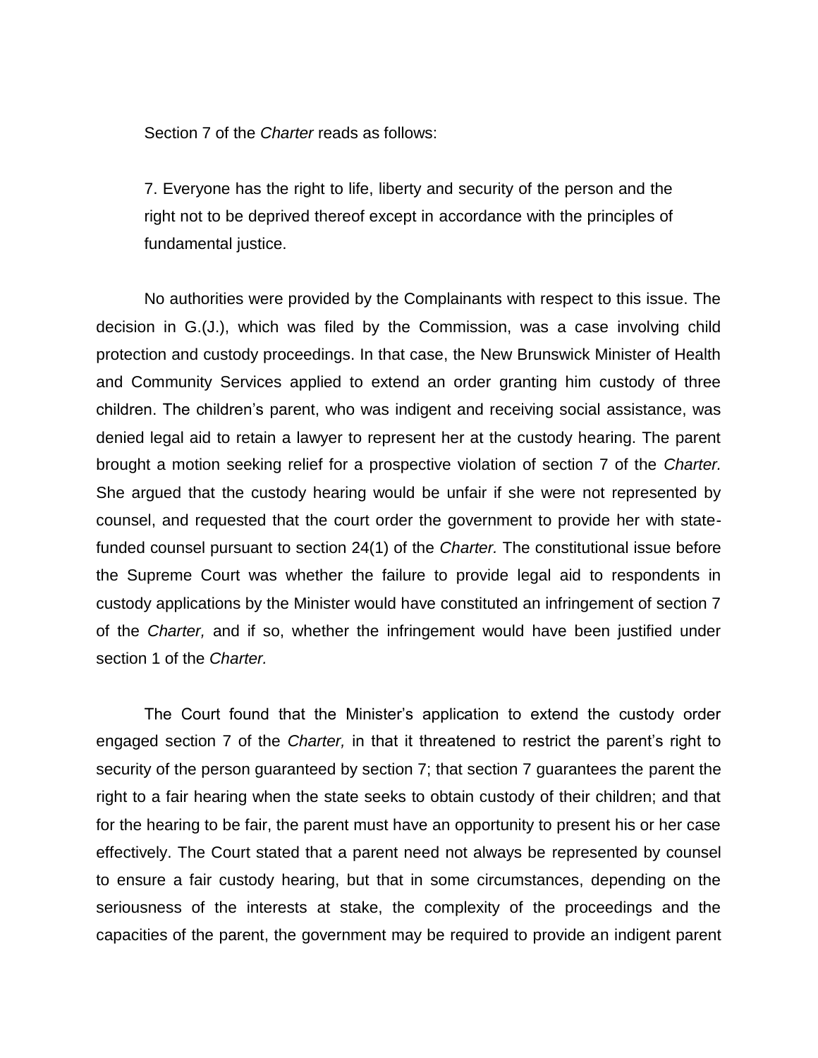Section 7 of the *Charter* reads as follows:

> 7. Everyone has the right to life, liberty and security of the person and the right not to be deprived thereof except in accordance with the principles of fundamental justice.

No authorities were provided by the Complainants with respect to this issue. The decision in G.(J.), which was filed by the Commission, was a case involving child protection and custody proceedings. In that case, the New Brunswick Minister of Health and Community Services applied to extend an order granting him custody of three children. The children's parent, who was indigent and receiving social assistance, was denied legal aid to retain a lawyer to represent her at the custody hearing. The parent brought a motion seeking relief for a prospective violation of section 7 of the *Charter.* She argued that the custody hearing would be unfair if she were not represented by counsel, and requested that the court order the government to provide her with state-funded counsel pursuant to section 24(1) of the *Charter.* The constitutional issue before the Supreme Court was whether the failure to provide legal aid to respondents in custody applications by the Minister would have constituted an infringement of section 7 of the *Charter,* and if so, whether the infringement would have been justified under section 1 of the *Charter.*

The Court found that the Minister's application to extend the custody order engaged section 7 of the *Charter,* in that it threatened to restrict the parent's right to security of the person guaranteed by section 7; that section 7 guarantees the parent the right to a fair hearing when the state seeks to obtain custody of their children; and that for the hearing to be fair, the parent must have an opportunity to present his or her case effectively. The Court stated that a parent need not always be represented by counsel to ensure a fair custody hearing, but that in some circumstances, depending on the seriousness of the interests at stake, the complexity of the proceedings and the capacities of the parent, the government may be required to provide an indigent parent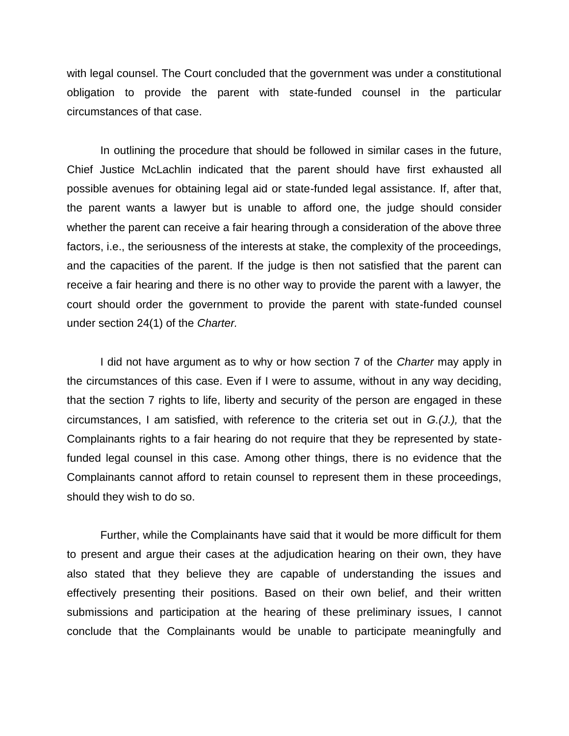with legal counsel. The Court concluded that the government was under a constitutional obligation to provide the parent with state-funded counsel in the particular circumstances of that case.

In outlining the procedure that should be followed in similar cases in the future, Chief Justice McLachlin indicated that the parent should have first exhausted all possible avenues for obtaining legal aid or state-funded legal assistance. If, after that, the parent wants a lawyer but is unable to afford one, the judge should consider whether the parent can receive a fair hearing through a consideration of the above three factors, i.e., the seriousness of the interests at stake, the complexity of the proceedings, and the capacities of the parent. If the judge is then not satisfied that the parent can receive a fair hearing and there is no other way to provide the parent with a lawyer, the court should order the government to provide the parent with state-funded counsel under section 24(1) of the *Charter.*

I did not have argument as to why or how section 7 of the *Charter* may apply in the circumstances of this case. Even if I were to assume, without in any way deciding, that the section 7 rights to life, liberty and security of the person are engaged in these circumstances, I am satisfied, with reference to the criteria set out in *G.(J.),* that the Complainants rights to a fair hearing do not require that they be represented by state-funded legal counsel in this case. Among other things, there is no evidence that the Complainants cannot afford to retain counsel to represent them in these proceedings, should they wish to do so.

Further, while the Complainants have said that it would be more difficult for them to present and argue their cases at the adjudication hearing on their own, they have also stated that they believe they are capable of understanding the issues and effectively presenting their positions. Based on their own belief, and their written submissions and participation at the hearing of these preliminary issues, I cannot conclude that the Complainants would be unable to participate meaningfully and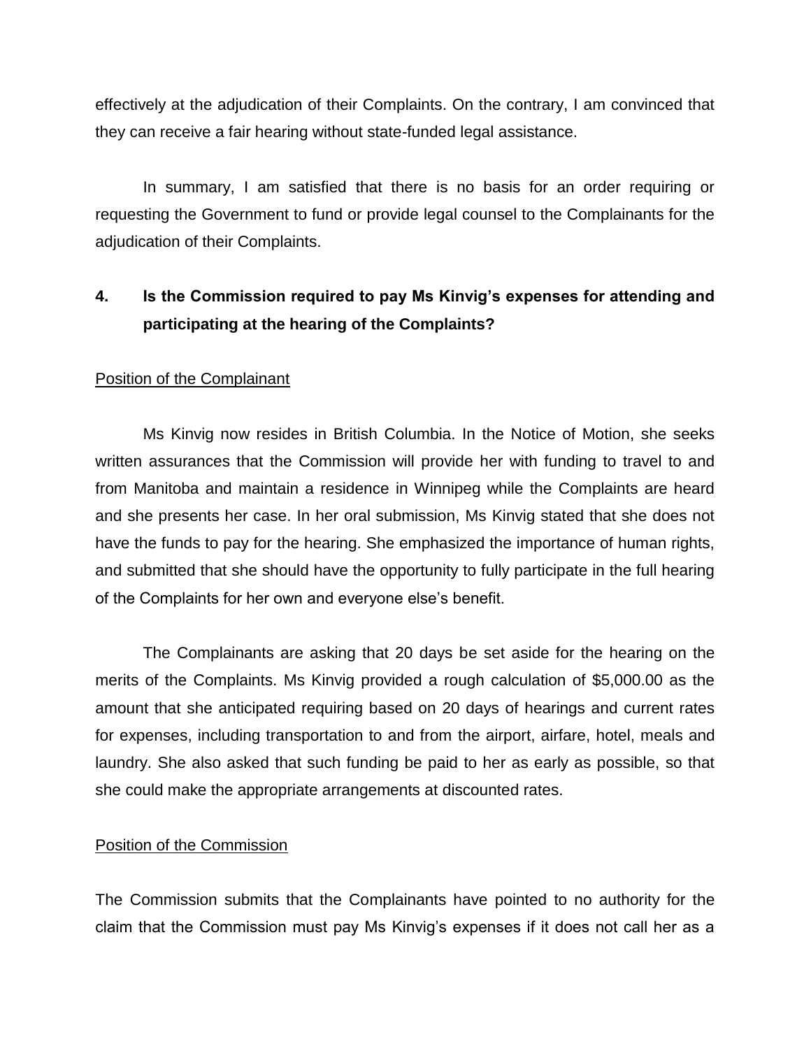effectively at the adjudication of their Complaints. On the contrary, I am convinced that they can receive a fair hearing without state-funded legal assistance.

In summary, I am satisfied that there is no basis for an order requiring or requesting the Government to fund or provide legal counsel to the Complainants for the adjudication of their Complaints.

**4. Is the Commission required to pay Ms Kinvig's expenses for attending and participating at the hearing of the Complaints?**

Position of the Complainant

Ms Kinvig now resides in British Columbia. In the Notice of Motion, she seeks written assurances that the Commission will provide her with funding to travel to and from Manitoba and maintain a residence in Winnipeg while the Complaints are heard and she presents her case. In her oral submission, Ms Kinvig stated that she does not have the funds to pay for the hearing. She emphasized the importance of human rights, and submitted that she should have the opportunity to fully participate in the full hearing of the Complaints for her own and everyone else's benefit.

The Complainants are asking that 20 days be set aside for the hearing on the merits of the Complaints. Ms Kinvig provided a rough calculation of $5,000.00 as the amount that she anticipated requiring based on 20 days of hearings and current rates for expenses, including transportation to and from the airport, airfare, hotel, meals and laundry. She also asked that such funding be paid to her as early as possible, so that she could make the appropriate arrangements at discounted rates.

Position of the Commission

The Commission submits that the Complainants have pointed to no authority for the claim that the Commission must pay Ms Kinvig's expenses if it does not call her as a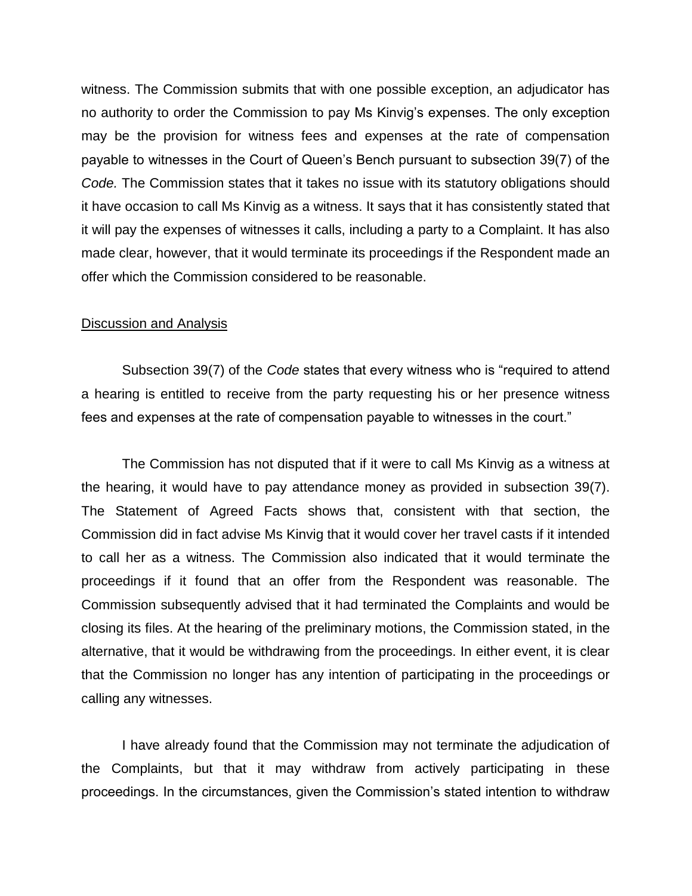witness. The Commission submits that with one possible exception, an adjudicator has no authority to order the Commission to pay Ms Kinvig's expenses. The only exception may be the provision for witness fees and expenses at the rate of compensation payable to witnesses in the Court of Queen's Bench pursuant to subsection 39(7) of the *Code.* The Commission states that it takes no issue with its statutory obligations should it have occasion to call Ms Kinvig as a witness. It says that it has consistently stated that it will pay the expenses of witnesses it calls, including a party to a Complaint. It has also made clear, however, that it would terminate its proceedings if the Respondent made an offer which the Commission considered to be reasonable.

<u>Discussion and Analysis</u>

Subsection 39(7) of the *Code* states that every witness who is "required to attend a hearing is entitled to receive from the party requesting his or her presence witness fees and expenses at the rate of compensation payable to witnesses in the court."

The Commission has not disputed that if it were to call Ms Kinvig as a witness at the hearing, it would have to pay attendance money as provided in subsection 39(7). The Statement of Agreed Facts shows that, consistent with that section, the Commission did in fact advise Ms Kinvig that it would cover her travel casts if it intended to call her as a witness. The Commission also indicated that it would terminate the proceedings if it found that an offer from the Respondent was reasonable. The Commission subsequently advised that it had terminated the Complaints and would be closing its files. At the hearing of the preliminary motions, the Commission stated, in the alternative, that it would be withdrawing from the proceedings. In either event, it is clear that the Commission no longer has any intention of participating in the proceedings or calling any witnesses.

I have already found that the Commission may not terminate the adjudication of the Complaints, but that it may withdraw from actively participating in these proceedings. In the circumstances, given the Commission's stated intention to withdraw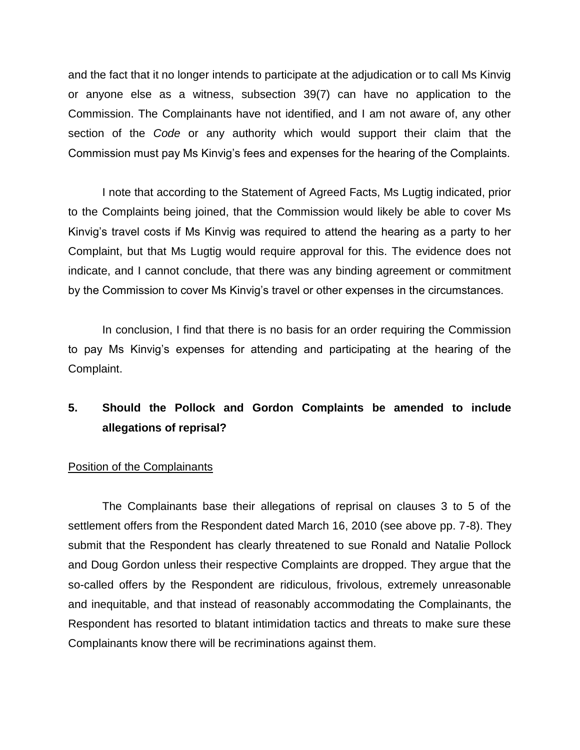and the fact that it no longer intends to participate at the adjudication or to call Ms Kinvig or anyone else as a witness, subsection 39(7) can have no application to the Commission. The Complainants have not identified, and I am not aware of, any other section of the *Code* or any authority which would support their claim that the Commission must pay Ms Kinvig's fees and expenses for the hearing of the Complaints.

I note that according to the Statement of Agreed Facts, Ms Lugtig indicated, prior to the Complaints being joined, that the Commission would likely be able to cover Ms Kinvig's travel costs if Ms Kinvig was required to attend the hearing as a party to her Complaint, but that Ms Lugtig would require approval for this. The evidence does not indicate, and I cannot conclude, that there was any binding agreement or commitment by the Commission to cover Ms Kinvig's travel or other expenses in the circumstances.

In conclusion, I find that there is no basis for an order requiring the Commission to pay Ms Kinvig's expenses for attending and participating at the hearing of the Complaint.

## 5. Should the Pollock and Gordon Complaints be amended to include allegations of reprisal?

Position of the Complainants

The Complainants base their allegations of reprisal on clauses 3 to 5 of the settlement offers from the Respondent dated March 16, 2010 (see above pp. 7-8). They submit that the Respondent has clearly threatened to sue Ronald and Natalie Pollock and Doug Gordon unless their respective Complaints are dropped. They argue that the so-called offers by the Respondent are ridiculous, frivolous, extremely unreasonable and inequitable, and that instead of reasonably accommodating the Complainants, the Respondent has resorted to blatant intimidation tactics and threats to make sure these Complainants know there will be recriminations against them.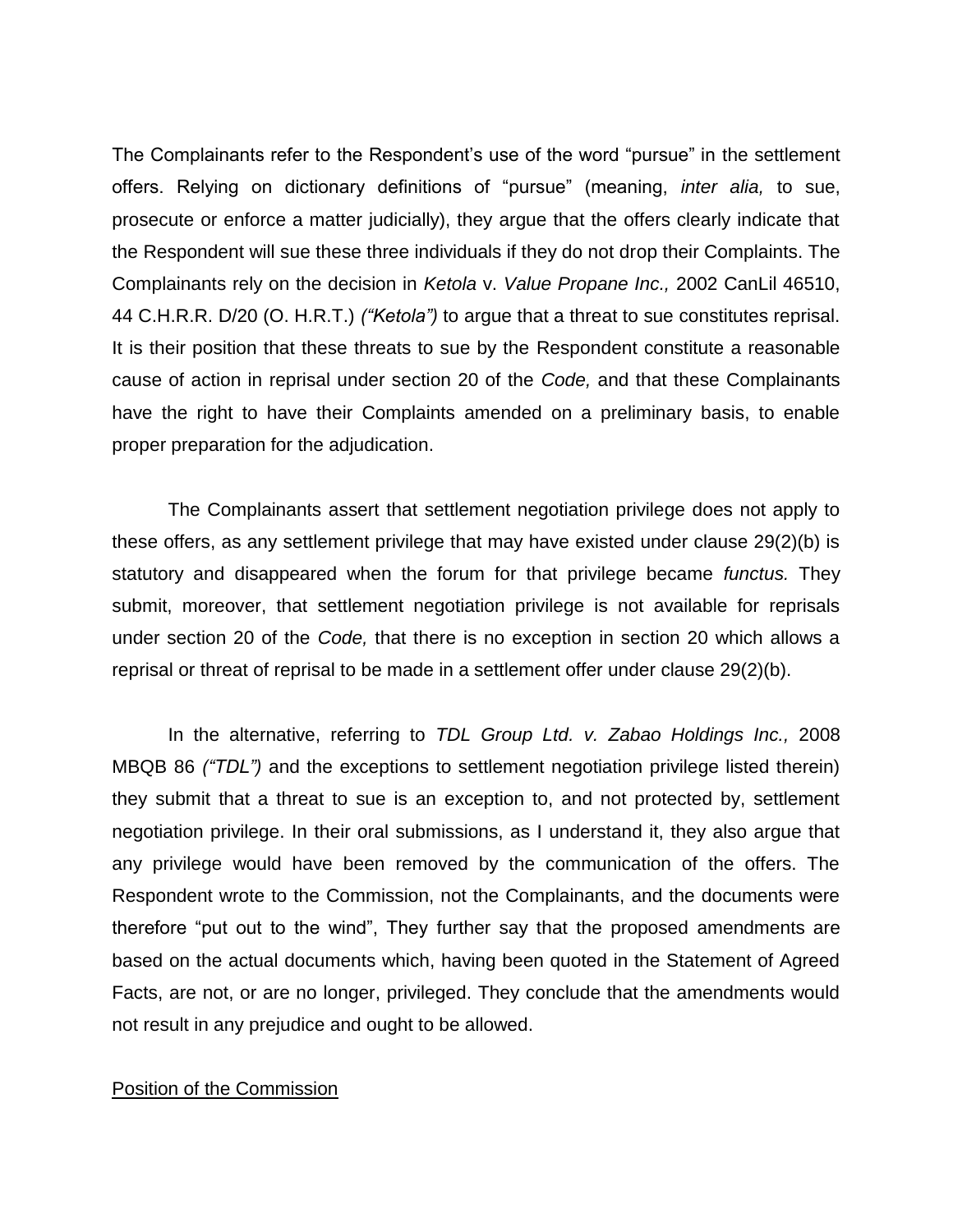The Complainants refer to the Respondent's use of the word "pursue" in the settlement offers. Relying on dictionary definitions of "pursue" (meaning, *inter alia,* to sue, prosecute or enforce a matter judicially), they argue that the offers clearly indicate that the Respondent will sue these three individuals if they do not drop their Complaints. The Complainants rely on the decision in *Ketola* v. *Value Propane Inc.,* 2002 CanLil 46510, 44 C.H.R.R. D/20 (O. H.R.T.) *("Ketola")* to argue that a threat to sue constitutes reprisal. It is their position that these threats to sue by the Respondent constitute a reasonable cause of action in reprisal under section 20 of the *Code,* and that these Complainants have the right to have their Complaints amended on a preliminary basis, to enable proper preparation for the adjudication.

The Complainants assert that settlement negotiation privilege does not apply to these offers, as any settlement privilege that may have existed under clause 29(2)(b) is statutory and disappeared when the forum for that privilege became *functus.* They submit, moreover, that settlement negotiation privilege is not available for reprisals under section 20 of the *Code,* that there is no exception in section 20 which allows a reprisal or threat of reprisal to be made in a settlement offer under clause 29(2)(b).

In the alternative, referring to *TDL Group Ltd. v. Zabao Holdings Inc.,* 2008 MBQB 86 *("TDL")* and the exceptions to settlement negotiation privilege listed therein) they submit that a threat to sue is an exception to, and not protected by, settlement negotiation privilege. In their oral submissions, as I understand it, they also argue that any privilege would have been removed by the communication of the offers. The Respondent wrote to the Commission, not the Complainants, and the documents were therefore "put out to the wind", They further say that the proposed amendments are based on the actual documents which, having been quoted in the Statement of Agreed Facts, are not, or are no longer, privileged. They conclude that the amendments would not result in any prejudice and ought to be allowed.

Position of the Commission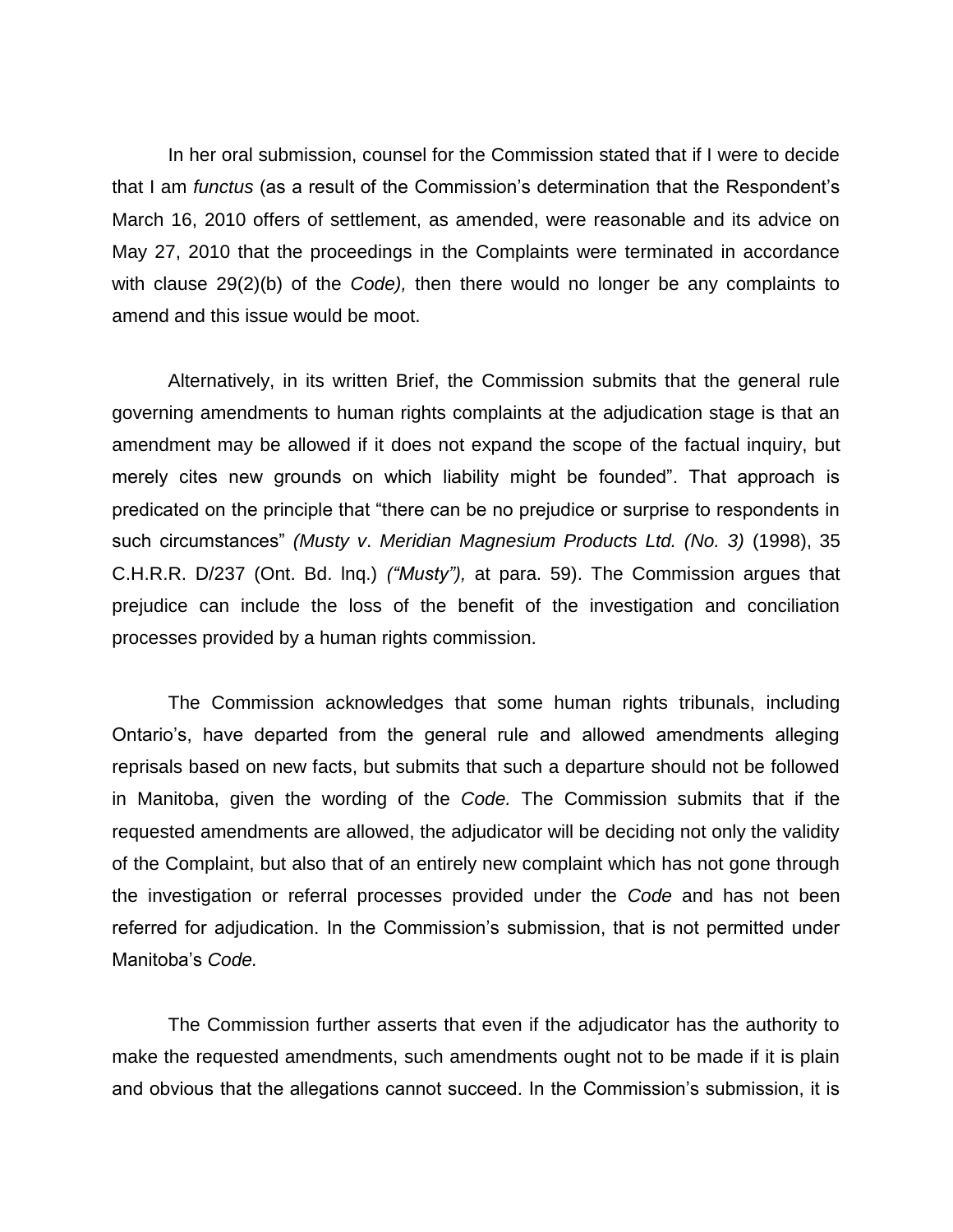In her oral submission, counsel for the Commission stated that if I were to decide that I am *functus* (as a result of the Commission's determination that the Respondent's March 16, 2010 offers of settlement, as amended, were reasonable and its advice on May 27, 2010 that the proceedings in the Complaints were terminated in accordance with clause 29(2)(b) of the *Code),* then there would no longer be any complaints to amend and this issue would be moot.

Alternatively, in its written Brief, the Commission submits that the general rule governing amendments to human rights complaints at the adjudication stage is that an amendment may be allowed if it does not expand the scope of the factual inquiry, but merely cites new grounds on which liability might be founded". That approach is predicated on the principle that "there can be no prejudice or surprise to respondents in such circumstances" *(Musty v. Meridian Magnesium Products Ltd. (No. 3)* (1998), 35 C.H.R.R. D/237 (Ont. Bd. lnq.) *("Musty"),* at para. 59). The Commission argues that prejudice can include the loss of the benefit of the investigation and conciliation processes provided by a human rights commission.

The Commission acknowledges that some human rights tribunals, including Ontario's, have departed from the general rule and allowed amendments alleging reprisals based on new facts, but submits that such a departure should not be followed in Manitoba, given the wording of the *Code.* The Commission submits that if the requested amendments are allowed, the adjudicator will be deciding not only the validity of the Complaint, but also that of an entirely new complaint which has not gone through the investigation or referral processes provided under the *Code* and has not been referred for adjudication. In the Commission's submission, that is not permitted under Manitoba's *Code.*

The Commission further asserts that even if the adjudicator has the authority to make the requested amendments, such amendments ought not to be made if it is plain and obvious that the allegations cannot succeed. In the Commission's submission, it is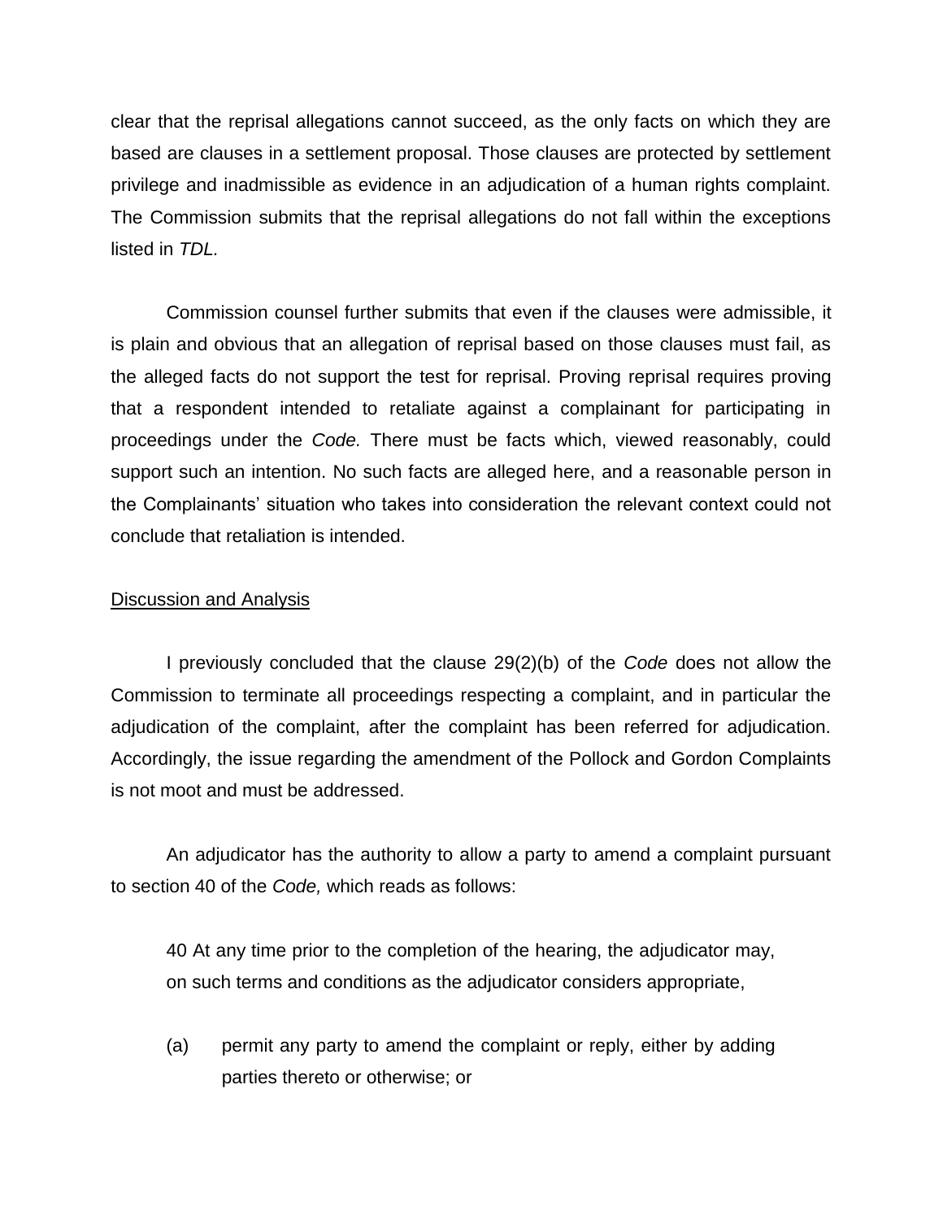clear that the reprisal allegations cannot succeed, as the only facts on which they are based are clauses in a settlement proposal. Those clauses are protected by settlement privilege and inadmissible as evidence in an adjudication of a human rights complaint. The Commission submits that the reprisal allegations do not fall within the exceptions listed in *TDL.*

Commission counsel further submits that even if the clauses were admissible, it is plain and obvious that an allegation of reprisal based on those clauses must fail, as the alleged facts do not support the test for reprisal. Proving reprisal requires proving that a respondent intended to retaliate against a complainant for participating in proceedings under the *Code.* There must be facts which, viewed reasonably, could support such an intention. No such facts are alleged here, and a reasonable person in the Complainants' situation who takes into consideration the relevant context could not conclude that retaliation is intended.

Discussion and Analysis

I previously concluded that the clause 29(2)(b) of the *Code* does not allow the Commission to terminate all proceedings respecting a complaint, and in particular the adjudication of the complaint, after the complaint has been referred for adjudication. Accordingly, the issue regarding the amendment of the Pollock and Gordon Complaints is not moot and must be addressed.

An adjudicator has the authority to allow a party to amend a complaint pursuant to section 40 of the *Code,* which reads as follows:

> 40 At any time prior to the completion of the hearing, the adjudicator may, on such terms and conditions as the adjudicator considers appropriate,
>
> (a) permit any party to amend the complaint or reply, either by adding parties thereto or otherwise; or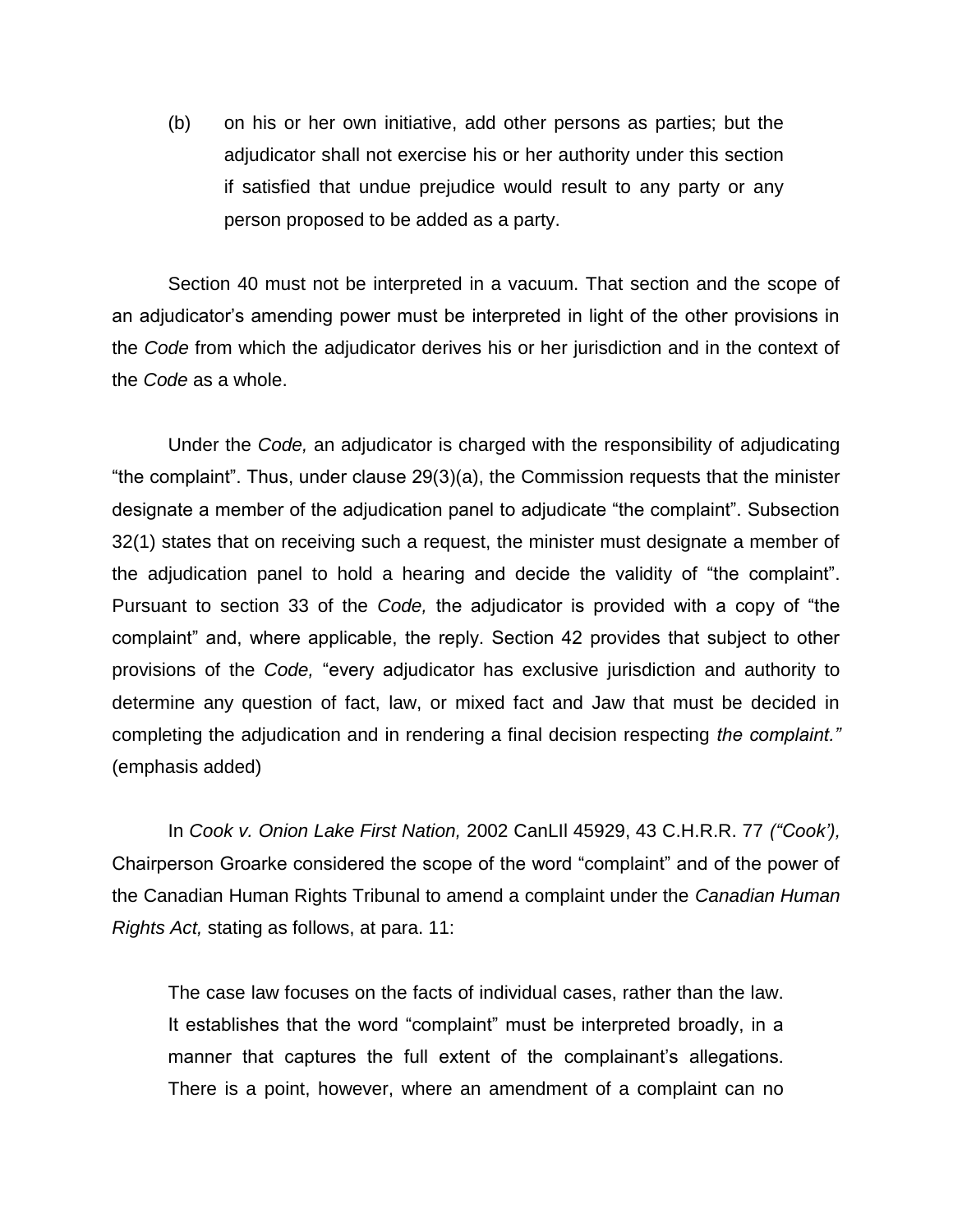(b) on his or her own initiative, add other persons as parties; but the adjudicator shall not exercise his or her authority under this section if satisfied that undue prejudice would result to any party or any person proposed to be added as a party.

Section 40 must not be interpreted in a vacuum. That section and the scope of an adjudicator's amending power must be interpreted in light of the other provisions in the *Code* from which the adjudicator derives his or her jurisdiction and in the context of the *Code* as a whole.

Under the *Code,* an adjudicator is charged with the responsibility of adjudicating "the complaint". Thus, under clause 29(3)(a), the Commission requests that the minister designate a member of the adjudication panel to adjudicate "the complaint". Subsection 32(1) states that on receiving such a request, the minister must designate a member of the adjudication panel to hold a hearing and decide the validity of "the complaint". Pursuant to section 33 of the *Code,* the adjudicator is provided with a copy of "the complaint" and, where applicable, the reply. Section 42 provides that subject to other provisions of the *Code,* "every adjudicator has exclusive jurisdiction and authority to determine any question of fact, law, or mixed fact and Jaw that must be decided in completing the adjudication and in rendering a final decision respecting *the complaint."* (emphasis added)

In *Cook v. Onion Lake First Nation,* 2002 CanLIl 45929, 43 C.H.R.R. 77 *("Cook'),* Chairperson Groarke considered the scope of the word "complaint" and of the power of the Canadian Human Rights Tribunal to amend a complaint under the *Canadian Human Rights Act,* stating as follows, at para. 11:

> The case law focuses on the facts of individual cases, rather than the law. It establishes that the word "complaint" must be interpreted broadly, in a manner that captures the full extent of the complainant's allegations. There is a point, however, where an amendment of a complaint can no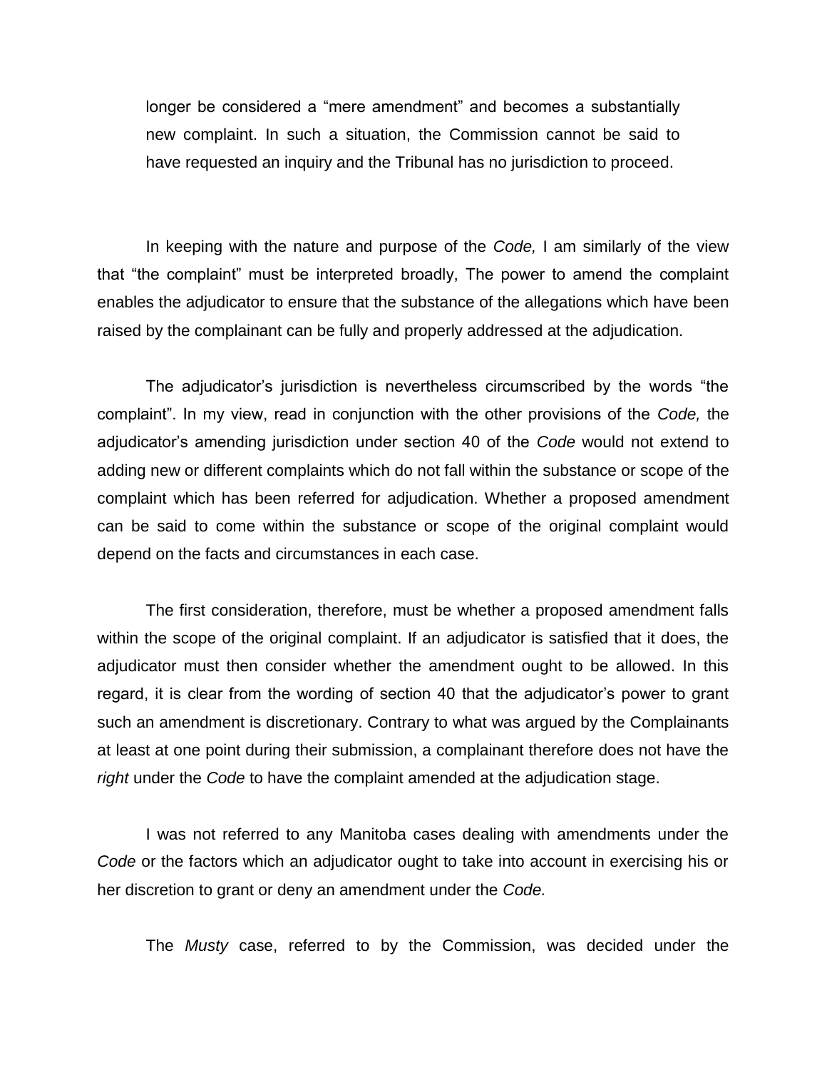longer be considered a "mere amendment" and becomes a substantially new complaint. In such a situation, the Commission cannot be said to have requested an inquiry and the Tribunal has no jurisdiction to proceed.

In keeping with the nature and purpose of the *Code,* I am similarly of the view that "the complaint" must be interpreted broadly, The power to amend the complaint enables the adjudicator to ensure that the substance of the allegations which have been raised by the complainant can be fully and properly addressed at the adjudication.

The adjudicator's jurisdiction is nevertheless circumscribed by the words "the complaint". In my view, read in conjunction with the other provisions of the *Code,* the adjudicator's amending jurisdiction under section 40 of the *Code* would not extend to adding new or different complaints which do not fall within the substance or scope of the complaint which has been referred for adjudication. Whether a proposed amendment can be said to come within the substance or scope of the original complaint would depend on the facts and circumstances in each case.

The first consideration, therefore, must be whether a proposed amendment falls within the scope of the original complaint. If an adjudicator is satisfied that it does, the adjudicator must then consider whether the amendment ought to be allowed. In this regard, it is clear from the wording of section 40 that the adjudicator's power to grant such an amendment is discretionary. Contrary to what was argued by the Complainants at least at one point during their submission, a complainant therefore does not have the *right* under the *Code* to have the complaint amended at the adjudication stage.

I was not referred to any Manitoba cases dealing with amendments under the *Code* or the factors which an adjudicator ought to take into account in exercising his or her discretion to grant or deny an amendment under the *Code.*

The *Musty* case, referred to by the Commission, was decided under the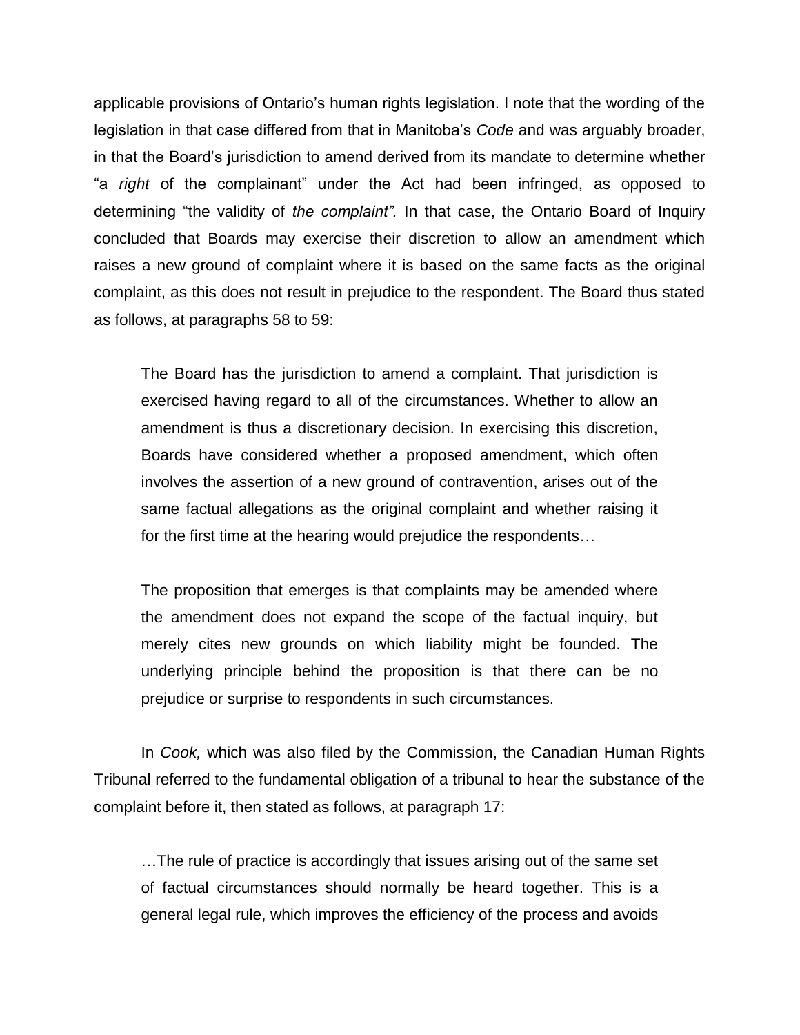applicable provisions of Ontario's human rights legislation. I note that the wording of the legislation in that case differed from that in Manitoba's *Code* and was arguably broader, in that the Board's jurisdiction to amend derived from its mandate to determine whether "a *right* of the complainant" under the Act had been infringed, as opposed to determining "the validity of *the complaint".* In that case, the Ontario Board of Inquiry concluded that Boards may exercise their discretion to allow an amendment which raises a new ground of complaint where it is based on the same facts as the original complaint, as this does not result in prejudice to the respondent. The Board thus stated as follows, at paragraphs 58 to 59:

> The Board has the jurisdiction to amend a complaint. That jurisdiction is exercised having regard to all of the circumstances. Whether to allow an amendment is thus a discretionary decision. In exercising this discretion, Boards have considered whether a proposed amendment, which often involves the assertion of a new ground of contravention, arises out of the same factual allegations as the original complaint and whether raising it for the first time at the hearing would prejudice the respondents…
>
> The proposition that emerges is that complaints may be amended where the amendment does not expand the scope of the factual inquiry, but merely cites new grounds on which liability might be founded. The underlying principle behind the proposition is that there can be no prejudice or surprise to respondents in such circumstances.

In *Cook,* which was also filed by the Commission, the Canadian Human Rights Tribunal referred to the fundamental obligation of a tribunal to hear the substance of the complaint before it, then stated as follows, at paragraph 17:

> …The rule of practice is accordingly that issues arising out of the same set of factual circumstances should normally be heard together. This is a general legal rule, which improves the efficiency of the process and avoids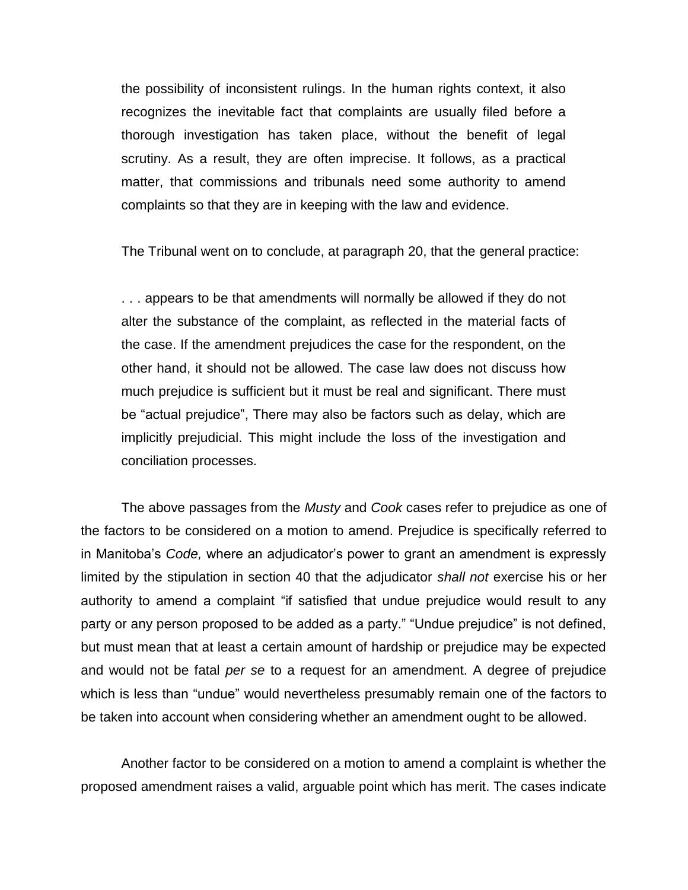the possibility of inconsistent rulings. In the human rights context, it also recognizes the inevitable fact that complaints are usually filed before a thorough investigation has taken place, without the benefit of legal scrutiny. As a result, they are often imprecise. It follows, as a practical matter, that commissions and tribunals need some authority to amend complaints so that they are in keeping with the law and evidence.

The Tribunal went on to conclude, at paragraph 20, that the general practice:

> . . . appears to be that amendments will normally be allowed if they do not alter the substance of the complaint, as reflected in the material facts of the case. If the amendment prejudices the case for the respondent, on the other hand, it should not be allowed. The case law does not discuss how much prejudice is sufficient but it must be real and significant. There must be "actual prejudice", There may also be factors such as delay, which are implicitly prejudicial. This might include the loss of the investigation and conciliation processes.

The above passages from the *Musty* and *Cook* cases refer to prejudice as one of the factors to be considered on a motion to amend. Prejudice is specifically referred to in Manitoba's *Code,* where an adjudicator's power to grant an amendment is expressly limited by the stipulation in section 40 that the adjudicator *shall not* exercise his or her authority to amend a complaint "if satisfied that undue prejudice would result to any party or any person proposed to be added as a party." "Undue prejudice" is not defined, but must mean that at least a certain amount of hardship or prejudice may be expected and would not be fatal *per se* to a request for an amendment. A degree of prejudice which is less than "undue" would nevertheless presumably remain one of the factors to be taken into account when considering whether an amendment ought to be allowed.

Another factor to be considered on a motion to amend a complaint is whether the proposed amendment raises a valid, arguable point which has merit. The cases indicate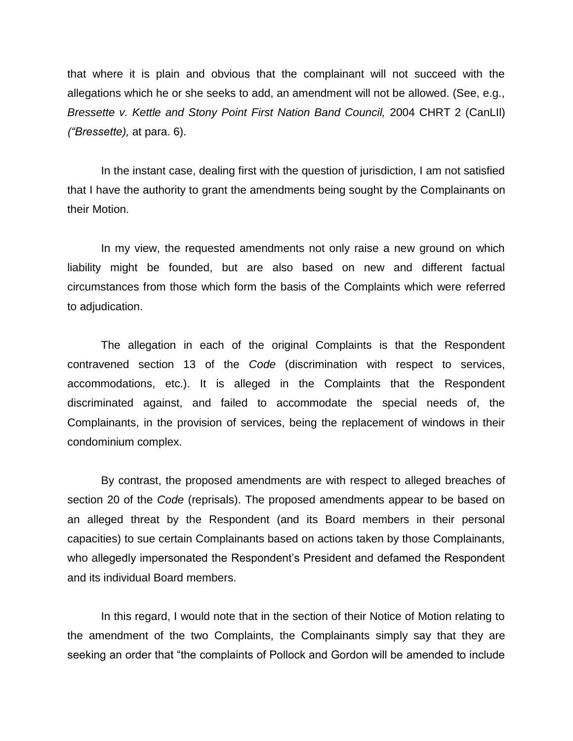that where it is plain and obvious that the complainant will not succeed with the allegations which he or she seeks to add, an amendment will not be allowed. (See, e.g., *Bressette v. Kettle and Stony Point First Nation Band Council,* 2004 CHRT 2 (CanLIl) *("Bressette),* at para. 6).

In the instant case, dealing first with the question of jurisdiction, I am not satisfied that I have the authority to grant the amendments being sought by the Complainants on their Motion.

In my view, the requested amendments not only raise a new ground on which liability might be founded, but are also based on new and different factual circumstances from those which form the basis of the Complaints which were referred to adjudication.

The allegation in each of the original Complaints is that the Respondent contravened section 13 of the *Code* (discrimination with respect to services, accommodations, etc.). It is alleged in the Complaints that the Respondent discriminated against, and failed to accommodate the special needs of, the Complainants, in the provision of services, being the replacement of windows in their condominium complex.

By contrast, the proposed amendments are with respect to alleged breaches of section 20 of the *Code* (reprisals). The proposed amendments appear to be based on an alleged threat by the Respondent (and its Board members in their personal capacities) to sue certain Complainants based on actions taken by those Complainants, who allegedly impersonated the Respondent's President and defamed the Respondent and its individual Board members.

In this regard, I would note that in the section of their Notice of Motion relating to the amendment of the two Complaints, the Complainants simply say that they are seeking an order that "the complaints of Pollock and Gordon will be amended to include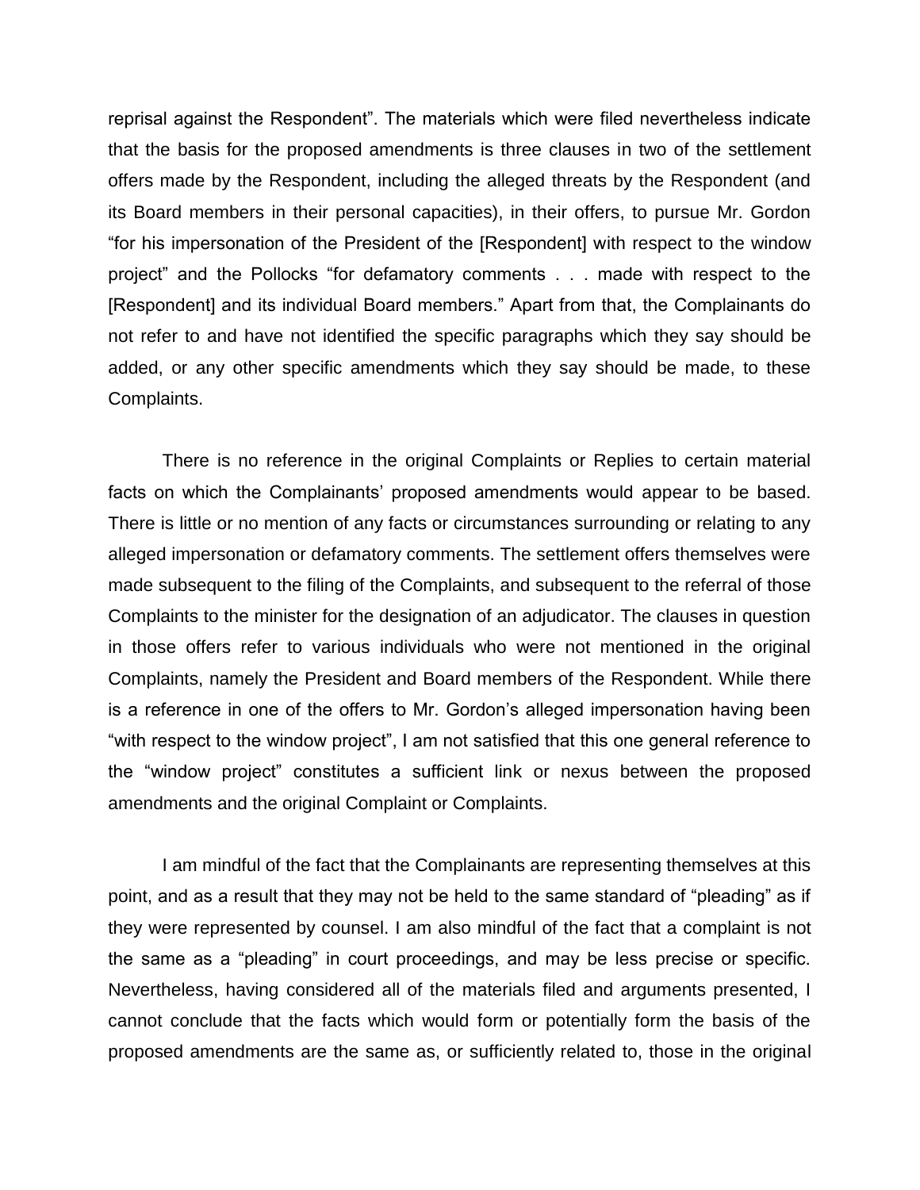reprisal against the Respondent". The materials which were filed nevertheless indicate that the basis for the proposed amendments is three clauses in two of the settlement offers made by the Respondent, including the alleged threats by the Respondent (and its Board members in their personal capacities), in their offers, to pursue Mr. Gordon "for his impersonation of the President of the [Respondent] with respect to the window project" and the Pollocks "for defamatory comments . . . made with respect to the [Respondent] and its individual Board members." Apart from that, the Complainants do not refer to and have not identified the specific paragraphs which they say should be added, or any other specific amendments which they say should be made, to these Complaints.

There is no reference in the original Complaints or Replies to certain material facts on which the Complainants' proposed amendments would appear to be based. There is little or no mention of any facts or circumstances surrounding or relating to any alleged impersonation or defamatory comments. The settlement offers themselves were made subsequent to the filing of the Complaints, and subsequent to the referral of those Complaints to the minister for the designation of an adjudicator. The clauses in question in those offers refer to various individuals who were not mentioned in the original Complaints, namely the President and Board members of the Respondent. While there is a reference in one of the offers to Mr. Gordon's alleged impersonation having been "with respect to the window project", I am not satisfied that this one general reference to the "window project" constitutes a sufficient link or nexus between the proposed amendments and the original Complaint or Complaints.

I am mindful of the fact that the Complainants are representing themselves at this point, and as a result that they may not be held to the same standard of "pleading" as if they were represented by counsel. I am also mindful of the fact that a complaint is not the same as a "pleading" in court proceedings, and may be less precise or specific. Nevertheless, having considered all of the materials filed and arguments presented, I cannot conclude that the facts which would form or potentially form the basis of the proposed amendments are the same as, or sufficiently related to, those in the original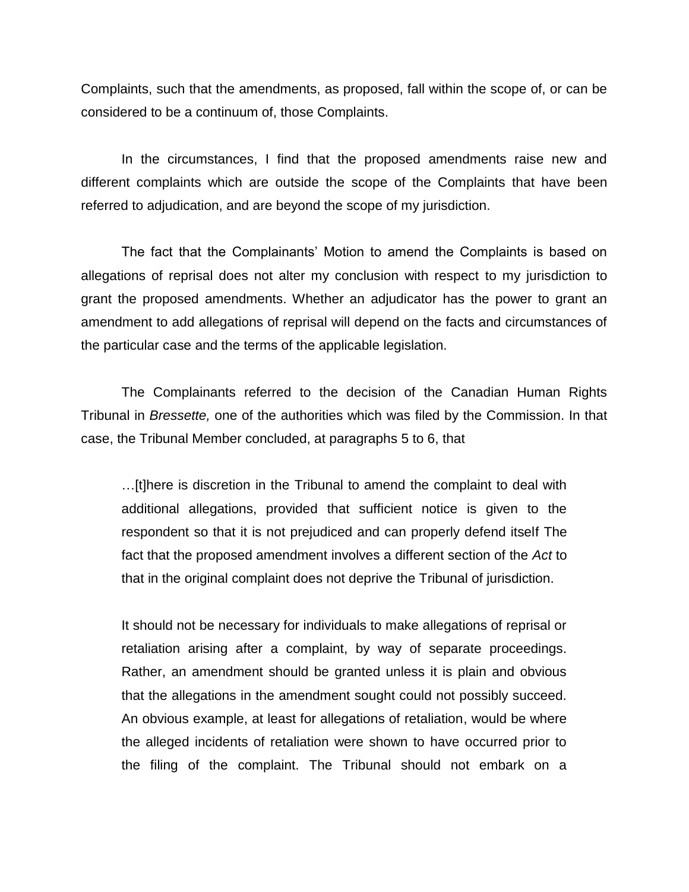Complaints, such that the amendments, as proposed, fall within the scope of, or can be considered to be a continuum of, those Complaints.

In the circumstances, I find that the proposed amendments raise new and different complaints which are outside the scope of the Complaints that have been referred to adjudication, and are beyond the scope of my jurisdiction.

The fact that the Complainants' Motion to amend the Complaints is based on allegations of reprisal does not alter my conclusion with respect to my jurisdiction to grant the proposed amendments. Whether an adjudicator has the power to grant an amendment to add allegations of reprisal will depend on the facts and circumstances of the particular case and the terms of the applicable legislation.

The Complainants referred to the decision of the Canadian Human Rights Tribunal in *Bressette,* one of the authorities which was filed by the Commission. In that case, the Tribunal Member concluded, at paragraphs 5 to 6, that

> …[t]here is discretion in the Tribunal to amend the complaint to deal with additional allegations, provided that sufficient notice is given to the respondent so that it is not prejudiced and can properly defend itself The fact that the proposed amendment involves a different section of the *Act* to that in the original complaint does not deprive the Tribunal of jurisdiction.
>
> It should not be necessary for individuals to make allegations of reprisal or retaliation arising after a complaint, by way of separate proceedings. Rather, an amendment should be granted unless it is plain and obvious that the allegations in the amendment sought could not possibly succeed. An obvious example, at least for allegations of retaliation, would be where the alleged incidents of retaliation were shown to have occurred prior to the filing of the complaint. The Tribunal should not embark on a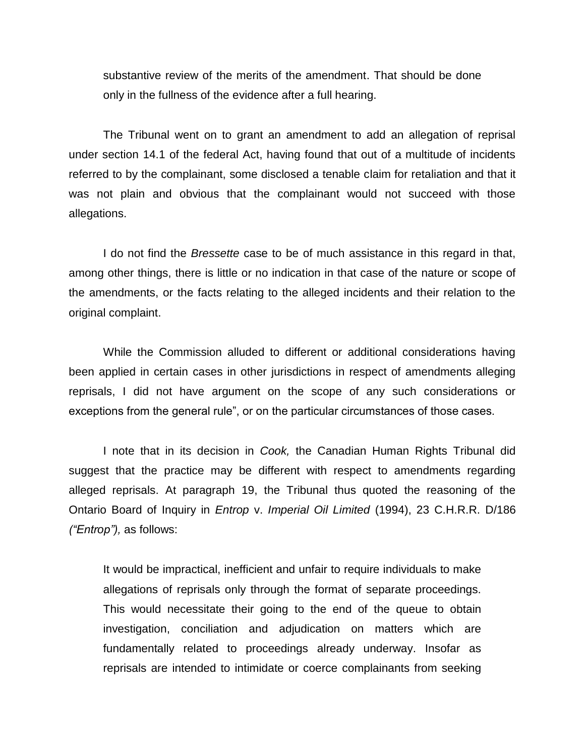> substantive review of the merits of the amendment. That should be done only in the fullness of the evidence after a full hearing.

The Tribunal went on to grant an amendment to add an allegation of reprisal under section 14.1 of the federal Act, having found that out of a multitude of incidents referred to by the complainant, some disclosed a tenable claim for retaliation and that it was not plain and obvious that the complainant would not succeed with those allegations.

I do not find the *Bressette* case to be of much assistance in this regard in that, among other things, there is little or no indication in that case of the nature or scope of the amendments, or the facts relating to the alleged incidents and their relation to the original complaint.

While the Commission alluded to different or additional considerations having been applied in certain cases in other jurisdictions in respect of amendments alleging reprisals, I did not have argument on the scope of any such considerations or exceptions from the general rule", or on the particular circumstances of those cases.

I note that in its decision in *Cook,* the Canadian Human Rights Tribunal did suggest that the practice may be different with respect to amendments regarding alleged reprisals. At paragraph 19, the Tribunal thus quoted the reasoning of the Ontario Board of Inquiry in *Entrop* v. *Imperial Oil Limited* (1994), 23 C.H.R.R. D/186 *("Entrop"),* as follows:

> It would be impractical, inefficient and unfair to require individuals to make allegations of reprisals only through the format of separate proceedings. This would necessitate their going to the end of the queue to obtain investigation, conciliation and adjudication on matters which are fundamentally related to proceedings already underway. Insofar as reprisals are intended to intimidate or coerce complainants from seeking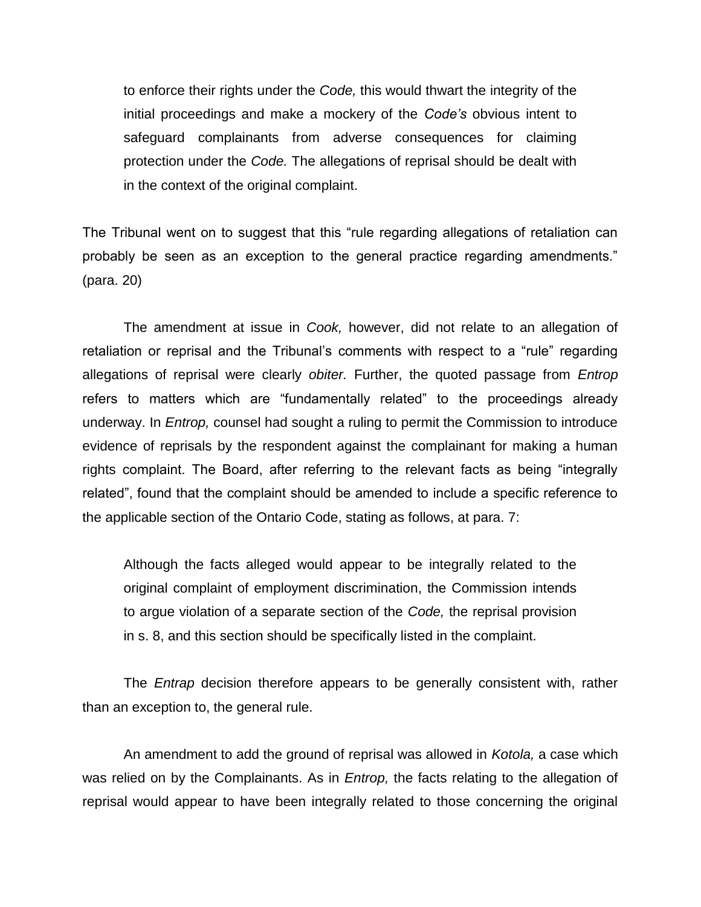> to enforce their rights under the *Code,* this would thwart the integrity of the initial proceedings and make a mockery of the *Code's* obvious intent to safeguard complainants from adverse consequences for claiming protection under the *Code.* The allegations of reprisal should be dealt with in the context of the original complaint.

The Tribunal went on to suggest that this "rule regarding allegations of retaliation can probably be seen as an exception to the general practice regarding amendments." (para. 20)

The amendment at issue in *Cook,* however, did not relate to an allegation of retaliation or reprisal and the Tribunal's comments with respect to a "rule" regarding allegations of reprisal were clearly *obiter.* Further, the quoted passage from *Entrop* refers to matters which are "fundamentally related" to the proceedings already underway. In *Entrop,* counsel had sought a ruling to permit the Commission to introduce evidence of reprisals by the respondent against the complainant for making a human rights complaint. The Board, after referring to the relevant facts as being "integrally related", found that the complaint should be amended to include a specific reference to the applicable section of the Ontario Code, stating as follows, at para. 7:

> Although the facts alleged would appear to be integrally related to the original complaint of employment discrimination, the Commission intends to argue violation of a separate section of the *Code,* the reprisal provision in s. 8, and this section should be specifically listed in the complaint.

The *Entrap* decision therefore appears to be generally consistent with, rather than an exception to, the general rule.

An amendment to add the ground of reprisal was allowed in *Kotola,* a case which was relied on by the Complainants. As in *Entrop,* the facts relating to the allegation of reprisal would appear to have been integrally related to those concerning the original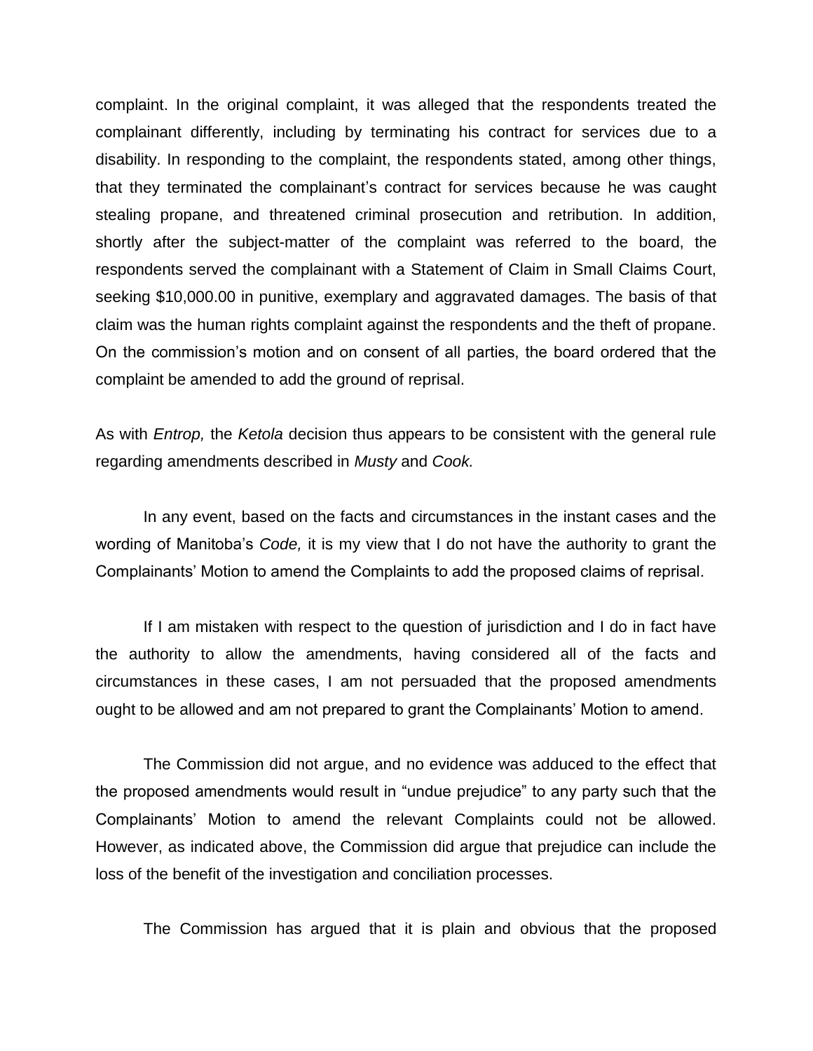complaint. In the original complaint, it was alleged that the respondents treated the complainant differently, including by terminating his contract for services due to a disability. In responding to the complaint, the respondents stated, among other things, that they terminated the complainant's contract for services because he was caught stealing propane, and threatened criminal prosecution and retribution. In addition, shortly after the subject-matter of the complaint was referred to the board, the respondents served the complainant with a Statement of Claim in Small Claims Court, seeking $10,000.00 in punitive, exemplary and aggravated damages. The basis of that claim was the human rights complaint against the respondents and the theft of propane. On the commission's motion and on consent of all parties, the board ordered that the complaint be amended to add the ground of reprisal.

As with *Entrop,* the *Ketola* decision thus appears to be consistent with the general rule regarding amendments described in *Musty* and *Cook.*

In any event, based on the facts and circumstances in the instant cases and the wording of Manitoba's *Code,* it is my view that I do not have the authority to grant the Complainants' Motion to amend the Complaints to add the proposed claims of reprisal.

If I am mistaken with respect to the question of jurisdiction and I do in fact have the authority to allow the amendments, having considered all of the facts and circumstances in these cases, I am not persuaded that the proposed amendments ought to be allowed and am not prepared to grant the Complainants' Motion to amend.

The Commission did not argue, and no evidence was adduced to the effect that the proposed amendments would result in "undue prejudice" to any party such that the Complainants' Motion to amend the relevant Complaints could not be allowed. However, as indicated above, the Commission did argue that prejudice can include the loss of the benefit of the investigation and conciliation processes.

The Commission has argued that it is plain and obvious that the proposed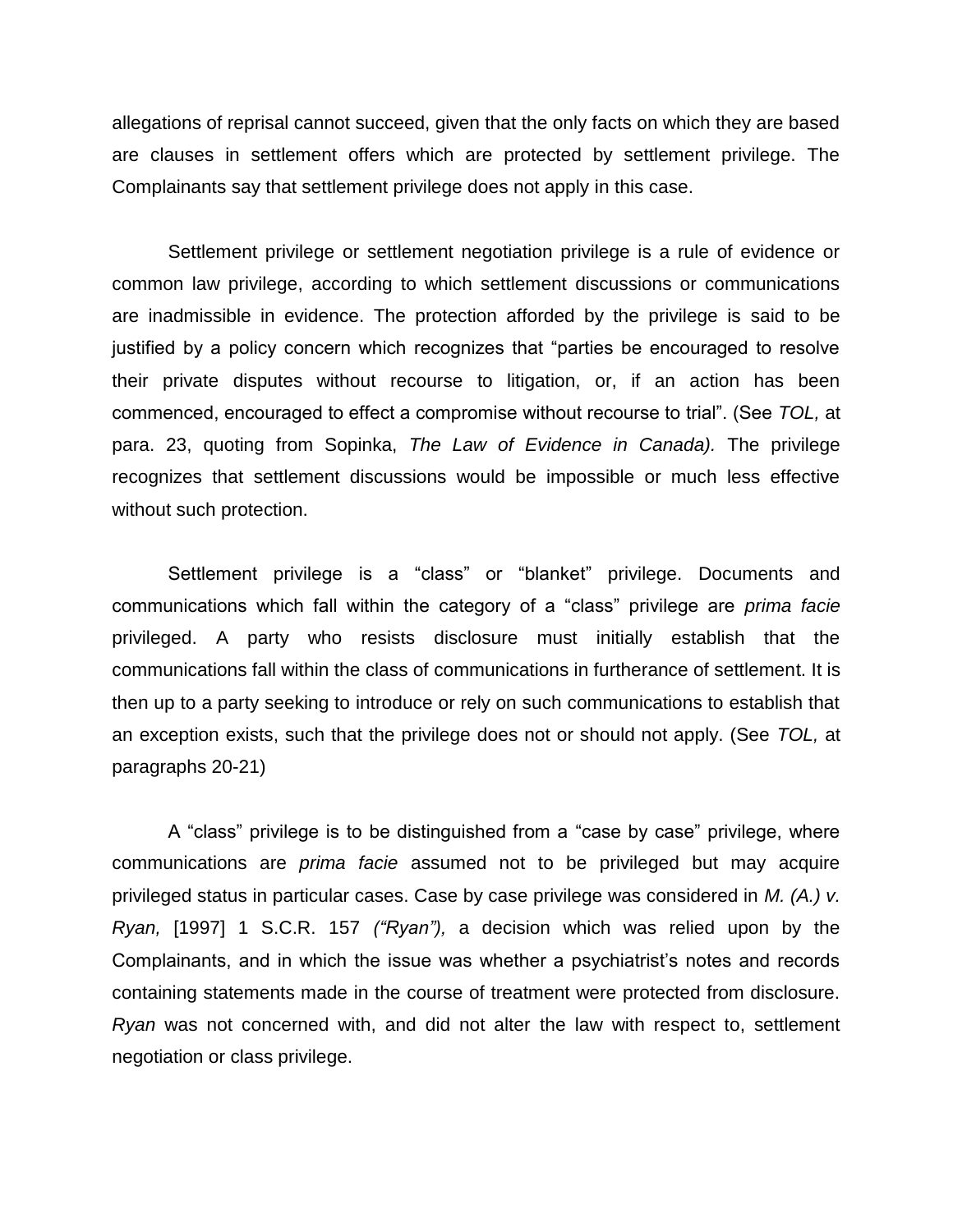allegations of reprisal cannot succeed, given that the only facts on which they are based are clauses in settlement offers which are protected by settlement privilege. The Complainants say that settlement privilege does not apply in this case.

Settlement privilege or settlement negotiation privilege is a rule of evidence or common law privilege, according to which settlement discussions or communications are inadmissible in evidence. The protection afforded by the privilege is said to be justified by a policy concern which recognizes that "parties be encouraged to resolve their private disputes without recourse to litigation, or, if an action has been commenced, encouraged to effect a compromise without recourse to trial". (See *TOL,* at para. 23, quoting from Sopinka, *The Law of Evidence in Canada).* The privilege recognizes that settlement discussions would be impossible or much less effective without such protection.

Settlement privilege is a "class" or "blanket" privilege. Documents and communications which fall within the category of a "class" privilege are *prima facie* privileged. A party who resists disclosure must initially establish that the communications fall within the class of communications in furtherance of settlement. It is then up to a party seeking to introduce or rely on such communications to establish that an exception exists, such that the privilege does not or should not apply. (See *TOL,* at paragraphs 20-21)

A "class" privilege is to be distinguished from a "case by case" privilege, where communications are *prima facie* assumed not to be privileged but may acquire privileged status in particular cases. Case by case privilege was considered in *M. (A.) v. Ryan,* [1997] 1 S.C.R. 157 *("Ryan"),* a decision which was relied upon by the Complainants, and in which the issue was whether a psychiatrist's notes and records containing statements made in the course of treatment were protected from disclosure. *Ryan* was not concerned with, and did not alter the law with respect to, settlement negotiation or class privilege.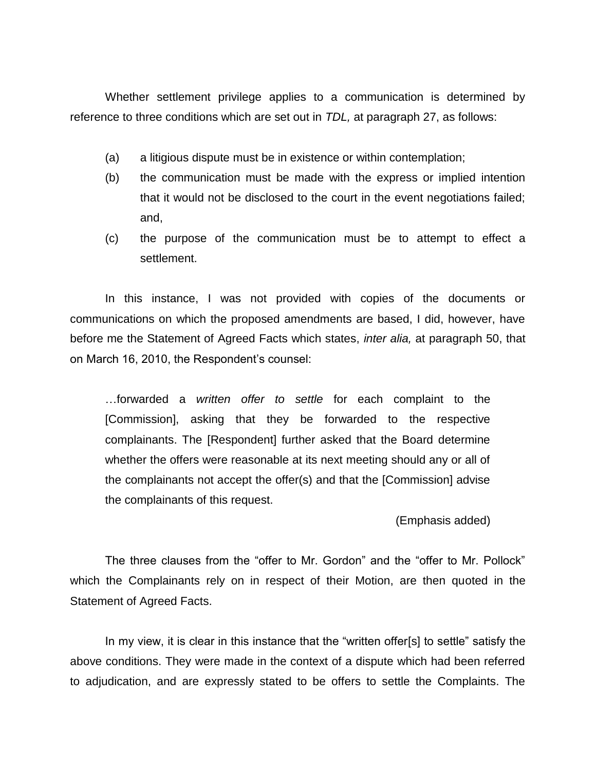Whether settlement privilege applies to a communication is determined by reference to three conditions which are set out in *TDL,* at paragraph 27, as follows:

(a) a litigious dispute must be in existence or within contemplation;

(b) the communication must be made with the express or implied intention that it would not be disclosed to the court in the event negotiations failed; and,

(c) the purpose of the communication must be to attempt to effect a settlement.

In this instance, I was not provided with copies of the documents or communications on which the proposed amendments are based, I did, however, have before me the Statement of Agreed Facts which states, *inter alia,* at paragraph 50, that on March 16, 2010, the Respondent's counsel:

> …forwarded a *written offer to settle* for each complaint to the [Commission], asking that they be forwarded to the respective complainants. The [Respondent] further asked that the Board determine whether the offers were reasonable at its next meeting should any or all of the complainants not accept the offer(s) and that the [Commission] advise the complainants of this request.
>
> (Emphasis added)

The three clauses from the "offer to Mr. Gordon" and the "offer to Mr. Pollock" which the Complainants rely on in respect of their Motion, are then quoted in the Statement of Agreed Facts.

In my view, it is clear in this instance that the "written offer[s] to settle" satisfy the above conditions. They were made in the context of a dispute which had been referred to adjudication, and are expressly stated to be offers to settle the Complaints. The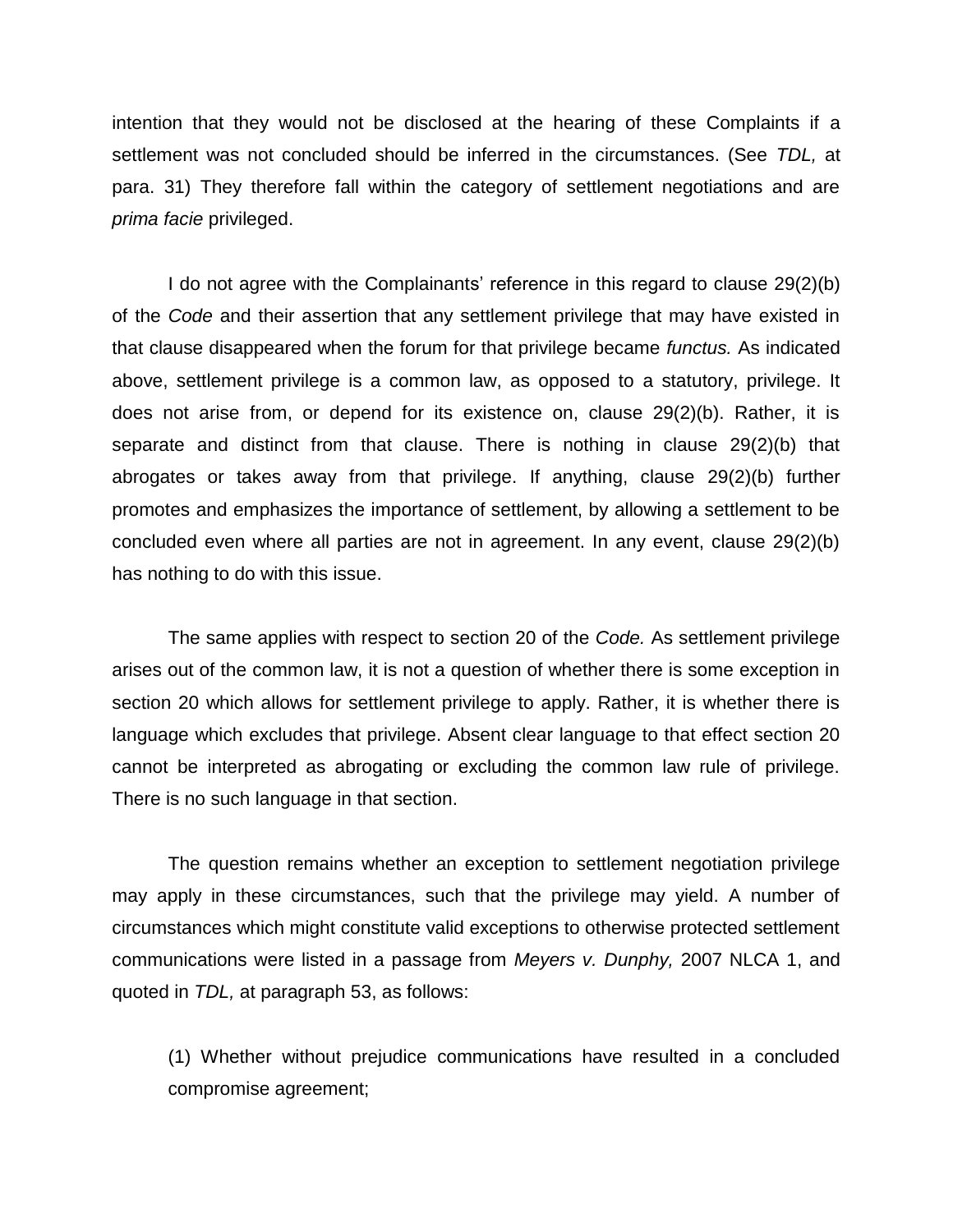intention that they would not be disclosed at the hearing of these Complaints if a settlement was not concluded should be inferred in the circumstances. (See *TDL,* at para. 31) They therefore fall within the category of settlement negotiations and are *prima facie* privileged.

I do not agree with the Complainants' reference in this regard to clause 29(2)(b) of the *Code* and their assertion that any settlement privilege that may have existed in that clause disappeared when the forum for that privilege became *functus.* As indicated above, settlement privilege is a common law, as opposed to a statutory, privilege. It does not arise from, or depend for its existence on, clause 29(2)(b). Rather, it is separate and distinct from that clause. There is nothing in clause 29(2)(b) that abrogates or takes away from that privilege. If anything, clause 29(2)(b) further promotes and emphasizes the importance of settlement, by allowing a settlement to be concluded even where all parties are not in agreement. In any event, clause 29(2)(b) has nothing to do with this issue.

The same applies with respect to section 20 of the *Code.* As settlement privilege arises out of the common law, it is not a question of whether there is some exception in section 20 which allows for settlement privilege to apply. Rather, it is whether there is language which excludes that privilege. Absent clear language to that effect section 20 cannot be interpreted as abrogating or excluding the common law rule of privilege. There is no such language in that section.

The question remains whether an exception to settlement negotiation privilege may apply in these circumstances, such that the privilege may yield. A number of circumstances which might constitute valid exceptions to otherwise protected settlement communications were listed in a passage from *Meyers v. Dunphy,* 2007 NLCA 1, and quoted in *TDL,* at paragraph 53, as follows:

> (1) Whether without prejudice communications have resulted in a concluded compromise agreement;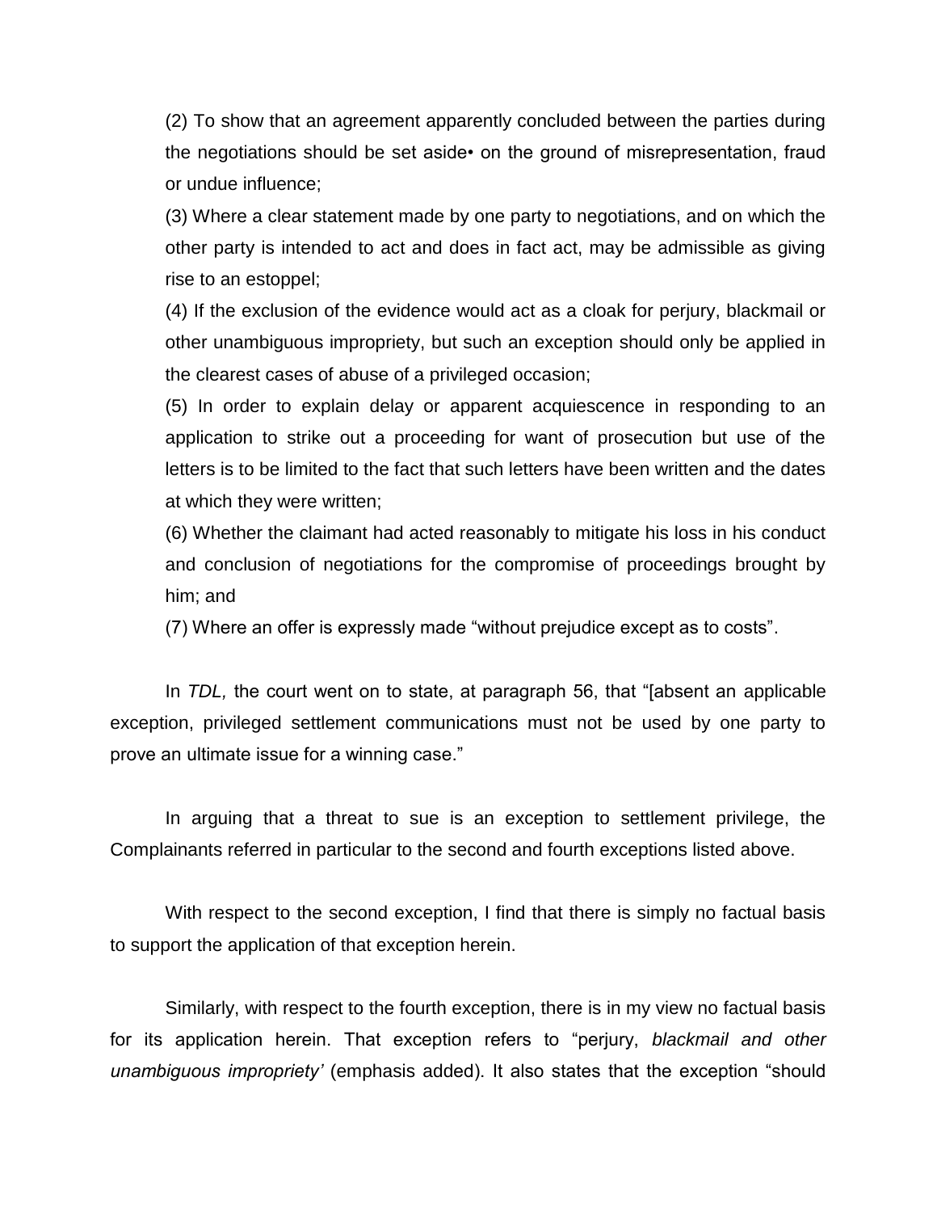(2) To show that an agreement apparently concluded between the parties during the negotiations should be set aside• on the ground of misrepresentation, fraud or undue influence;

(3) Where a clear statement made by one party to negotiations, and on which the other party is intended to act and does in fact act, may be admissible as giving rise to an estoppel;

(4) If the exclusion of the evidence would act as a cloak for perjury, blackmail or other unambiguous impropriety, but such an exception should only be applied in the clearest cases of abuse of a privileged occasion;

(5) In order to explain delay or apparent acquiescence in responding to an application to strike out a proceeding for want of prosecution but use of the letters is to be limited to the fact that such letters have been written and the dates at which they were written;

(6) Whether the claimant had acted reasonably to mitigate his loss in his conduct and conclusion of negotiations for the compromise of proceedings brought by him; and

(7) Where an offer is expressly made "without prejudice except as to costs".

In *TDL,* the court went on to state, at paragraph 56, that "[absent an applicable exception, privileged settlement communications must not be used by one party to prove an ultimate issue for a winning case."

In arguing that a threat to sue is an exception to settlement privilege, the Complainants referred in particular to the second and fourth exceptions listed above.

With respect to the second exception, I find that there is simply no factual basis to support the application of that exception herein.

Similarly, with respect to the fourth exception, there is in my view no factual basis for its application herein. That exception refers to "perjury, *blackmail and other unambiguous impropriety'* (emphasis added). It also states that the exception "should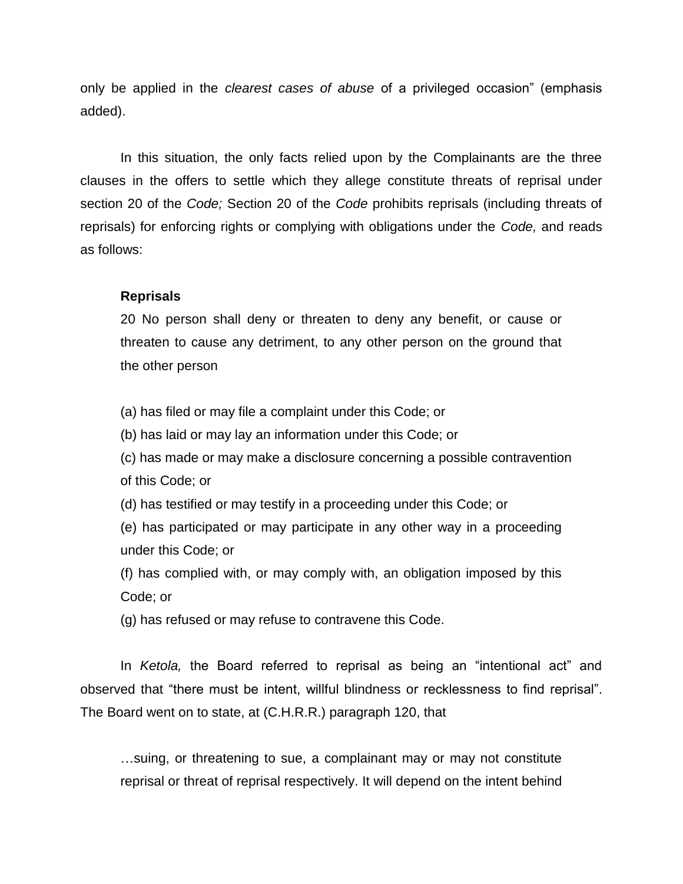only be applied in the *clearest cases of abuse* of a privileged occasion" (emphasis added).

In this situation, the only facts relied upon by the Complainants are the three clauses in the offers to settle which they allege constitute threats of reprisal under section 20 of the *Code;* Section 20 of the *Code* prohibits reprisals (including threats of reprisals) for enforcing rights or complying with obligations under the *Code,* and reads as follows:

> **Reprisals**
>
> 20 No person shall deny or threaten to deny any benefit, or cause or threaten to cause any detriment, to any other person on the ground that the other person
>
> (a) has filed or may file a complaint under this Code; or
>
> (b) has laid or may lay an information under this Code; or
>
> (c) has made or may make a disclosure concerning a possible contravention of this Code; or
>
> (d) has testified or may testify in a proceeding under this Code; or
>
> (e) has participated or may participate in any other way in a proceeding under this Code; or
>
> (f) has complied with, or may comply with, an obligation imposed by this Code; or
>
> (g) has refused or may refuse to contravene this Code.

In *Ketola,* the Board referred to reprisal as being an "intentional act" and observed that "there must be intent, willful blindness or recklessness to find reprisal". The Board went on to state, at (C.H.R.R.) paragraph 120, that

> …suing, or threatening to sue, a complainant may or may not constitute reprisal or threat of reprisal respectively. It will depend on the intent behind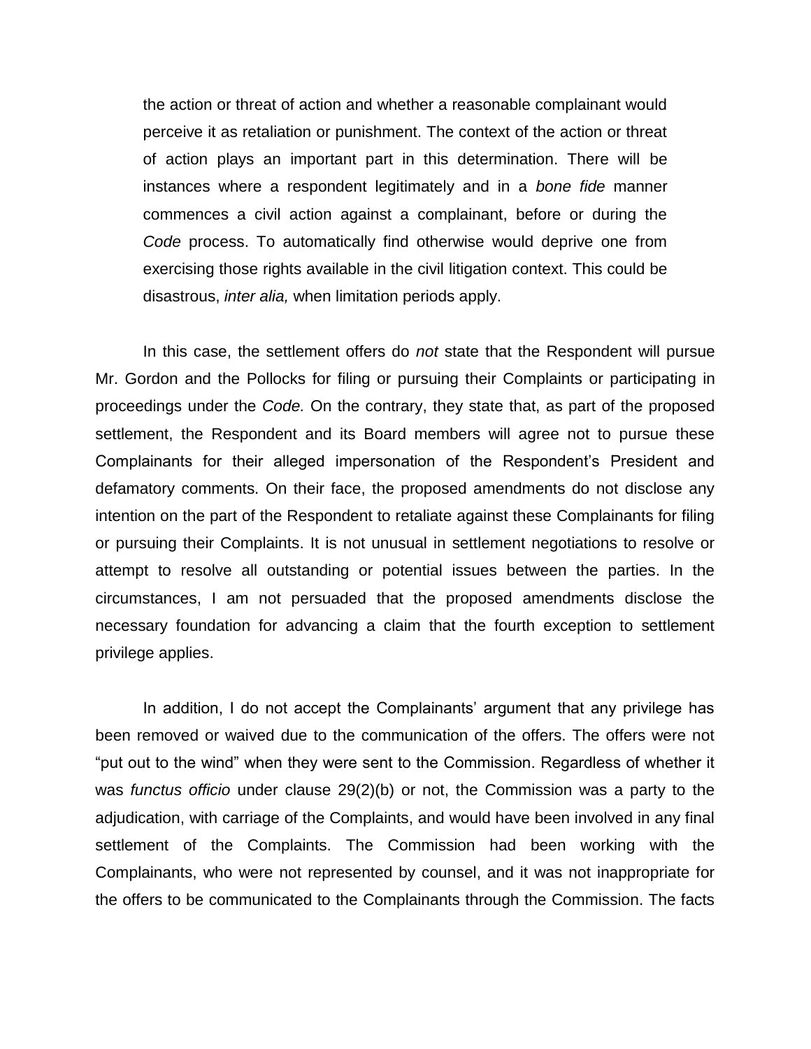> the action or threat of action and whether a reasonable complainant would perceive it as retaliation or punishment. The context of the action or threat of action plays an important part in this determination. There will be instances where a respondent legitimately and in a *bone fide* manner commences a civil action against a complainant, before or during the *Code* process. To automatically find otherwise would deprive one from exercising those rights available in the civil litigation context. This could be disastrous, *inter alia,* when limitation periods apply.

In this case, the settlement offers do *not* state that the Respondent will pursue Mr. Gordon and the Pollocks for filing or pursuing their Complaints or participating in proceedings under the *Code.* On the contrary, they state that, as part of the proposed settlement, the Respondent and its Board members will agree not to pursue these Complainants for their alleged impersonation of the Respondent's President and defamatory comments. On their face, the proposed amendments do not disclose any intention on the part of the Respondent to retaliate against these Complainants for filing or pursuing their Complaints. It is not unusual in settlement negotiations to resolve or attempt to resolve all outstanding or potential issues between the parties. In the circumstances, I am not persuaded that the proposed amendments disclose the necessary foundation for advancing a claim that the fourth exception to settlement privilege applies.

In addition, I do not accept the Complainants' argument that any privilege has been removed or waived due to the communication of the offers. The offers were not "put out to the wind" when they were sent to the Commission. Regardless of whether it was *functus officio* under clause 29(2)(b) or not, the Commission was a party to the adjudication, with carriage of the Complaints, and would have been involved in any final settlement of the Complaints. The Commission had been working with the Complainants, who were not represented by counsel, and it was not inappropriate for the offers to be communicated to the Complainants through the Commission. The facts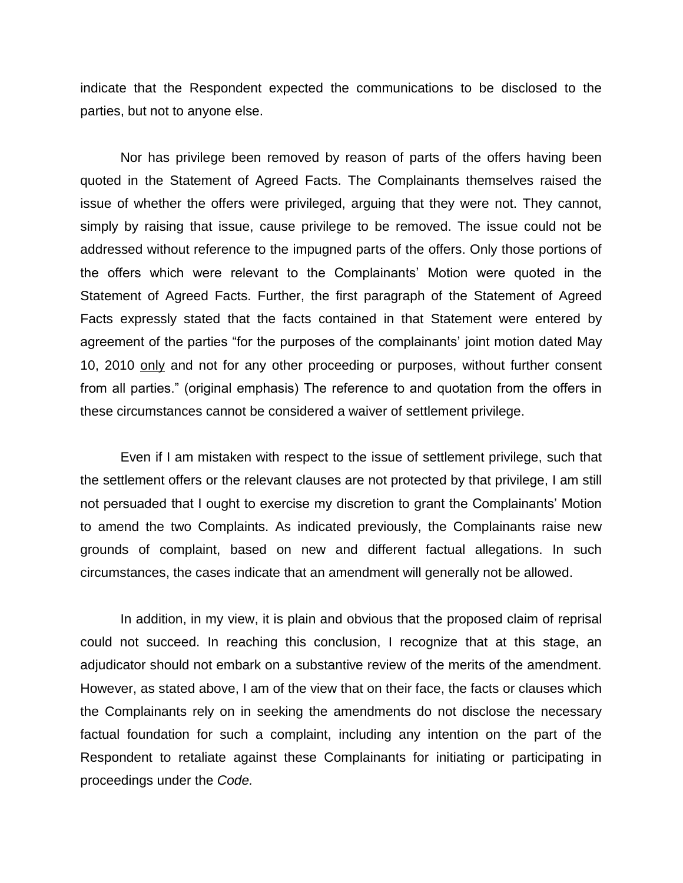indicate that the Respondent expected the communications to be disclosed to the parties, but not to anyone else.

Nor has privilege been removed by reason of parts of the offers having been quoted in the Statement of Agreed Facts. The Complainants themselves raised the issue of whether the offers were privileged, arguing that they were not. They cannot, simply by raising that issue, cause privilege to be removed. The issue could not be addressed without reference to the impugned parts of the offers. Only those portions of the offers which were relevant to the Complainants' Motion were quoted in the Statement of Agreed Facts. Further, the first paragraph of the Statement of Agreed Facts expressly stated that the facts contained in that Statement were entered by agreement of the parties "for the purposes of the complainants' joint motion dated May 10, 2010 <u>only</u> and not for any other proceeding or purposes, without further consent from all parties." (original emphasis) The reference to and quotation from the offers in these circumstances cannot be considered a waiver of settlement privilege.

Even if I am mistaken with respect to the issue of settlement privilege, such that the settlement offers or the relevant clauses are not protected by that privilege, I am still not persuaded that I ought to exercise my discretion to grant the Complainants' Motion to amend the two Complaints. As indicated previously, the Complainants raise new grounds of complaint, based on new and different factual allegations. In such circumstances, the cases indicate that an amendment will generally not be allowed.

In addition, in my view, it is plain and obvious that the proposed claim of reprisal could not succeed. In reaching this conclusion, I recognize that at this stage, an adjudicator should not embark on a substantive review of the merits of the amendment. However, as stated above, I am of the view that on their face, the facts or clauses which the Complainants rely on in seeking the amendments do not disclose the necessary factual foundation for such a complaint, including any intention on the part of the Respondent to retaliate against these Complainants for initiating or participating in proceedings under the *Code.*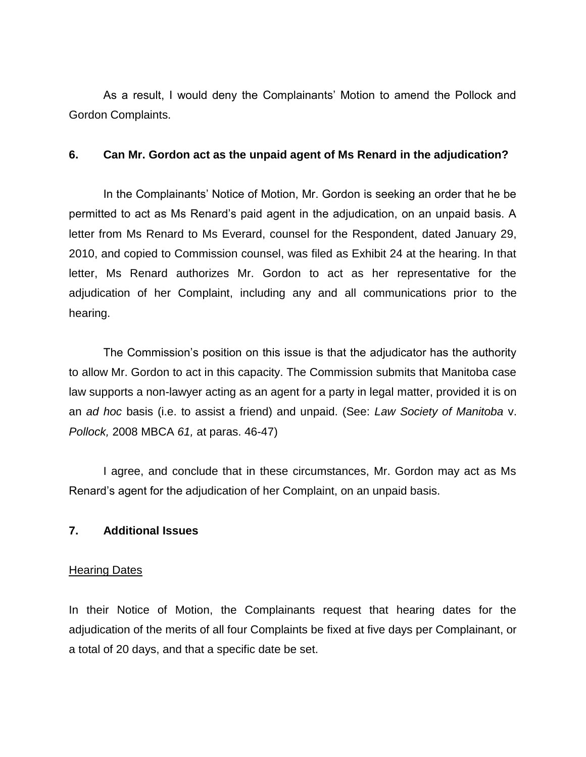As a result, I would deny the Complainants' Motion to amend the Pollock and Gordon Complaints.

**6. Can Mr. Gordon act as the unpaid agent of Ms Renard in the adjudication?**

In the Complainants' Notice of Motion, Mr. Gordon is seeking an order that he be permitted to act as Ms Renard's paid agent in the adjudication, on an unpaid basis. A letter from Ms Renard to Ms Everard, counsel for the Respondent, dated January 29, 2010, and copied to Commission counsel, was filed as Exhibit 24 at the hearing. In that letter, Ms Renard authorizes Mr. Gordon to act as her representative for the adjudication of her Complaint, including any and all communications prior to the hearing.

The Commission's position on this issue is that the adjudicator has the authority to allow Mr. Gordon to act in this capacity. The Commission submits that Manitoba case law supports a non-lawyer acting as an agent for a party in legal matter, provided it is on an *ad hoc* basis (i.e. to assist a friend) and unpaid. (See: *Law Society of Manitoba* v. *Pollock,* 2008 MBCA *61,* at paras. 46-47)

I agree, and conclude that in these circumstances, Mr. Gordon may act as Ms Renard's agent for the adjudication of her Complaint, on an unpaid basis.

**7. Additional Issues**

<u>Hearing Dates</u>

In their Notice of Motion, the Complainants request that hearing dates for the adjudication of the merits of all four Complaints be fixed at five days per Complainant, or a total of 20 days, and that a specific date be set.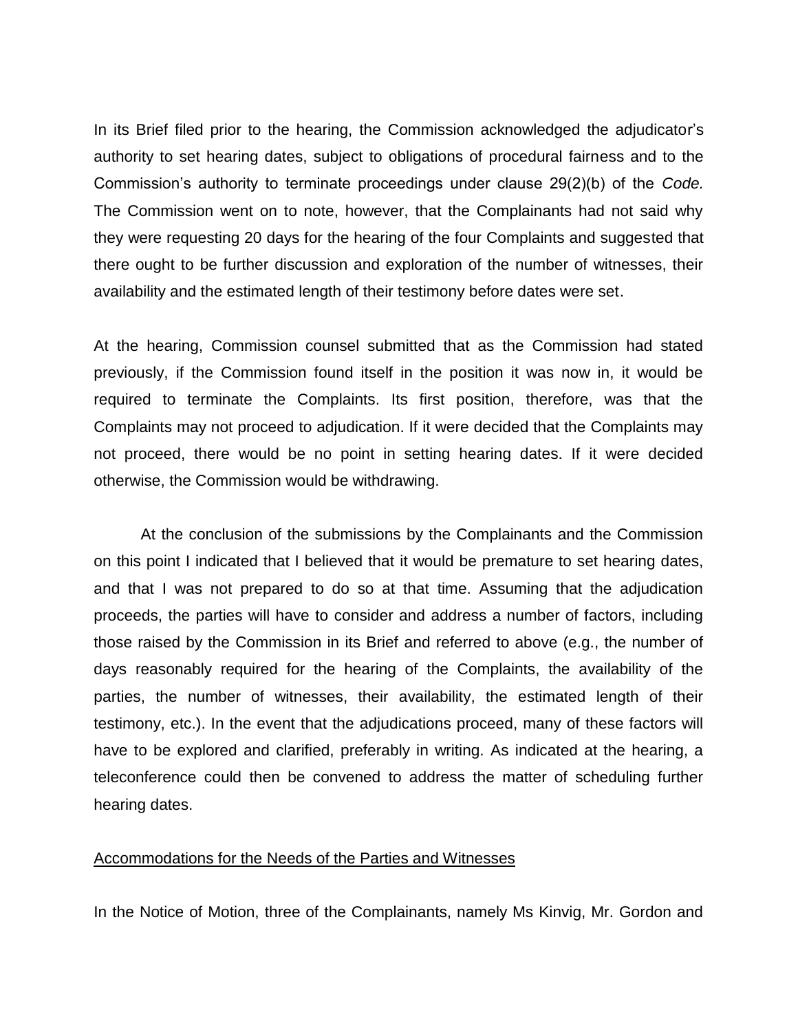In its Brief filed prior to the hearing, the Commission acknowledged the adjudicator's authority to set hearing dates, subject to obligations of procedural fairness and to the Commission's authority to terminate proceedings under clause 29(2)(b) of the *Code.* The Commission went on to note, however, that the Complainants had not said why they were requesting 20 days for the hearing of the four Complaints and suggested that there ought to be further discussion and exploration of the number of witnesses, their availability and the estimated length of their testimony before dates were set.

At the hearing, Commission counsel submitted that as the Commission had stated previously, if the Commission found itself in the position it was now in, it would be required to terminate the Complaints. Its first position, therefore, was that the Complaints may not proceed to adjudication. If it were decided that the Complaints may not proceed, there would be no point in setting hearing dates. If it were decided otherwise, the Commission would be withdrawing.

At the conclusion of the submissions by the Complainants and the Commission on this point I indicated that I believed that it would be premature to set hearing dates, and that I was not prepared to do so at that time. Assuming that the adjudication proceeds, the parties will have to consider and address a number of factors, including those raised by the Commission in its Brief and referred to above (e.g., the number of days reasonably required for the hearing of the Complaints, the availability of the parties, the number of witnesses, their availability, the estimated length of their testimony, etc.). In the event that the adjudications proceed, many of these factors will have to be explored and clarified, preferably in writing. As indicated at the hearing, a teleconference could then be convened to address the matter of scheduling further hearing dates.

<u>Accommodations for the Needs of the Parties and Witnesses</u>

In the Notice of Motion, three of the Complainants, namely Ms Kinvig, Mr. Gordon and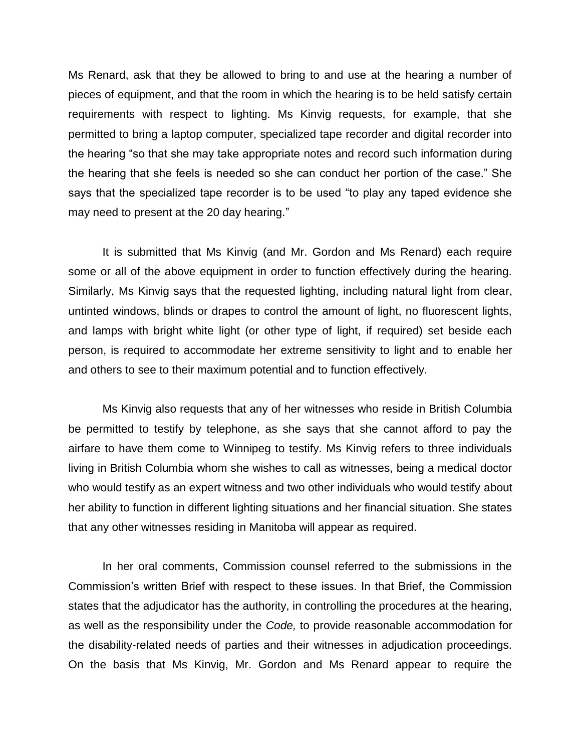Ms Renard, ask that they be allowed to bring to and use at the hearing a number of pieces of equipment, and that the room in which the hearing is to be held satisfy certain requirements with respect to lighting. Ms Kinvig requests, for example, that she permitted to bring a laptop computer, specialized tape recorder and digital recorder into the hearing "so that she may take appropriate notes and record such information during the hearing that she feels is needed so she can conduct her portion of the case." She says that the specialized tape recorder is to be used "to play any taped evidence she may need to present at the 20 day hearing."

It is submitted that Ms Kinvig (and Mr. Gordon and Ms Renard) each require some or all of the above equipment in order to function effectively during the hearing. Similarly, Ms Kinvig says that the requested lighting, including natural light from clear, untinted windows, blinds or drapes to control the amount of light, no fluorescent lights, and lamps with bright white light (or other type of light, if required) set beside each person, is required to accommodate her extreme sensitivity to light and to enable her and others to see to their maximum potential and to function effectively.

Ms Kinvig also requests that any of her witnesses who reside in British Columbia be permitted to testify by telephone, as she says that she cannot afford to pay the airfare to have them come to Winnipeg to testify. Ms Kinvig refers to three individuals living in British Columbia whom she wishes to call as witnesses, being a medical doctor who would testify as an expert witness and two other individuals who would testify about her ability to function in different lighting situations and her financial situation. She states that any other witnesses residing in Manitoba will appear as required.

In her oral comments, Commission counsel referred to the submissions in the Commission's written Brief with respect to these issues. In that Brief, the Commission states that the adjudicator has the authority, in controlling the procedures at the hearing, as well as the responsibility under the *Code,* to provide reasonable accommodation for the disability-related needs of parties and their witnesses in adjudication proceedings. On the basis that Ms Kinvig, Mr. Gordon and Ms Renard appear to require the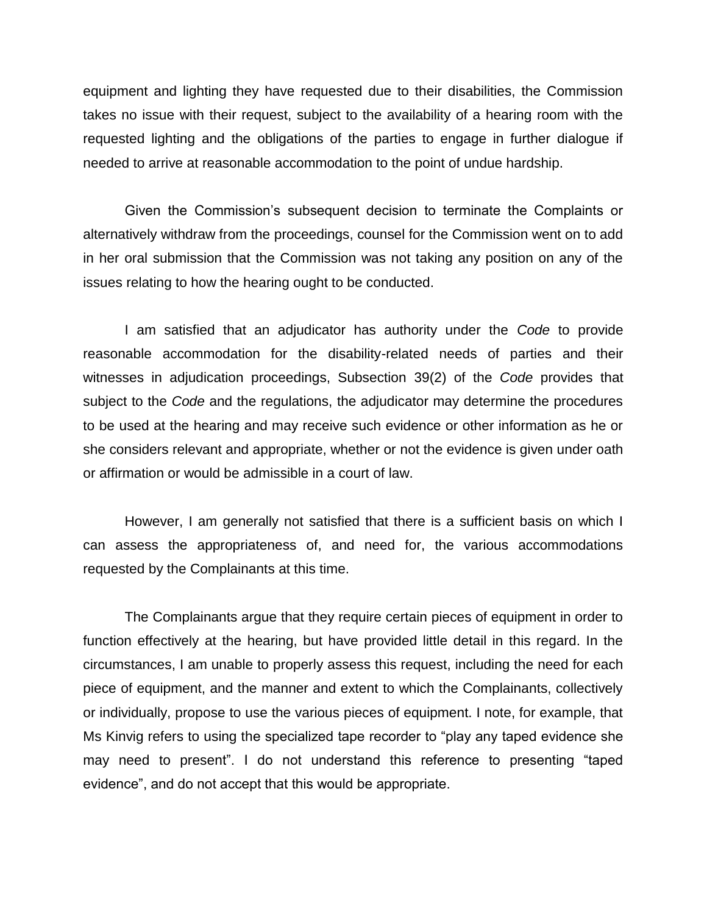equipment and lighting they have requested due to their disabilities, the Commission takes no issue with their request, subject to the availability of a hearing room with the requested lighting and the obligations of the parties to engage in further dialogue if needed to arrive at reasonable accommodation to the point of undue hardship.

Given the Commission's subsequent decision to terminate the Complaints or alternatively withdraw from the proceedings, counsel for the Commission went on to add in her oral submission that the Commission was not taking any position on any of the issues relating to how the hearing ought to be conducted.

I am satisfied that an adjudicator has authority under the *Code* to provide reasonable accommodation for the disability-related needs of parties and their witnesses in adjudication proceedings, Subsection 39(2) of the *Code* provides that subject to the *Code* and the regulations, the adjudicator may determine the procedures to be used at the hearing and may receive such evidence or other information as he or she considers relevant and appropriate, whether or not the evidence is given under oath or affirmation or would be admissible in a court of law.

However, I am generally not satisfied that there is a sufficient basis on which I can assess the appropriateness of, and need for, the various accommodations requested by the Complainants at this time.

The Complainants argue that they require certain pieces of equipment in order to function effectively at the hearing, but have provided little detail in this regard. In the circumstances, I am unable to properly assess this request, including the need for each piece of equipment, and the manner and extent to which the Complainants, collectively or individually, propose to use the various pieces of equipment. I note, for example, that Ms Kinvig refers to using the specialized tape recorder to "play any taped evidence she may need to present". I do not understand this reference to presenting "taped evidence", and do not accept that this would be appropriate.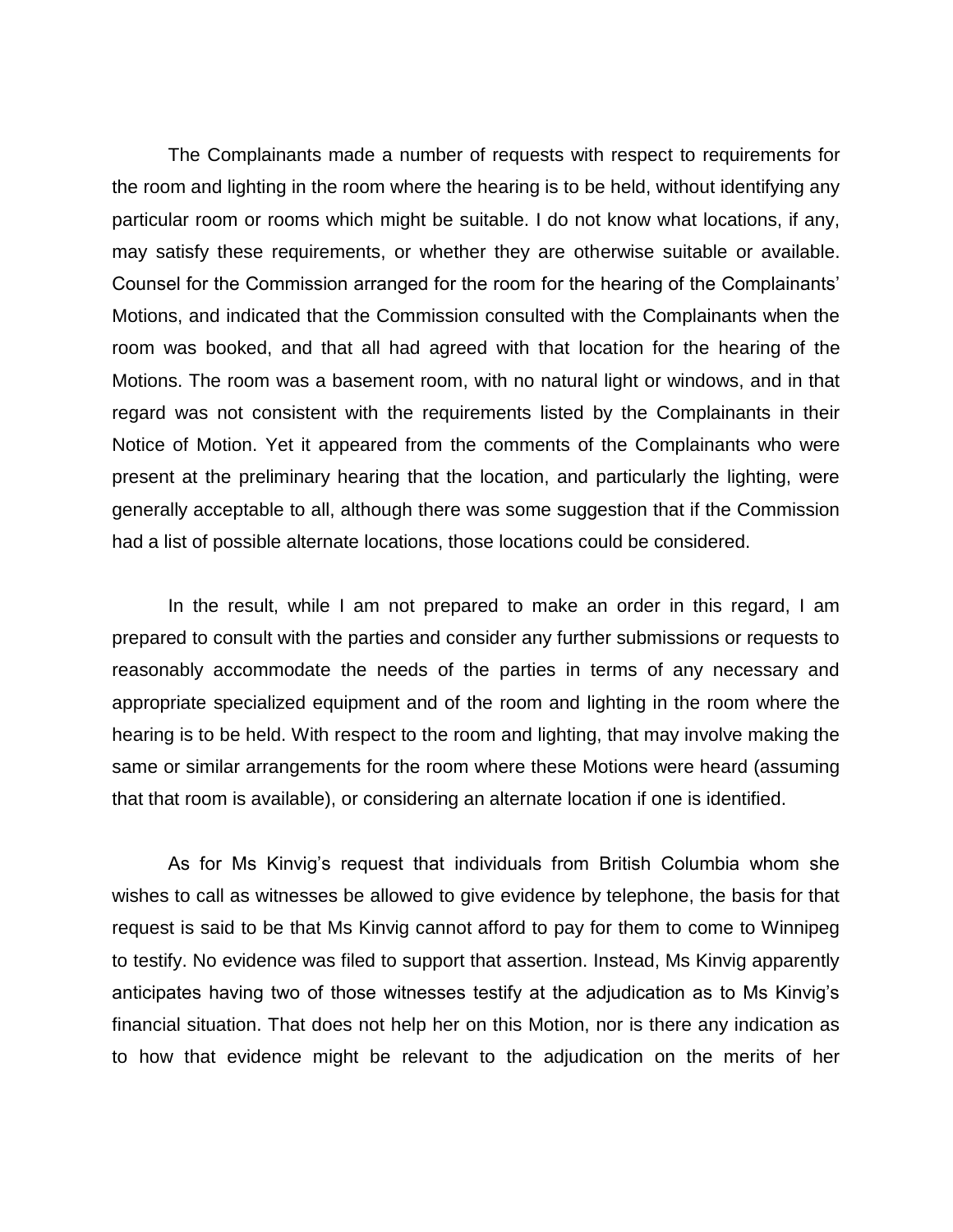The Complainants made a number of requests with respect to requirements for the room and lighting in the room where the hearing is to be held, without identifying any particular room or rooms which might be suitable. I do not know what locations, if any, may satisfy these requirements, or whether they are otherwise suitable or available. Counsel for the Commission arranged for the room for the hearing of the Complainants' Motions, and indicated that the Commission consulted with the Complainants when the room was booked, and that all had agreed with that location for the hearing of the Motions. The room was a basement room, with no natural light or windows, and in that regard was not consistent with the requirements listed by the Complainants in their Notice of Motion. Yet it appeared from the comments of the Complainants who were present at the preliminary hearing that the location, and particularly the lighting, were generally acceptable to all, although there was some suggestion that if the Commission had a list of possible alternate locations, those locations could be considered.

In the result, while I am not prepared to make an order in this regard, I am prepared to consult with the parties and consider any further submissions or requests to reasonably accommodate the needs of the parties in terms of any necessary and appropriate specialized equipment and of the room and lighting in the room where the hearing is to be held. With respect to the room and lighting, that may involve making the same or similar arrangements for the room where these Motions were heard (assuming that that room is available), or considering an alternate location if one is identified.

As for Ms Kinvig's request that individuals from British Columbia whom she wishes to call as witnesses be allowed to give evidence by telephone, the basis for that request is said to be that Ms Kinvig cannot afford to pay for them to come to Winnipeg to testify. No evidence was filed to support that assertion. Instead, Ms Kinvig apparently anticipates having two of those witnesses testify at the adjudication as to Ms Kinvig's financial situation. That does not help her on this Motion, nor is there any indication as to how that evidence might be relevant to the adjudication on the merits of her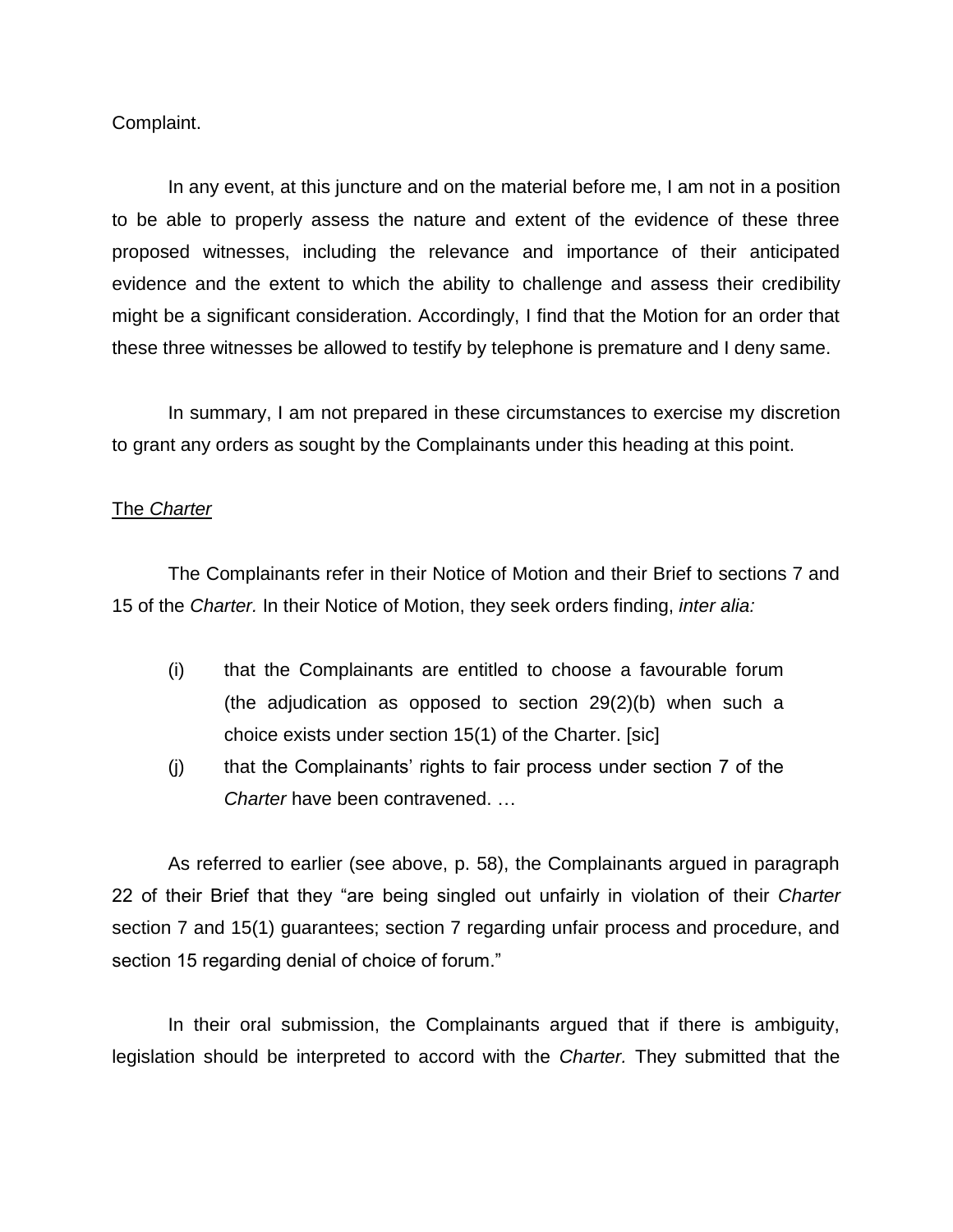Complaint.

In any event, at this juncture and on the material before me, I am not in a position to be able to properly assess the nature and extent of the evidence of these three proposed witnesses, including the relevance and importance of their anticipated evidence and the extent to which the ability to challenge and assess their credibility might be a significant consideration. Accordingly, I find that the Motion for an order that these three witnesses be allowed to testify by telephone is premature and I deny same.

In summary, I am not prepared in these circumstances to exercise my discretion to grant any orders as sought by the Complainants under this heading at this point.

<u>The *Charter*</u>

The Complainants refer in their Notice of Motion and their Brief to sections 7 and 15 of the *Charter.* In their Notice of Motion, they seek orders finding, *inter alia:*

(i) that the Complainants are entitled to choose a favourable forum (the adjudication as opposed to section 29(2)(b) when such a choice exists under section 15(1) of the Charter. [sic]

(j) that the Complainants' rights to fair process under section 7 of the *Charter* have been contravened. …

As referred to earlier (see above, p. 58), the Complainants argued in paragraph 22 of their Brief that they "are being singled out unfairly in violation of their *Charter* section 7 and 15(1) guarantees; section 7 regarding unfair process and procedure, and section 15 regarding denial of choice of forum."

In their oral submission, the Complainants argued that if there is ambiguity, legislation should be interpreted to accord with the *Charter.* They submitted that the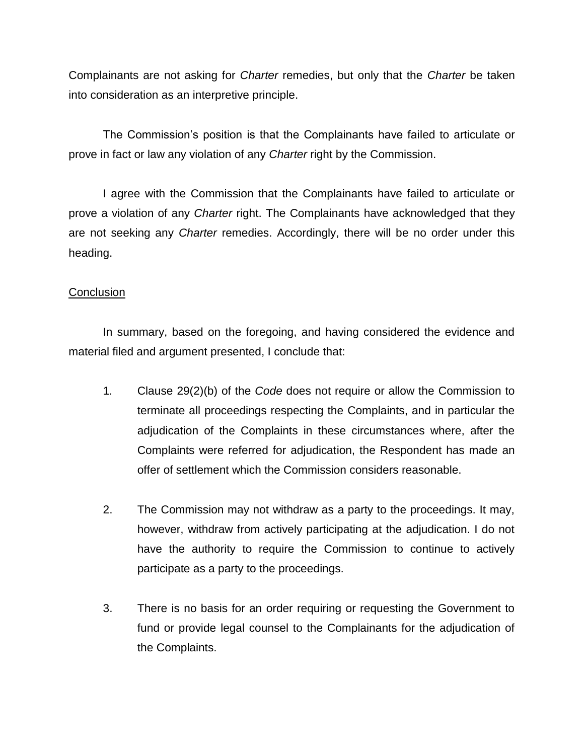Complainants are not asking for *Charter* remedies, but only that the *Charter* be taken into consideration as an interpretive principle.

The Commission's position is that the Complainants have failed to articulate or prove in fact or law any violation of any *Charter* right by the Commission.

I agree with the Commission that the Complainants have failed to articulate or prove a violation of any *Charter* right. The Complainants have acknowledged that they are not seeking any *Charter* remedies. Accordingly, there will be no order under this heading.

<u>Conclusion</u>

In summary, based on the foregoing, and having considered the evidence and material filed and argument presented, I conclude that:

1. Clause 29(2)(b) of the *Code* does not require or allow the Commission to terminate all proceedings respecting the Complainants, and in particular the adjudication of the Complaints in these circumstances where, after the Complaints were referred for adjudication, the Respondent has made an offer of settlement which the Commission considers reasonable.

2. The Commission may not withdraw as a party to the proceedings. It may, however, withdraw from actively participating at the adjudication. I do not have the authority to require the Commission to continue to actively participate as a party to the proceedings.

3. There is no basis for an order requiring or requesting the Government to fund or provide legal counsel to the Complainants for the adjudication of the Complaints.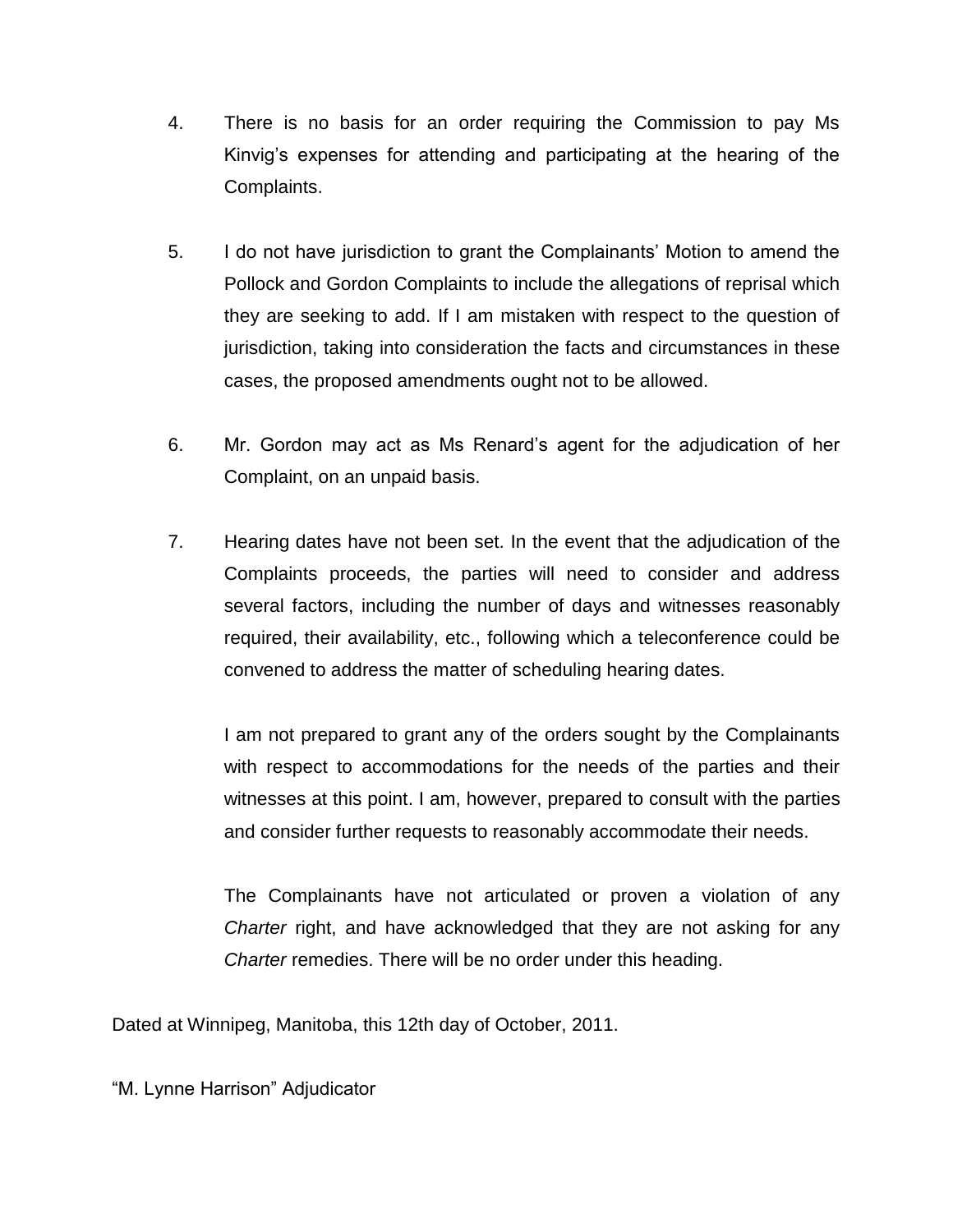4. There is no basis for an order requiring the Commission to pay Ms Kinvig's expenses for attending and participating at the hearing of the Complaints.

5. I do not have jurisdiction to grant the Complainants' Motion to amend the Pollock and Gordon Complaints to include the allegations of reprisal which they are seeking to add. If I am mistaken with respect to the question of jurisdiction, taking into consideration the facts and circumstances in these cases, the proposed amendments ought not to be allowed.

6. Mr. Gordon may act as Ms Renard's agent for the adjudication of her Complaint, on an unpaid basis.

7. Hearing dates have not been set. In the event that the adjudication of the Complaints proceeds, the parties will need to consider and address several factors, including the number of days and witnesses reasonably required, their availability, etc., following which a teleconference could be convened to address the matter of scheduling hearing dates.

   I am not prepared to grant any of the orders sought by the Complainants with respect to accommodations for the needs of the parties and their witnesses at this point. I am, however, prepared to consult with the parties and consider further requests to reasonably accommodate their needs.

   The Complainants have not articulated or proven a violation of any *Charter* right, and have acknowledged that they are not asking for any *Charter* remedies. There will be no order under this heading.

Dated at Winnipeg, Manitoba, this 12th day of October, 2011.

"M. Lynne Harrison" Adjudicator